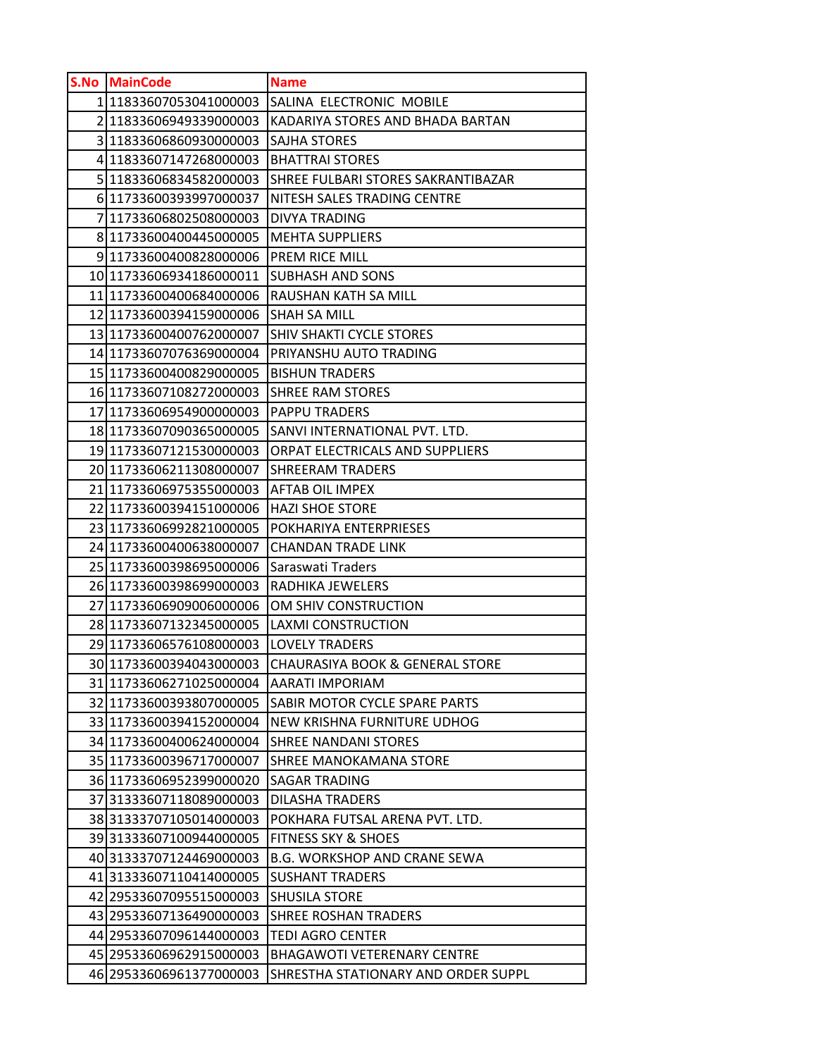| S.No | MainCode | Name |
|---|---|---|
| 1 | 11833607053041000003 | SALINA ELECTRONIC MOBILE |
| 2 | 11833606949339000003 | KADARIYA STORES AND BHADA BARTAN |
| 3 | 11833606860930000003 | SAJHA STORES |
| 4 | 11833607147268000003 | BHATTRAI STORES |
| 5 | 11833606834582000003 | SHREE FULBARI STORES SAKRANTIBAZAR |
| 6 | 11733600393997000037 | NITESH SALES TRADING CENTRE |
| 7 | 11733606802508000003 | DIVYA TRADING |
| 8 | 11733600400445000005 | MEHTA SUPPLIERS |
| 9 | 11733600400828000006 | PREM RICE MILL |
| 10 | 11733606934186000011 | SUBHASH AND SONS |
| 11 | 11733600400684000006 | RAUSHAN KATH SA MILL |
| 12 | 11733600394159000006 | SHAH SA MILL |
| 13 | 11733600400762000007 | SHIV SHAKTI CYCLE STORES |
| 14 | 11733607076369000004 | PRIYANSHU AUTO TRADING |
| 15 | 11733600400829000005 | BISHUN TRADERS |
| 16 | 11733607108272000003 | SHREE RAM STORES |
| 17 | 11733606954900000003 | PAPPU TRADERS |
| 18 | 11733607090365000005 | SANVI INTERNATIONAL PVT. LTD. |
| 19 | 11733607121530000003 | ORPAT ELECTRICALS AND SUPPLIERS |
| 20 | 11733606211308000007 | SHREERAM TRADERS |
| 21 | 11733606975355000003 | AFTAB OIL IMPEX |
| 22 | 11733600394151000006 | HAZI SHOE STORE |
| 23 | 11733606992821000005 | POKHARIYA ENTERPRIESES |
| 24 | 11733600400638000007 | CHANDAN TRADE LINK |
| 25 | 11733600398695000006 | Saraswati Traders |
| 26 | 11733600398699000003 | RADHIKA JEWELERS |
| 27 | 11733606909006000006 | OM SHIV CONSTRUCTION |
| 28 | 11733607132345000005 | LAXMI CONSTRUCTION |
| 29 | 11733606576108000003 | LOVELY TRADERS |
| 30 | 11733600394043000003 | CHAURASIYA BOOK & GENERAL STORE |
| 31 | 11733606271025000004 | AARATI IMPORIAM |
| 32 | 11733600393807000005 | SABIR MOTOR CYCLE SPARE PARTS |
| 33 | 11733600394152000004 | NEW KRISHNA FURNITURE UDHOG |
| 34 | 11733600400624000004 | SHREE NANDANI STORES |
| 35 | 11733600396717000007 | SHREE MANOKAMANA STORE |
| 36 | 11733606952399000020 | SAGAR TRADING |
| 37 | 31333607118089000003 | DILASHA TRADERS |
| 38 | 31333707105014000003 | POKHARA FUTSAL ARENA PVT. LTD. |
| 39 | 31333607100944000005 | FITNESS SKY & SHOES |
| 40 | 31333707124469000003 | B.G. WORKSHOP AND CRANE SEWA |
| 41 | 31333607110414000005 | SUSHANT TRADERS |
| 42 | 29533607095515000003 | SHUSILA STORE |
| 43 | 29533607136490000003 | SHREE ROSHAN TRADERS |
| 44 | 29533607096144000003 | TEDI AGRO CENTER |
| 45 | 29533606962915000003 | BHAGAWOTI VETERENARY CENTRE |
| 46 | 29533606961377000003 | SHRESTHA STATIONARY AND ORDER SUPPL |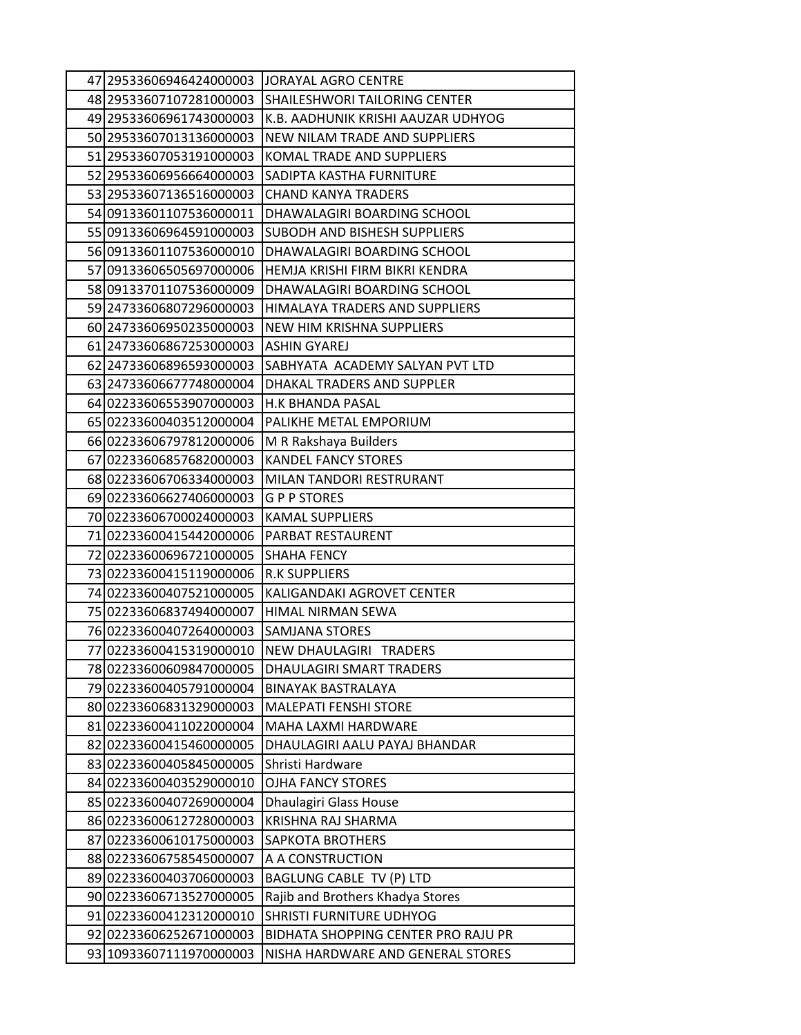| | | |
|---|---|---|
| 47 | 29533606946424000003 | JORAYAL AGRO CENTRE |
| 48 | 29533607107281000003 | SHAILESHWORI TAILORING CENTER |
| 49 | 29533606961743000003 | K.B. AADHUNIK KRISHI AAUZAR UDHYOG |
| 50 | 29533607013136000003 | NEW NILAM TRADE AND SUPPLIERS |
| 51 | 29533607053191000003 | KOMAL TRADE AND SUPPLIERS |
| 52 | 29533606956664000003 | SADIPTA KASTHA FURNITURE |
| 53 | 29533607136516000003 | CHAND KANYA TRADERS |
| 54 | 09133601107536000011 | DHAWALAGIRI BOARDING SCHOOL |
| 55 | 09133606964591000003 | SUBODH AND BISHESH SUPPLIERS |
| 56 | 09133601107536000010 | DHAWALAGIRI BOARDING SCHOOL |
| 57 | 09133606505697000006 | HEMJA KRISHI FIRM BIKRI KENDRA |
| 58 | 09133701107536000009 | DHAWALAGIRI BOARDING SCHOOL |
| 59 | 24733606807296000003 | HIMALAYA TRADERS AND SUPPLIERS |
| 60 | 24733606950235000003 | NEW HIM KRISHNA SUPPLIERS |
| 61 | 24733606867253000003 | ASHIN GYAREJ |
| 62 | 24733606896593000003 | SABHYATA ACADEMY SALYAN PVT LTD |
| 63 | 24733606677748000004 | DHAKAL TRADERS AND SUPPLER |
| 64 | 02233606553907000003 | H.K BHANDA PASAL |
| 65 | 02233600403512000004 | PALIKHE METAL EMPORIUM |
| 66 | 02233606797812000006 | M R Rakshaya Builders |
| 67 | 02233606857682000003 | KANDEL FANCY STORES |
| 68 | 02233606706334000003 | MILAN TANDORI RESTRURANT |
| 69 | 02233606627406000003 | G P P STORES |
| 70 | 02233606700024000003 | KAMAL SUPPLIERS |
| 71 | 02233600415442000006 | PARBAT RESTAURENT |
| 72 | 02233600696721000005 | SHAHA FENCY |
| 73 | 02233600415119000006 | R.K SUPPLIERS |
| 74 | 02233600407521000005 | KALIGANDAKI AGROVET CENTER |
| 75 | 02233606837494000007 | HIMAL NIRMAN SEWA |
| 76 | 02233600407264000003 | SAMJANA STORES |
| 77 | 02233600415319000010 | NEW DHAULAGIRI TRADERS |
| 78 | 02233600609847000005 | DHAULAGIRI SMART TRADERS |
| 79 | 02233600405791000004 | BINAYAK BASTRALAYA |
| 80 | 02233606831329000003 | MALEPATI FENSHI STORE |
| 81 | 02233600411022000004 | MAHA LAXMI HARDWARE |
| 82 | 02233600415460000005 | DHAULAGIRI AALU PAYAJ BHANDAR |
| 83 | 02233600405845000005 | Shristi Hardware |
| 84 | 02233600403529000010 | OJHA FANCY STORES |
| 85 | 02233600407269000004 | Dhaulagiri Glass House |
| 86 | 02233600612728000003 | KRISHNA RAJ SHARMA |
| 87 | 02233600610175000003 | SAPKOTA BROTHERS |
| 88 | 02233606758545000007 | A A CONSTRUCTION |
| 89 | 02233600403706000003 | BAGLUNG CABLE TV (P) LTD |
| 90 | 02233606713527000005 | Rajib and Brothers Khadya Stores |
| 91 | 02233600412312000010 | SHRISTI FURNITURE UDHYOG |
| 92 | 02233606252671000003 | BIDHATA SHOPPING CENTER PRO RAJU PR |
| 93 | 10933607111970000003 | NISHA HARDWARE AND GENERAL STORES |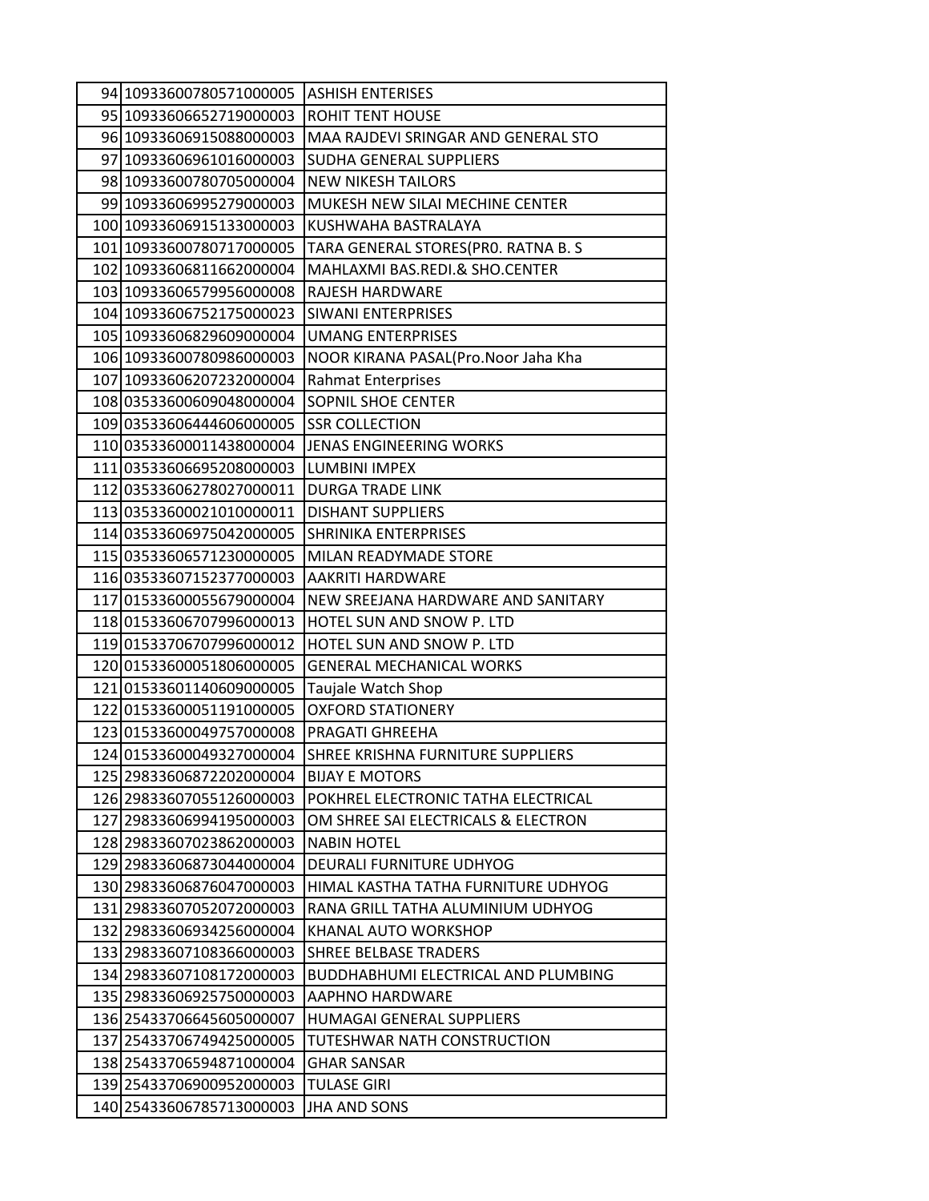| | | |
|---|---|---|
| 94 | 10933600780571000005 | ASHISH ENTERISES |
| 95 | 10933606652719000003 | ROHIT TENT HOUSE |
| 96 | 10933606915088000003 | MAA RAJDEVI SRINGAR AND GENERAL STO |
| 97 | 10933606961016000003 | SUDHA GENERAL SUPPLIERS |
| 98 | 10933600780705000004 | NEW NIKESH TAILORS |
| 99 | 10933606995279000003 | MUKESH NEW SILAI MECHINE CENTER |
| 100 | 10933606915133000003 | KUSHWAHA BASTRALAYA |
| 101 | 10933600780717000005 | TARA GENERAL STORES(PR0. RATNA B. S |
| 102 | 10933606811662000004 | MAHLAXMI BAS.REDI.& SHO.CENTER |
| 103 | 10933606579956000008 | RAJESH HARDWARE |
| 104 | 10933606752175000023 | SIWANI ENTERPRISES |
| 105 | 10933606829609000004 | UMANG ENTERPRISES |
| 106 | 10933600780986000003 | NOOR KIRANA PASAL(Pro.Noor Jaha Kha |
| 107 | 10933606207232000004 | Rahmat Enterprises |
| 108 | 03533600609048000004 | SOPNIL SHOE CENTER |
| 109 | 03533606444606000005 | SSR COLLECTION |
| 110 | 03533600011438000004 | JENAS ENGINEERING WORKS |
| 111 | 03533606695208000003 | LUMBINI IMPEX |
| 112 | 03533606278027000011 | DURGA TRADE LINK |
| 113 | 03533600021010000011 | DISHANT SUPPLIERS |
| 114 | 03533606975042000005 | SHRINIKA ENTERPRISES |
| 115 | 03533606571230000005 | MILAN READYMADE STORE |
| 116 | 03533607152377000003 | AAKRITI HARDWARE |
| 117 | 01533600055679000004 | NEW SREEJANA HARDWARE AND SANITARY |
| 118 | 01533606707996000013 | HOTEL SUN AND SNOW P. LTD |
| 119 | 01533706707996000012 | HOTEL SUN AND SNOW P. LTD |
| 120 | 01533600051806000005 | GENERAL MECHANICAL WORKS |
| 121 | 01533601140609000005 | Taujale Watch Shop |
| 122 | 01533600051191000005 | OXFORD STATIONERY |
| 123 | 01533600049757000008 | PRAGATI GHREEHA |
| 124 | 01533600049327000004 | SHREE KRISHNA FURNITURE SUPPLIERS |
| 125 | 29833606872202000004 | BIJAY E MOTORS |
| 126 | 29833607055126000003 | POKHREL ELECTRONIC TATHA ELECTRICAL |
| 127 | 29833606994195000003 | OM SHREE SAI ELECTRICALS & ELECTRON |
| 128 | 29833607023862000003 | NABIN HOTEL |
| 129 | 29833606873044000004 | DEURALI FURNITURE UDHYOG |
| 130 | 29833606876047000003 | HIMAL KASTHA TATHA FURNITURE UDHYOG |
| 131 | 29833607052072000003 | RANA GRILL TATHA ALUMINIUM UDHYOG |
| 132 | 29833606934256000004 | KHANAL AUTO WORKSHOP |
| 133 | 29833607108366000003 | SHREE BELBASE TRADERS |
| 134 | 29833607108172000003 | BUDDHABHUMI ELECTRICAL AND PLUMBING |
| 135 | 29833606925750000003 | AAPHNO HARDWARE |
| 136 | 25433706645605000007 | HUMAGAI GENERAL SUPPLIERS |
| 137 | 25433706749425000005 | TUTESHWAR NATH CONSTRUCTION |
| 138 | 25433706594871000004 | GHAR SANSAR |
| 139 | 25433706900952000003 | TULASE GIRI |
| 140 | 25433606785713000003 | JHA AND SONS |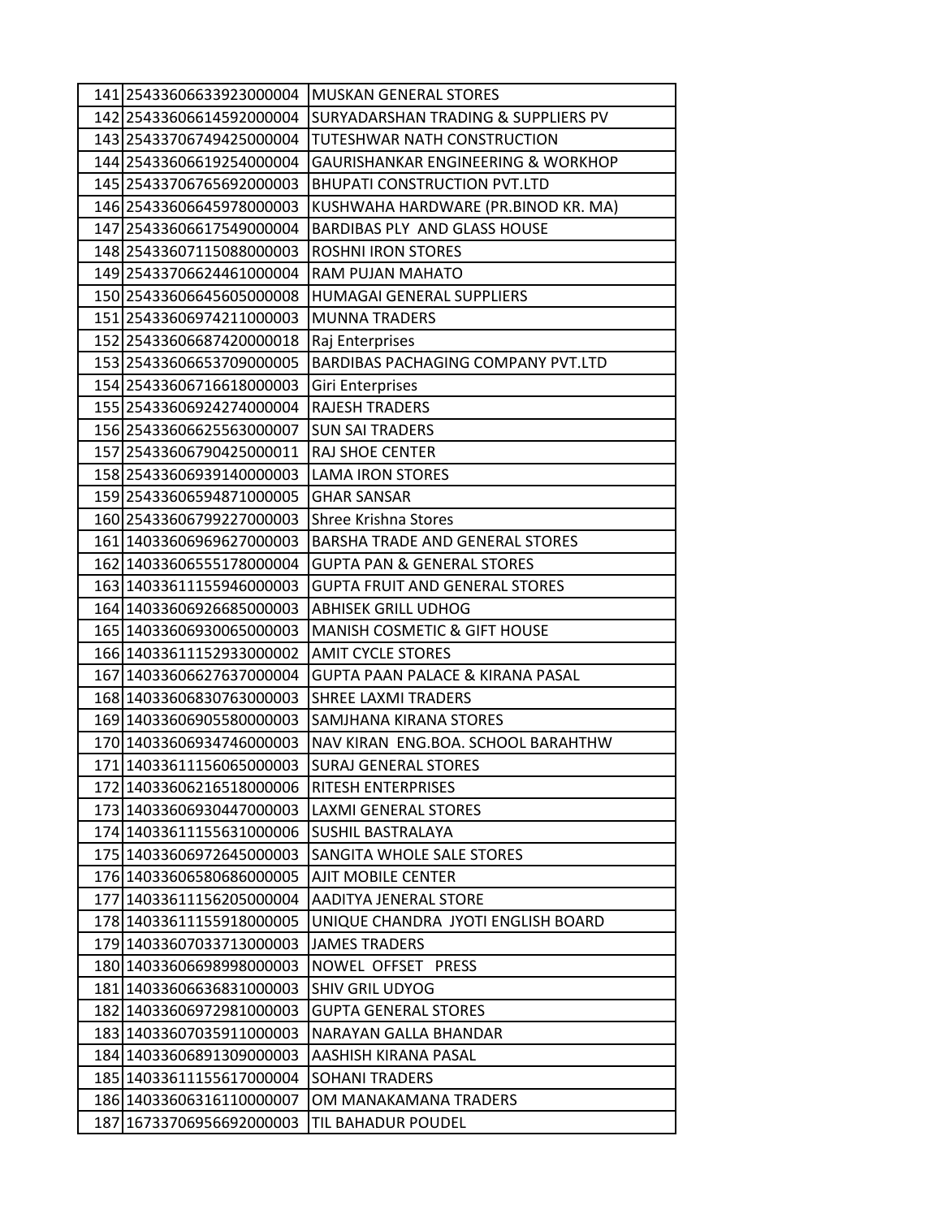| | | |
|---|---|---|
| 141 | 25433606633923000004 | MUSKAN GENERAL STORES |
| 142 | 25433606614592000004 | SURYADARSHAN TRADING & SUPPLIERS PV |
| 143 | 25433706749425000004 | TUTESHWAR NATH CONSTRUCTION |
| 144 | 25433606619254000004 | GAURISHANKAR ENGINEERING & WORKHOP |
| 145 | 25433706765692000003 | BHUPATI CONSTRUCTION PVT.LTD |
| 146 | 25433606645978000003 | KUSHWAHA HARDWARE (PR.BINOD KR. MA) |
| 147 | 25433606617549000004 | BARDIBAS PLY AND GLASS HOUSE |
| 148 | 25433607115088000003 | ROSHNI IRON STORES |
| 149 | 25433706624461000004 | RAM PUJAN MAHATO |
| 150 | 25433606645605000008 | HUMAGAI GENERAL SUPPLIERS |
| 151 | 25433606974211000003 | MUNNA TRADERS |
| 152 | 25433606687420000018 | Raj Enterprises |
| 153 | 25433606653709000005 | BARDIBAS PACHAGING COMPANY PVT.LTD |
| 154 | 25433606716618000003 | Giri Enterprises |
| 155 | 25433606924274000004 | RAJESH TRADERS |
| 156 | 25433606625563000007 | SUN SAI TRADERS |
| 157 | 25433606790425000011 | RAJ SHOE CENTER |
| 158 | 25433606939140000003 | LAMA IRON STORES |
| 159 | 25433606594871000005 | GHAR SANSAR |
| 160 | 25433606799227000003 | Shree Krishna Stores |
| 161 | 14033606969627000003 | BARSHA TRADE AND GENERAL STORES |
| 162 | 14033606555178000004 | GUPTA PAN & GENERAL STORES |
| 163 | 14033611155946000003 | GUPTA FRUIT AND GENERAL STORES |
| 164 | 14033606926685000003 | ABHISEK GRILL UDHOG |
| 165 | 14033606930065000003 | MANISH COSMETIC & GIFT HOUSE |
| 166 | 14033611152933000002 | AMIT CYCLE STORES |
| 167 | 14033606627637000004 | GUPTA PAAN PALACE & KIRANA PASAL |
| 168 | 14033606830763000003 | SHREE LAXMI TRADERS |
| 169 | 14033606905580000003 | SAMJHANA KIRANA STORES |
| 170 | 14033606934746000003 | NAV KIRAN ENG.BOA. SCHOOL BARAHTHW |
| 171 | 14033611156065000003 | SURAJ GENERAL STORES |
| 172 | 14033606216518000006 | RITESH ENTERPRISES |
| 173 | 14033606930447000003 | LAXMI GENERAL STORES |
| 174 | 14033611155631000006 | SUSHIL BASTRALAYA |
| 175 | 14033606972645000003 | SANGITA WHOLE SALE STORES |
| 176 | 14033606580686000005 | AJIT MOBILE CENTER |
| 177 | 14033611156205000004 | AADITYA JENERAL STORE |
| 178 | 14033611155918000005 | UNIQUE CHANDRA JYOTI ENGLISH BOARD |
| 179 | 14033607033713000003 | JAMES TRADERS |
| 180 | 14033606698998000003 | NOWEL OFFSET PRESS |
| 181 | 14033606636831000003 | SHIV GRIL UDYOG |
| 182 | 14033606972981000003 | GUPTA GENERAL STORES |
| 183 | 14033607035911000003 | NARAYAN GALLA BHANDAR |
| 184 | 14033606891309000003 | AASHISH KIRANA PASAL |
| 185 | 14033611155617000004 | SOHANI TRADERS |
| 186 | 14033606316110000007 | OM MANAKAMANA TRADERS |
| 187 | 16733706956692000003 | TIL BAHADUR POUDEL |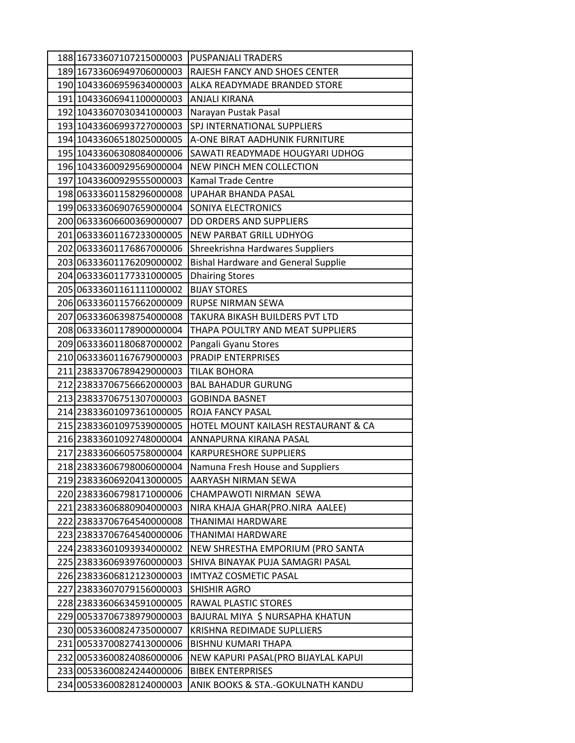| | | |
|---|---|---|
| 188 | 16733607107215000003 | PUSPANJALI TRADERS |
| 189 | 16733606949706000003 | RAJESH FANCY AND SHOES CENTER |
| 190 | 10433606959634000003 | ALKA READYMADE BRANDED STORE |
| 191 | 10433606941100000003 | ANJALI KIRANA |
| 192 | 10433607030341000003 | Narayan Pustak Pasal |
| 193 | 10433606993727000003 | SPJ INTERNATIONAL SUPPLIERS |
| 194 | 10433606518025000005 | A-ONE BIRAT AADHUNIK FURNITURE |
| 195 | 10433606308084000006 | SAWATI READYMADE HOUGYARI UDHOG |
| 196 | 10433600929569000004 | NEW PINCH MEN COLLECTION |
| 197 | 10433600929555000003 | Kamal Trade Centre |
| 198 | 06333601158296000008 | UPAHAR BHANDA PASAL |
| 199 | 06333606907659000004 | SONIYA ELECTRONICS |
| 200 | 06333606600369000007 | DD ORDERS AND SUPPLIERS |
| 201 | 06333601167233000005 | NEW PARBAT GRILL UDHYOG |
| 202 | 06333601176867000006 | Shreekrishna Hardwares Suppliers |
| 203 | 06333601176209000002 | Bishal Hardware and General Supplie |
| 204 | 06333601177331000005 | Dhairing Stores |
| 205 | 06333601161111000002 | BIJAY STORES |
| 206 | 06333601157662000009 | RUPSE NIRMAN SEWA |
| 207 | 06333606398754000008 | TAKURA BIKASH BUILDERS PVT LTD |
| 208 | 06333601178900000004 | THAPA POULTRY AND MEAT SUPPLIERS |
| 209 | 06333601180687000002 | Pangali Gyanu Stores |
| 210 | 06333601167679000003 | PRADIP ENTERPRISES |
| 211 | 23833706789429000003 | TILAK BOHORA |
| 212 | 23833706756662000003 | BAL BAHADUR GURUNG |
| 213 | 23833706751307000003 | GOBINDA BASNET |
| 214 | 23833601097361000005 | ROJA FANCY PASAL |
| 215 | 23833601097539000005 | HOTEL MOUNT KAILASH RESTAURANT & CA |
| 216 | 23833601092748000004 | ANNAPURNA KIRANA PASAL |
| 217 | 23833606605758000004 | KARPURESHORE SUPPLIERS |
| 218 | 23833606798006000004 | Namuna Fresh House and Suppliers |
| 219 | 23833606920413000005 | AARYASH NIRMAN SEWA |
| 220 | 23833606798171000006 | CHAMPAWOTI NIRMAN SEWA |
| 221 | 23833606880904000003 | NIRA KHAJA GHAR(PRO.NIRA AALEE) |
| 222 | 23833706764540000008 | THANIMAI HARDWARE |
| 223 | 23833706764540000006 | THANIMAI HARDWARE |
| 224 | 23833601093934000002 | NEW SHRESTHA EMPORIUM (PRO SANTA |
| 225 | 23833606939760000003 | SHIVA BINAYAK PUJA SAMAGRI PASAL |
| 226 | 23833606812123000003 | IMTYAZ COSMETIC PASAL |
| 227 | 23833607079156000003 | SHISHIR AGRO |
| 228 | 23833606634591000005 | RAWAL PLASTIC STORES |
| 229 | 00533706738979000003 | BAJURAL MIYA $ NURSAPHA KHATUN |
| 230 | 00533600824735000007 | KRISHNA REDIMADE SUPLLIERS |
| 231 | 00533700827413000006 | BISHNU KUMARI THAPA |
| 232 | 00533600824086000006 | NEW KAPURI PASAL(PRO BIJAYLAL KAPUI |
| 233 | 00533600824244000006 | BIBEK ENTERPRISES |
| 234 | 00533600828124000003 | ANIK BOOKS & STA.-GOKULNATH KANDU |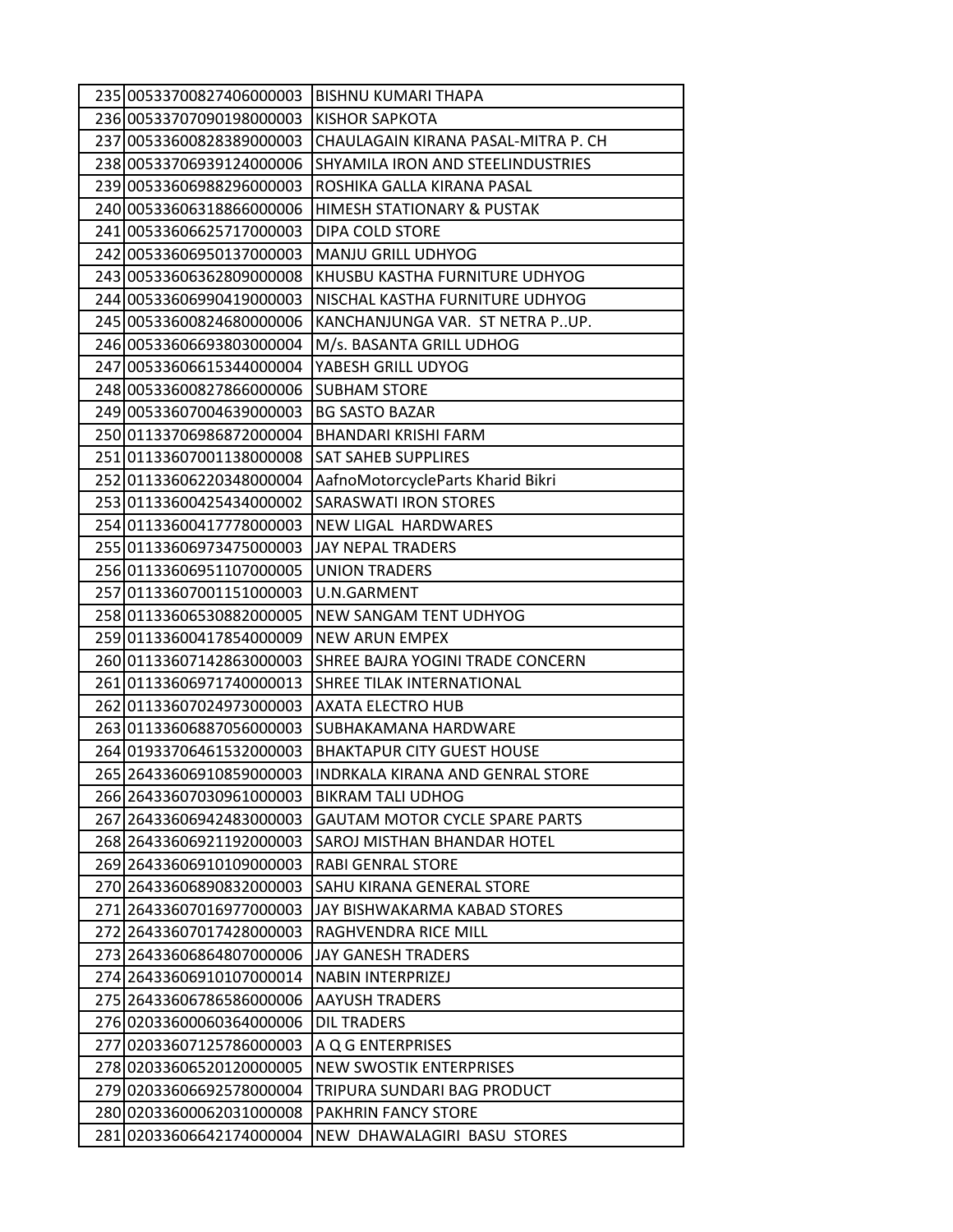| | | |
|---|---|---|
| 235 | 00533700827406000003 | BISHNU KUMARI THAPA |
| 236 | 00533707090198000003 | KISHOR SAPKOTA |
| 237 | 00533600828389000003 | CHAULAGAIN KIRANA PASAL-MITRA P. CH |
| 238 | 00533706939124000006 | SHYAMILA IRON AND STEELINDUSTRIES |
| 239 | 00533606988296000003 | ROSHIKA GALLA KIRANA PASAL |
| 240 | 00533606318866000006 | HIMESH STATIONARY & PUSTAK |
| 241 | 00533606625717000003 | DIPA COLD STORE |
| 242 | 00533606950137000003 | MANJU GRILL UDHYOG |
| 243 | 00533606362809000008 | KHUSBU KASTHA FURNITURE UDHYOG |
| 244 | 00533606990419000003 | NISCHAL KASTHA FURNITURE UDHYOG |
| 245 | 00533600824680000006 | KANCHANJUNGA VAR. ST NETRA P..UP. |
| 246 | 00533606693803000004 | M/s. BASANTA GRILL UDHOG |
| 247 | 00533606615344000004 | YABESH GRILL UDYOG |
| 248 | 00533600827866000006 | SUBHAM STORE |
| 249 | 00533607004639000003 | BG SASTO BAZAR |
| 250 | 01133706986872000004 | BHANDARI KRISHI FARM |
| 251 | 01133607001138000008 | SAT SAHEB SUPPLIRES |
| 252 | 01133606220348000004 | AafnoMotorcycleParts Kharid Bikri |
| 253 | 01133600425434000002 | SARASWATI IRON STORES |
| 254 | 01133600417778000003 | NEW LIGAL HARDWARES |
| 255 | 01133606973475000003 | JAY NEPAL TRADERS |
| 256 | 01133606951107000005 | UNION TRADERS |
| 257 | 01133607001151000003 | U.N.GARMENT |
| 258 | 01133606530882000005 | NEW SANGAM TENT UDHYOG |
| 259 | 01133600417854000009 | NEW ARUN EMPEX |
| 260 | 01133607142863000003 | SHREE BAJRA YOGINI TRADE CONCERN |
| 261 | 01133606971740000013 | SHREE TILAK INTERNATIONAL |
| 262 | 01133607024973000003 | AXATA ELECTRO HUB |
| 263 | 01133606887056000003 | SUBHAKAMANA HARDWARE |
| 264 | 01933706461532000003 | BHAKTAPUR CITY GUEST HOUSE |
| 265 | 26433606910859000003 | INDRKALA KIRANA AND GENRAL STORE |
| 266 | 26433607030961000003 | BIKRAM TALI UDHOG |
| 267 | 26433606942483000003 | GAUTAM MOTOR CYCLE SPARE PARTS |
| 268 | 26433606921192000003 | SAROJ MISTHAN BHANDAR HOTEL |
| 269 | 26433606910109000003 | RABI GENRAL STORE |
| 270 | 26433606890832000003 | SAHU KIRANA GENERAL STORE |
| 271 | 26433607016977000003 | JAY BISHWAKARMA KABAD STORES |
| 272 | 26433607017428000003 | RAGHVENDRA RICE MILL |
| 273 | 26433606864807000006 | JAY GANESH TRADERS |
| 274 | 26433606910107000014 | NABIN INTERPRIZEJ |
| 275 | 26433606786586000006 | AAYUSH TRADERS |
| 276 | 02033600060364000006 | DIL TRADERS |
| 277 | 02033607125786000003 | A Q G ENTERPRISES |
| 278 | 02033606520120000005 | NEW SWOSTIK ENTERPRISES |
| 279 | 02033606692578000004 | TRIPURA SUNDARI BAG PRODUCT |
| 280 | 02033600062031000008 | PAKHRIN FANCY STORE |
| 281 | 02033606642174000004 | NEW DHAWALAGIRI BASU STORES |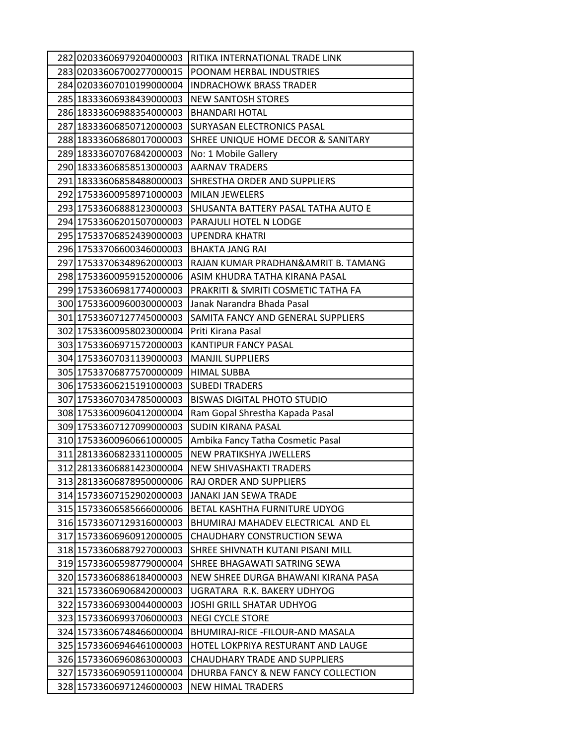| | | |
|---|---|---|
| 282 | 02033606979204000003 | RITIKA INTERNATIONAL TRADE LINK |
| 283 | 02033606700277000015 | POONAM HERBAL INDUSTRIES |
| 284 | 02033607010199000004 | INDRACHOWK BRASS TRADER |
| 285 | 18333606938439000003 | NEW SANTOSH STORES |
| 286 | 18333606988354000003 | BHANDARI HOTAL |
| 287 | 18333606850712000003 | SURYASAN ELECTRONICS PASAL |
| 288 | 18333606868017000003 | SHREE UNIQUE HOME DECOR & SANITARY |
| 289 | 18333607076842000003 | No: 1 Mobile Gallery |
| 290 | 18333606858513000003 | AARNAV TRADERS |
| 291 | 18333606858488000003 | SHRESTHA ORDER AND SUPPLIERS |
| 292 | 17533600958971000003 | MILAN JEWELERS |
| 293 | 17533606888123000003 | SHUSANTA BATTERY PASAL TATHA AUTO E |
| 294 | 17533606201507000003 | PARAJULI HOTEL N LODGE |
| 295 | 17533706852439000003 | UPENDRA KHATRI |
| 296 | 17533706600346000003 | BHAKTA JANG RAI |
| 297 | 17533706348962000003 | RAJAN KUMAR PRADHAN&AMRIT B. TAMANG |
| 298 | 17533600959152000006 | ASIM KHUDRA TATHA KIRANA PASAL |
| 299 | 17533606981774000003 | PRAKRITI & SMRITI COSMETIC TATHA FA |
| 300 | 17533600960030000003 | Janak Narandra Bhada Pasal |
| 301 | 17533607127745000003 | SAMITA FANCY AND GENERAL SUPPLIERS |
| 302 | 17533600958023000004 | Priti Kirana Pasal |
| 303 | 17533606971572000003 | KANTIPUR FANCY PASAL |
| 304 | 17533607031139000003 | MANJIL SUPPLIERS |
| 305 | 17533706877570000009 | HIMAL SUBBA |
| 306 | 17533606215191000003 | SUBEDI TRADERS |
| 307 | 17533607034785000003 | BISWAS DIGITAL PHOTO STUDIO |
| 308 | 17533600960412000004 | Ram Gopal Shrestha Kapada Pasal |
| 309 | 17533607127099000003 | SUDIN KIRANA PASAL |
| 310 | 17533600960661000005 | Ambika Fancy Tatha Cosmetic Pasal |
| 311 | 28133606823311000005 | NEW PRATIKSHYA JWELLERS |
| 312 | 28133606881423000004 | NEW SHIVASHAKTI TRADERS |
| 313 | 28133606878950000006 | RAJ ORDER AND SUPPLIERS |
| 314 | 15733607152902000003 | JANAKI JAN SEWA TRADE |
| 315 | 15733606585666000006 | BETAL KASHTHA FURNITURE UDYOG |
| 316 | 15733607129316000003 | BHUMIRAJ MAHADEV ELECTRICAL AND EL |
| 317 | 15733606960912000005 | CHAUDHARY CONSTRUCTION SEWA |
| 318 | 15733606887927000003 | SHREE SHIVNATH KUTANI PISANI MILL |
| 319 | 15733606598779000004 | SHREE BHAGAWATI SATRING SEWA |
| 320 | 15733606886184000003 | NEW SHREE DURGA BHAWANI KIRANA PASA |
| 321 | 15733606906842000003 | UGRATARA R.K. BAKERY UDHYOG |
| 322 | 15733606930044000003 | JOSHI GRILL SHATAR UDHYOG |
| 323 | 15733606993706000003 | NEGI CYCLE STORE |
| 324 | 15733606748466000004 | BHUMIRAJ-RICE -FILOUR-AND MASALA |
| 325 | 15733606946461000003 | HOTEL LOKPRIYA RESTURANT AND LAUGE |
| 326 | 15733606960863000003 | CHAUDHARY TRADE AND SUPPLIERS |
| 327 | 15733606905911000004 | DHURBA FANCY & NEW FANCY COLLECTION |
| 328 | 15733606971246000003 | NEW HIMAL TRADERS |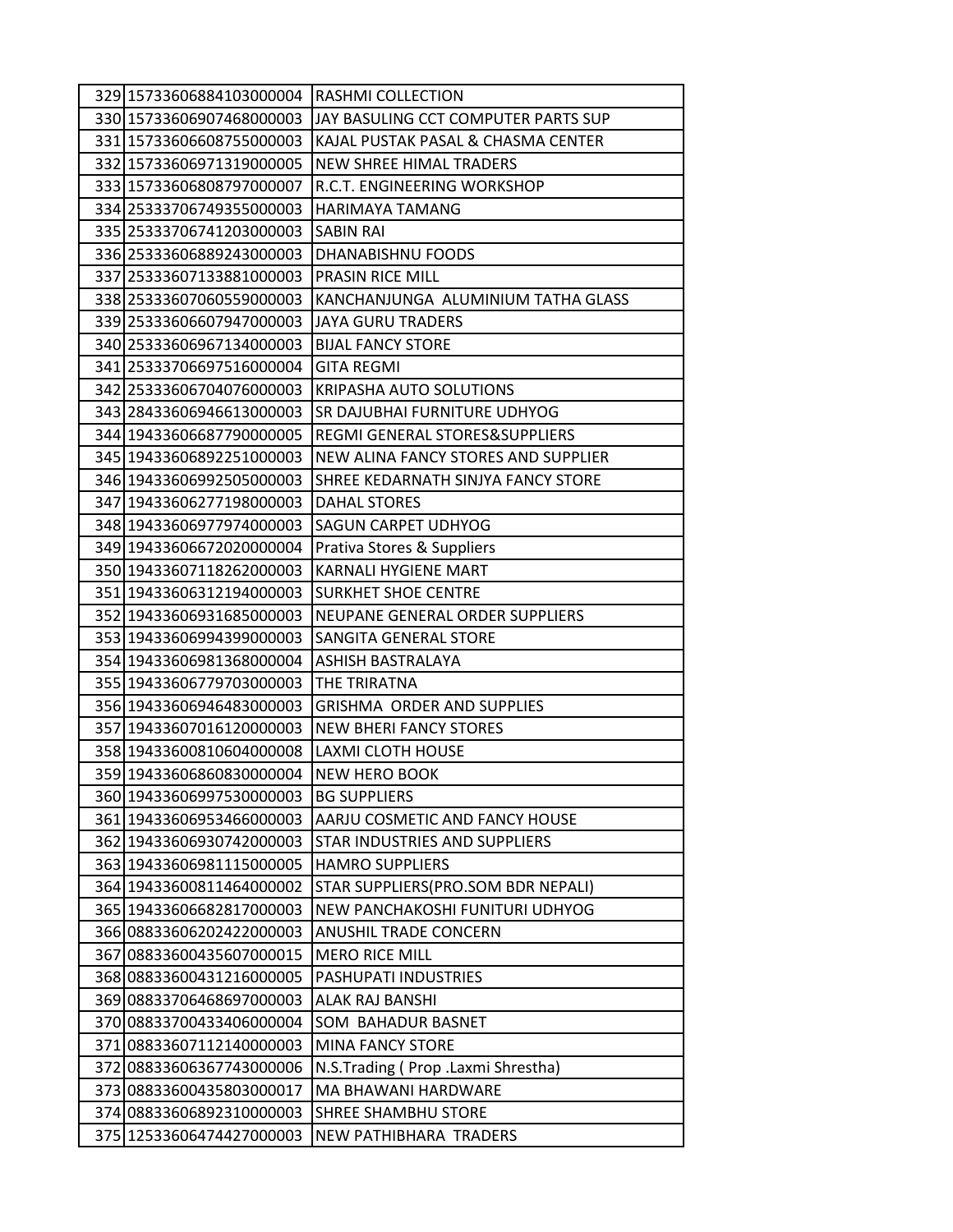| | | |
|---|---|---|
| 329 | 15733606884103000004 | RASHMI COLLECTION |
| 330 | 15733606907468000003 | JAY BASULING CCT COMPUTER PARTS SUP |
| 331 | 15733606608755000003 | KAJAL PUSTAK PASAL & CHASMA CENTER |
| 332 | 15733606971319000005 | NEW SHREE HIMAL TRADERS |
| 333 | 15733606808797000007 | R.C.T. ENGINEERING WORKSHOP |
| 334 | 25333706749355000003 | HARIMAYA TAMANG |
| 335 | 25333706741203000003 | SABIN RAI |
| 336 | 25333606889243000003 | DHANABISHNU FOODS |
| 337 | 25333607133881000003 | PRASIN RICE MILL |
| 338 | 25333607060559000003 | KANCHANJUNGA ALUMINIUM TATHA GLASS |
| 339 | 25333606607947000003 | JAYA GURU TRADERS |
| 340 | 25333606967134000003 | BIJAL FANCY STORE |
| 341 | 25333706697516000004 | GITA REGMI |
| 342 | 25333606704076000003 | KRIPASHA AUTO SOLUTIONS |
| 343 | 28433606946613000003 | SR DAJUBHAI FURNITURE UDHYOG |
| 344 | 19433606687790000005 | REGMI GENERAL STORES&SUPPLIERS |
| 345 | 19433606892251000003 | NEW ALINA FANCY STORES AND SUPPLIER |
| 346 | 19433606992505000003 | SHREE KEDARNATH SINJYA FANCY STORE |
| 347 | 19433606277198000003 | DAHAL STORES |
| 348 | 19433606977974000003 | SAGUN CARPET UDHYOG |
| 349 | 19433606672020000004 | Prativa Stores & Suppliers |
| 350 | 19433607118262000003 | KARNALI HYGIENE MART |
| 351 | 19433606312194000003 | SURKHET SHOE CENTRE |
| 352 | 19433606931685000003 | NEUPANE GENERAL ORDER SUPPLIERS |
| 353 | 19433606994399000003 | SANGITA GENERAL STORE |
| 354 | 19433606981368000004 | ASHISH BASTRALAYA |
| 355 | 19433606779703000003 | THE TRIRATNA |
| 356 | 19433606946483000003 | GRISHMA ORDER AND SUPPLIES |
| 357 | 19433607016120000003 | NEW BHERI FANCY STORES |
| 358 | 19433600810604000008 | LAXMI CLOTH HOUSE |
| 359 | 19433606860830000004 | NEW HERO BOOK |
| 360 | 19433606997530000003 | BG SUPPLIERS |
| 361 | 19433606953466000003 | AARJU COSMETIC AND FANCY HOUSE |
| 362 | 19433606930742000003 | STAR INDUSTRIES AND SUPPLIERS |
| 363 | 19433606981115000005 | HAMRO SUPPLIERS |
| 364 | 19433600811464000002 | STAR SUPPLIERS(PRO.SOM BDR NEPALI) |
| 365 | 19433606682817000003 | NEW PANCHAKOSHI FUNITURI UDHYOG |
| 366 | 08833606202422000003 | ANUSHIL TRADE CONCERN |
| 367 | 08833600435607000015 | MERO RICE MILL |
| 368 | 08833600431216000005 | PASHUPATI INDUSTRIES |
| 369 | 08833706468697000003 | ALAK RAJ BANSHI |
| 370 | 08833700433406000004 | SOM BAHADUR BASNET |
| 371 | 08833607112140000003 | MINA FANCY STORE |
| 372 | 08833606367743000006 | N.S.Trading ( Prop .Laxmi Shrestha) |
| 373 | 08833600435803000017 | MA BHAWANI HARDWARE |
| 374 | 08833606892310000003 | SHREE SHAMBHU STORE |
| 375 | 12533606474427000003 | NEW PATHIBHARA TRADERS |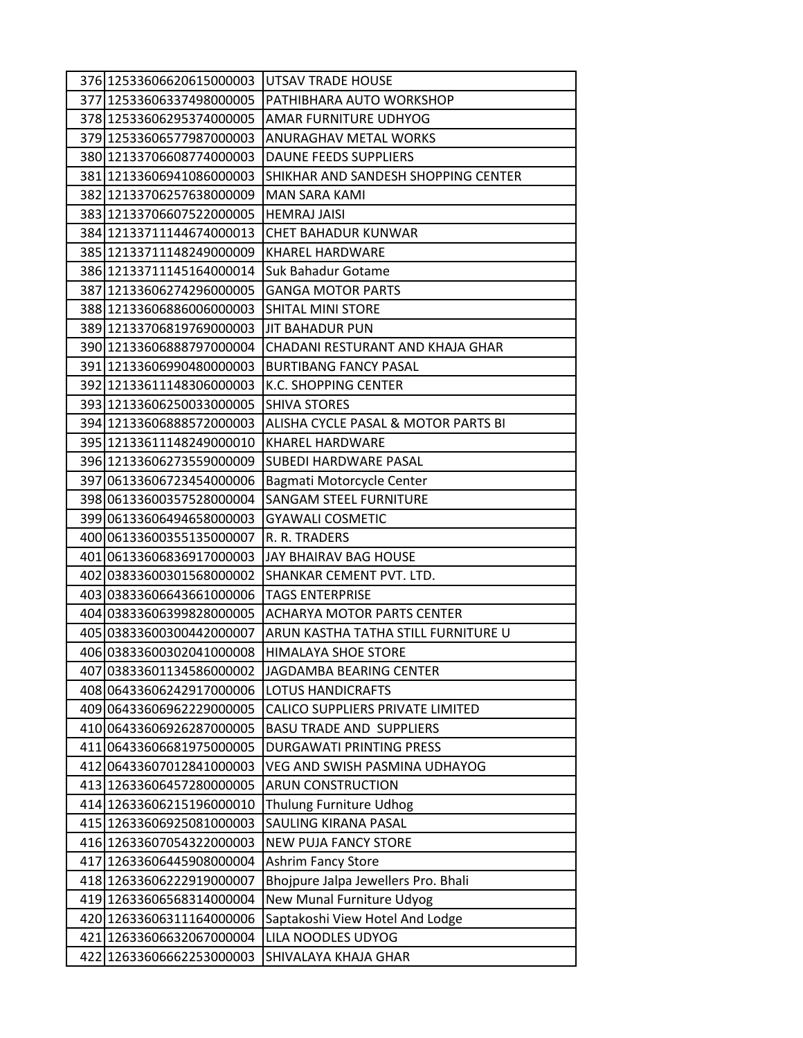| | | |
|---|---|---|
| 376 | 12533606620615000003 | UTSAV TRADE HOUSE |
| 377 | 12533606337498000005 | PATHIBHARA AUTO WORKSHOP |
| 378 | 12533606295374000005 | AMAR FURNITURE UDHYOG |
| 379 | 12533606577987000003 | ANURAGHAV METAL WORKS |
| 380 | 12133706608774000003 | DAUNE FEEDS SUPPLIERS |
| 381 | 12133606941086000003 | SHIKHAR AND SANDESH SHOPPING CENTER |
| 382 | 12133706257638000009 | MAN SARA KAMI |
| 383 | 12133706607522000005 | HEMRAJ JAISI |
| 384 | 12133711144674000013 | CHET BAHADUR KUNWAR |
| 385 | 12133711148249000009 | KHAREL HARDWARE |
| 386 | 12133711145164000014 | Suk Bahadur Gotame |
| 387 | 12133606274296000005 | GANGA MOTOR PARTS |
| 388 | 12133606886006000003 | SHITAL MINI STORE |
| 389 | 12133706819769000003 | JIT BAHADUR PUN |
| 390 | 12133606888797000004 | CHADANI RESTURANT AND KHAJA GHAR |
| 391 | 12133606990480000003 | BURTIBANG FANCY PASAL |
| 392 | 12133611148306000003 | K.C. SHOPPING CENTER |
| 393 | 12133606250033000005 | SHIVA STORES |
| 394 | 12133606888572000003 | ALISHA CYCLE PASAL & MOTOR PARTS BI |
| 395 | 12133611148249000010 | KHAREL HARDWARE |
| 396 | 12133606273559000009 | SUBEDI HARDWARE PASAL |
| 397 | 06133606723454000006 | Bagmati Motorcycle Center |
| 398 | 06133600357528000004 | SANGAM STEEL FURNITURE |
| 399 | 06133606494658000003 | GYAWALI COSMETIC |
| 400 | 06133600355135000007 | R. R. TRADERS |
| 401 | 06133606836917000003 | JAY BHAIRAV BAG HOUSE |
| 402 | 03833600301568000002 | SHANKAR CEMENT PVT. LTD. |
| 403 | 03833606643661000006 | TAGS ENTERPRISE |
| 404 | 03833606399828000005 | ACHARYA MOTOR PARTS CENTER |
| 405 | 03833600300442000007 | ARUN KASTHA TATHA STILL FURNITURE U |
| 406 | 03833600302041000008 | HIMALAYA SHOE STORE |
| 407 | 03833601134586000002 | JAGDAMBA BEARING CENTER |
| 408 | 06433606242917000006 | LOTUS HANDICRAFTS |
| 409 | 06433606962229000005 | CALICO SUPPLIERS PRIVATE LIMITED |
| 410 | 06433606926287000005 | BASU TRADE AND SUPPLIERS |
| 411 | 06433606681975000005 | DURGAWATI PRINTING PRESS |
| 412 | 06433607012841000003 | VEG AND SWISH PASMINA UDHAYOG |
| 413 | 12633606457280000005 | ARUN CONSTRUCTION |
| 414 | 12633606215196000010 | Thulung Furniture Udhog |
| 415 | 12633606925081000003 | SAULING KIRANA PASAL |
| 416 | 12633607054322000003 | NEW PUJA FANCY STORE |
| 417 | 12633606445908000004 | Ashrim Fancy Store |
| 418 | 12633606222919000007 | Bhojpure Jalpa Jewellers Pro. Bhali |
| 419 | 12633606568314000004 | New Munal Furniture Udyog |
| 420 | 12633606311164000006 | Saptakoshi View Hotel And Lodge |
| 421 | 12633606632067000004 | LILA NOODLES UDYOG |
| 422 | 12633606662253000003 | SHIVALAYA KHAJA GHAR |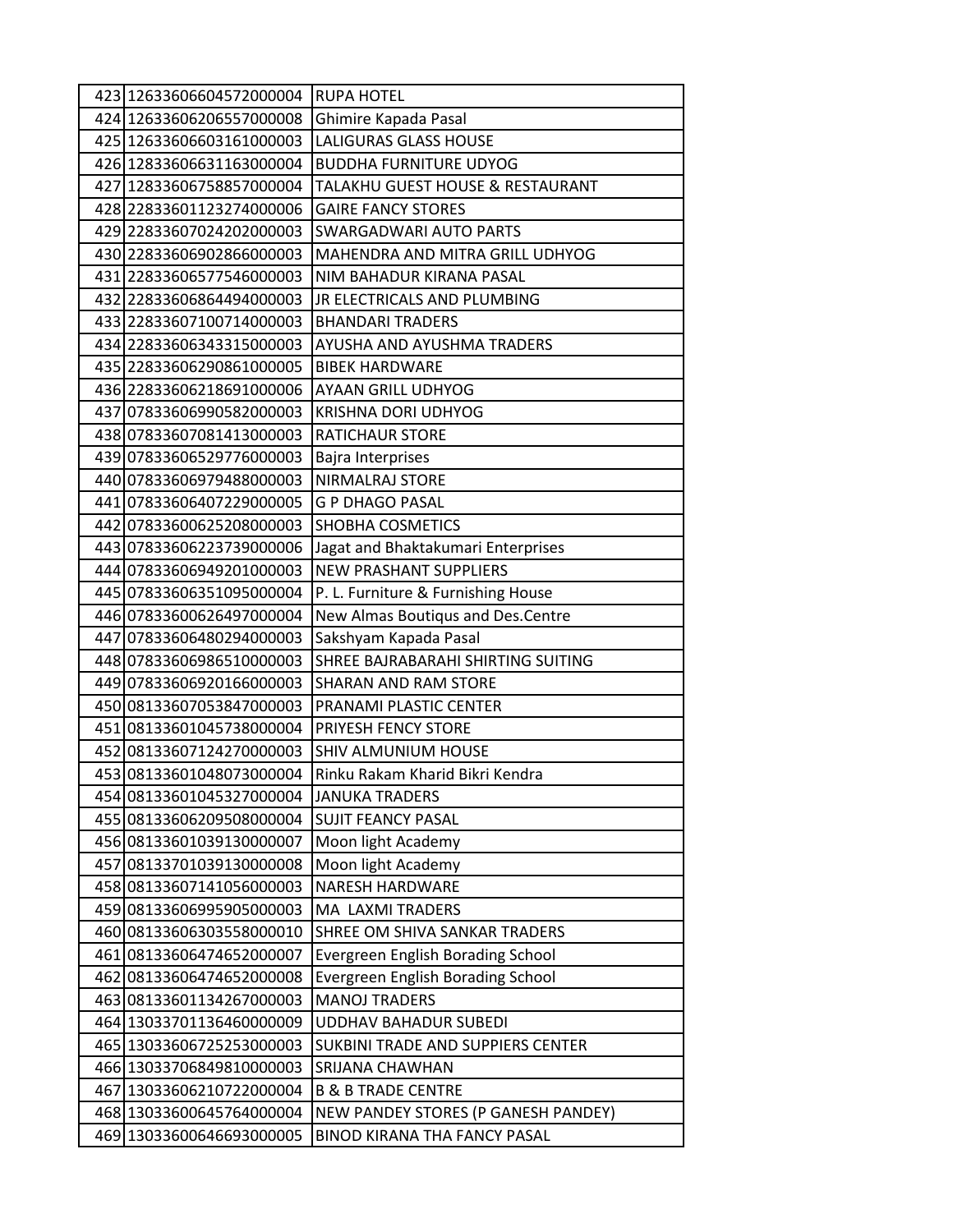| | | |
|---|---|---|
| 423 | 12633606604572000004 | RUPA HOTEL |
| 424 | 12633606206557000008 | Ghimire Kapada Pasal |
| 425 | 12633606603161000003 | LALIGURAS GLASS HOUSE |
| 426 | 12833606631163000004 | BUDDHA FURNITURE UDYOG |
| 427 | 12833606758857000004 | TALAKHU GUEST HOUSE & RESTAURANT |
| 428 | 22833601123274000006 | GAIRE FANCY STORES |
| 429 | 22833607024202000003 | SWARGADWARI AUTO PARTS |
| 430 | 22833606902866000003 | MAHENDRA AND MITRA GRILL UDHYOG |
| 431 | 22833606577546000003 | NIM BAHADUR KIRANA PASAL |
| 432 | 22833606864494000003 | JR ELECTRICALS AND PLUMBING |
| 433 | 22833607100714000003 | BHANDARI TRADERS |
| 434 | 22833606343315000003 | AYUSHA AND AYUSHMA TRADERS |
| 435 | 22833606290861000005 | BIBEK HARDWARE |
| 436 | 22833606218691000006 | AYAAN GRILL UDHYOG |
| 437 | 07833606990582000003 | KRISHNA DORI UDHYOG |
| 438 | 07833607081413000003 | RATICHAUR STORE |
| 439 | 07833606529776000003 | Bajra Interprises |
| 440 | 07833606979488000003 | NIRMALRAJ STORE |
| 441 | 07833606407229000005 | G P DHAGO PASAL |
| 442 | 07833600625208000003 | SHOBHA COSMETICS |
| 443 | 07833606223739000006 | Jagat and Bhaktakumari Enterprises |
| 444 | 07833606949201000003 | NEW PRASHANT SUPPLIERS |
| 445 | 07833606351095000004 | P. L. Furniture & Furnishing House |
| 446 | 07833600626497000004 | New Almas Boutiqus and Des.Centre |
| 447 | 07833606480294000003 | Sakshyam Kapada Pasal |
| 448 | 07833606986510000003 | SHREE BAJRABARAHI SHIRTING SUITING |
| 449 | 07833606920166000003 | SHARAN AND RAM STORE |
| 450 | 08133607053847000003 | PRANAMI PLASTIC CENTER |
| 451 | 08133601045738000004 | PRIYESH FENCY STORE |
| 452 | 08133607124270000003 | SHIV ALMUNIUM HOUSE |
| 453 | 08133601048073000004 | Rinku Rakam Kharid Bikri Kendra |
| 454 | 08133601045327000004 | JANUKA TRADERS |
| 455 | 08133606209508000004 | SUJIT FEANCY PASAL |
| 456 | 08133601039130000007 | Moon light Academy |
| 457 | 08133701039130000008 | Moon light Academy |
| 458 | 08133607141056000003 | NARESH HARDWARE |
| 459 | 08133606995905000003 | MA LAXMI TRADERS |
| 460 | 08133606303558000010 | SHREE OM SHIVA SANKAR TRADERS |
| 461 | 08133606474652000007 | Evergreen English Borading School |
| 462 | 08133606474652000008 | Evergreen English Borading School |
| 463 | 08133601134267000003 | MANOJ TRADERS |
| 464 | 13033701136460000009 | UDDHAV BAHADUR SUBEDI |
| 465 | 13033606725253000003 | SUKBINI TRADE AND SUPPIERS CENTER |
| 466 | 13033706849810000003 | SRIJANA CHAWHAN |
| 467 | 13033606210722000004 | B & B TRADE CENTRE |
| 468 | 13033600645764000004 | NEW PANDEY STORES (P GANESH PANDEY) |
| 469 | 13033600646693000005 | BINOD KIRANA THA FANCY PASAL |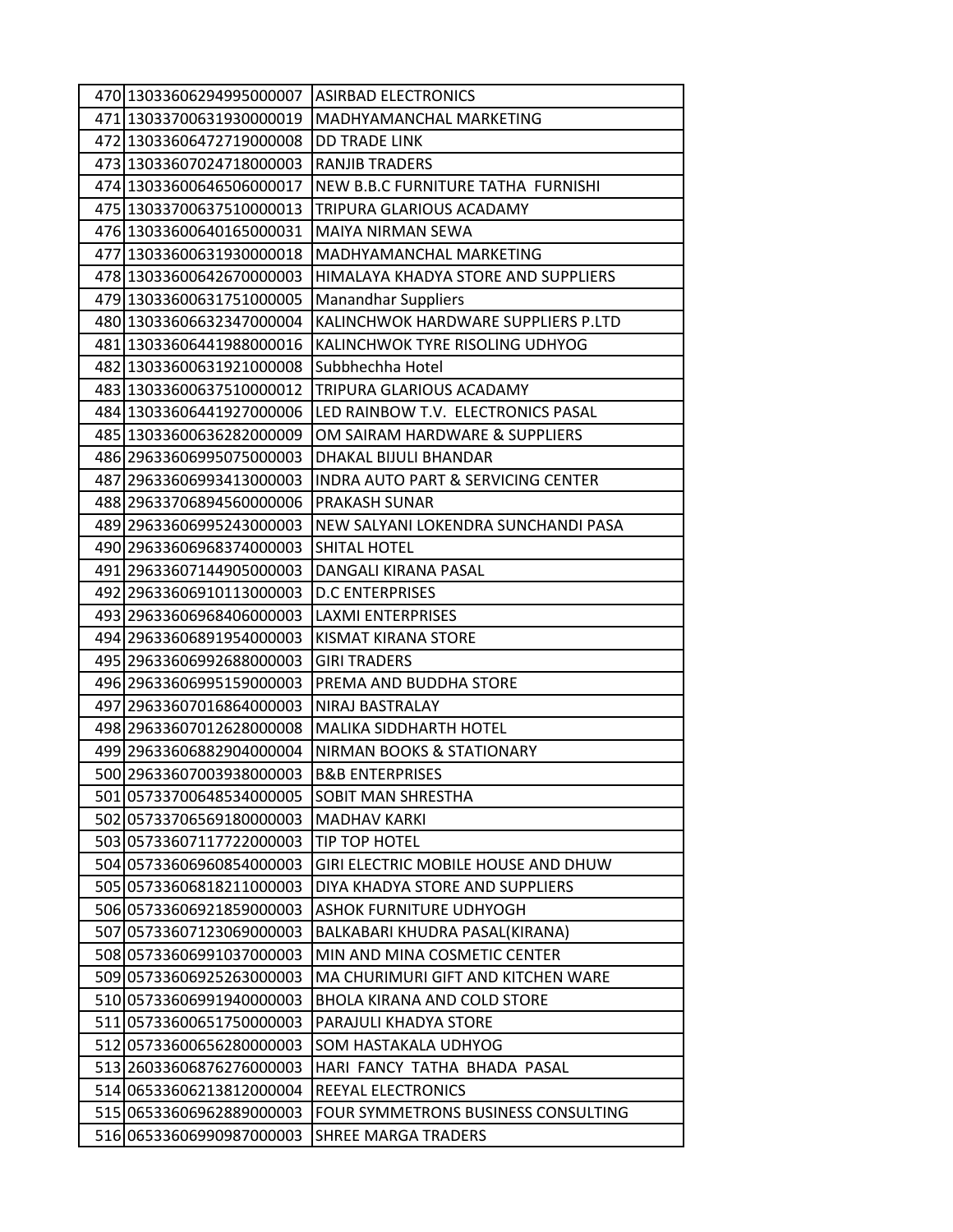| | | |
|---|---|---|
| 470 | 13033606294995000007 | ASIRBAD ELECTRONICS |
| 471 | 13033700631930000019 | MADHYAMANCHAL MARKETING |
| 472 | 13033606472719000008 | DD TRADE LINK |
| 473 | 13033607024718000003 | RANJIB TRADERS |
| 474 | 13033600646506000017 | NEW B.B.C FURNITURE TATHA FURNISHI |
| 475 | 13033700637510000013 | TRIPURA GLARIOUS ACADAMY |
| 476 | 13033600640165000031 | MAIYA NIRMAN SEWA |
| 477 | 13033600631930000018 | MADHYAMANCHAL MARKETING |
| 478 | 13033600642670000003 | HIMALAYA KHADYA STORE AND SUPPLIERS |
| 479 | 13033600631751000005 | Manandhar Suppliers |
| 480 | 13033606632347000004 | KALINCHWOK HARDWARE SUPPLIERS P.LTD |
| 481 | 13033606441988000016 | KALINCHWOK TYRE RISOLING UDHYOG |
| 482 | 13033600631921000008 | Subbhechha Hotel |
| 483 | 13033600637510000012 | TRIPURA GLARIOUS ACADAMY |
| 484 | 13033606441927000006 | LED RAINBOW T.V. ELECTRONICS PASAL |
| 485 | 13033600636282000009 | OM SAIRAM HARDWARE & SUPPLIERS |
| 486 | 29633606995075000003 | DHAKAL BIJULI BHANDAR |
| 487 | 29633606993413000003 | INDRA AUTO PART & SERVICING CENTER |
| 488 | 29633706894560000006 | PRAKASH SUNAR |
| 489 | 29633606995243000003 | NEW SALYANI LOKENDRA SUNCHANDI PASA |
| 490 | 29633606968374000003 | SHITAL HOTEL |
| 491 | 29633607144905000003 | DANGALI KIRANA PASAL |
| 492 | 29633606910113000003 | D.C ENTERPRISES |
| 493 | 29633606968406000003 | LAXMI ENTERPRISES |
| 494 | 29633606891954000003 | KISMAT KIRANA STORE |
| 495 | 29633606992688000003 | GIRI TRADERS |
| 496 | 29633606995159000003 | PREMA AND BUDDHA STORE |
| 497 | 29633607016864000003 | NIRAJ BASTRALAY |
| 498 | 29633607012628000008 | MALIKA SIDDHARTH HOTEL |
| 499 | 29633606882904000004 | NIRMAN BOOKS & STATIONARY |
| 500 | 29633607003938000003 | B&B ENTERPRISES |
| 501 | 05733700648534000005 | SOBIT MAN SHRESTHA |
| 502 | 05733706569180000003 | MADHAV KARKI |
| 503 | 05733607117722000003 | TIP TOP HOTEL |
| 504 | 05733606960854000003 | GIRI ELECTRIC MOBILE HOUSE AND DHUW |
| 505 | 05733606818211000003 | DIYA KHADYA STORE AND SUPPLIERS |
| 506 | 05733606921859000003 | ASHOK FURNITURE UDHYOGH |
| 507 | 05733607123069000003 | BALKABARI KHUDRA PASAL(KIRANA) |
| 508 | 05733606991037000003 | MIN AND MINA COSMETIC CENTER |
| 509 | 05733606925263000003 | MA CHURIMURI GIFT AND KITCHEN WARE |
| 510 | 05733606991940000003 | BHOLA KIRANA AND COLD STORE |
| 511 | 05733600651750000003 | PARAJULI KHADYA STORE |
| 512 | 05733600656280000003 | SOM HASTAKALA UDHYOG |
| 513 | 26033606876276000003 | HARI FANCY TATHA BHADA PASAL |
| 514 | 06533606213812000004 | REEYAL ELECTRONICS |
| 515 | 06533606962889000003 | FOUR SYMMETRONS BUSINESS CONSULTING |
| 516 | 06533606990987000003 | SHREE MARGA TRADERS |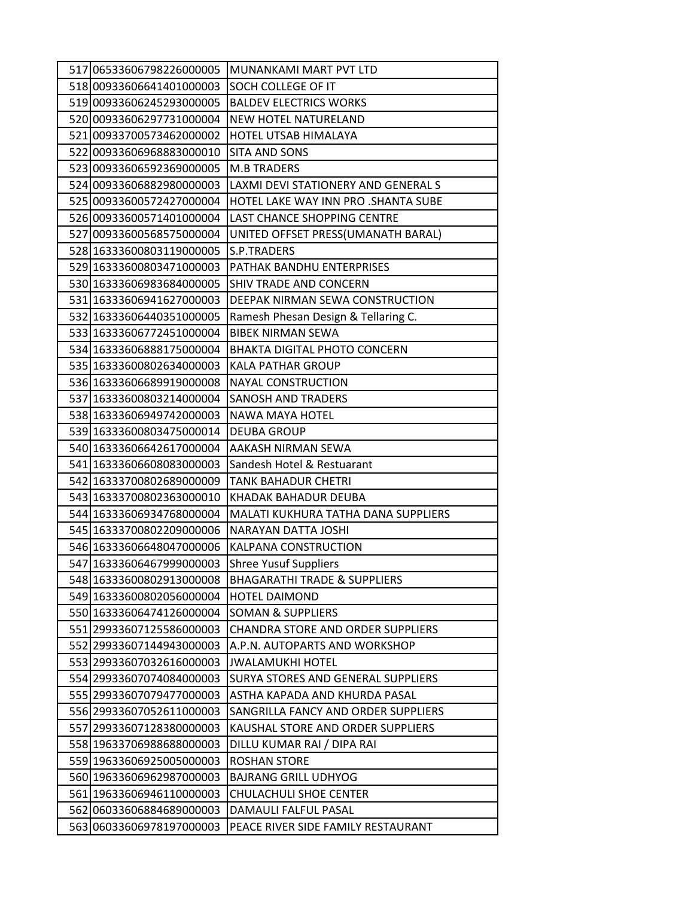| | | |
|---|---|---|
| 517 | 06533606798226000005 | MUNANKAMI MART PVT LTD |
| 518 | 00933606641401000003 | SOCH COLLEGE OF IT |
| 519 | 00933606245293000005 | BALDEV ELECTRICS WORKS |
| 520 | 00933606297731000004 | NEW HOTEL NATURELAND |
| 521 | 00933700573462000002 | HOTEL UTSAB HIMALAYA |
| 522 | 00933606968883000010 | SITA AND SONS |
| 523 | 00933606592369000005 | M.B TRADERS |
| 524 | 00933606882980000003 | LAXMI DEVI STATIONERY AND GENERAL S |
| 525 | 00933600572427000004 | HOTEL LAKE WAY INN PRO .SHANTA SUBE |
| 526 | 00933600571401000004 | LAST CHANCE SHOPPING CENTRE |
| 527 | 00933600568575000004 | UNITED OFFSET PRESS(UMANATH BARAL) |
| 528 | 16333600803119000005 | S.P.TRADERS |
| 529 | 16333600803471000003 | PATHAK BANDHU ENTERPRISES |
| 530 | 16333606983684000005 | SHIV TRADE AND CONCERN |
| 531 | 16333606941627000003 | DEEPAK NIRMAN SEWA CONSTRUCTION |
| 532 | 16333606440351000005 | Ramesh Phesan Design & Tellaring C. |
| 533 | 16333606772451000004 | BIBEK NIRMAN SEWA |
| 534 | 16333606888175000004 | BHAKTA DIGITAL PHOTO CONCERN |
| 535 | 16333600802634000003 | KALA PATHAR GROUP |
| 536 | 16333606689919000008 | NAYAL CONSTRUCTION |
| 537 | 16333600803214000004 | SANOSH AND TRADERS |
| 538 | 16333606949742000003 | NAWA MAYA HOTEL |
| 539 | 16333600803475000014 | DEUBA GROUP |
| 540 | 16333606642617000004 | AAKASH NIRMAN SEWA |
| 541 | 16333606608083000003 | Sandesh Hotel & Restuarant |
| 542 | 16333700802689000009 | TANK BAHADUR CHETRI |
| 543 | 16333700802363000010 | KHADAK BAHADUR DEUBA |
| 544 | 16333606934768000004 | MALATI KUKHURA TATHA DANA SUPPLIERS |
| 545 | 16333700802209000006 | NARAYAN DATTA JOSHI |
| 546 | 16333606648047000006 | KALPANA CONSTRUCTION |
| 547 | 16333606467999000003 | Shree Yusuf Suppliers |
| 548 | 16333600802913000008 | BHAGARATHI TRADE & SUPPLIERS |
| 549 | 16333600802056000004 | HOTEL DAIMOND |
| 550 | 16333606474126000004 | SOMAN & SUPPLIERS |
| 551 | 29933607125586000003 | CHANDRA STORE AND ORDER SUPPLIERS |
| 552 | 29933607144943000003 | A.P.N. AUTOPARTS AND WORKSHOP |
| 553 | 29933607032616000003 | JWALAMUKHI HOTEL |
| 554 | 29933607074084000003 | SURYA STORES AND GENERAL SUPPLIERS |
| 555 | 29933607079477000003 | ASTHA KAPADA AND KHURDA PASAL |
| 556 | 29933607052611000003 | SANGRILLA FANCY AND ORDER SUPPLIERS |
| 557 | 29933607128380000003 | KAUSHAL STORE AND ORDER SUPPLIERS |
| 558 | 19633706988688000003 | DILLU KUMAR RAI / DIPA RAI |
| 559 | 19633606925005000003 | ROSHAN STORE |
| 560 | 19633606962987000003 | BAJRANG GRILL UDHYOG |
| 561 | 19633606946110000003 | CHULACHULI SHOE CENTER |
| 562 | 06033606884689000003 | DAMAULI FALFUL PASAL |
| 563 | 06033606978197000003 | PEACE RIVER SIDE FAMILY RESTAURANT |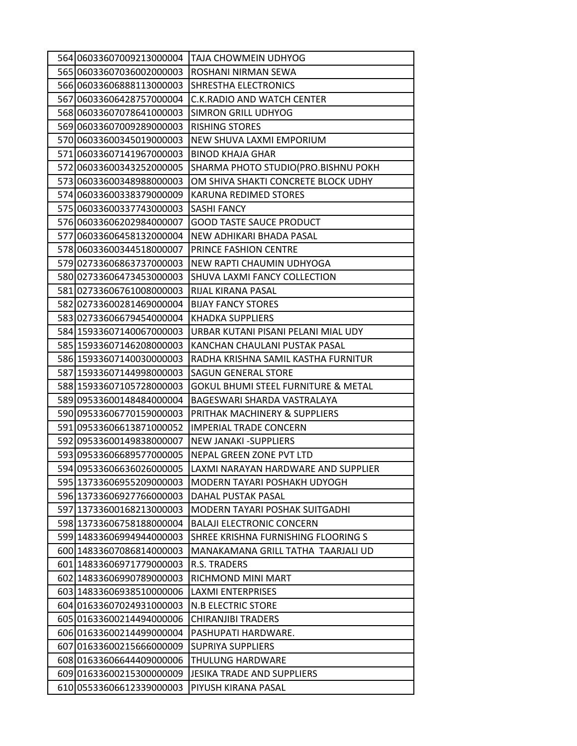| | | |
|---|---|---|
| 564 | 06033607009213000004 | TAJA CHOWMEIN UDHYOG |
| 565 | 06033607036002000003 | ROSHANI NIRMAN SEWA |
| 566 | 06033606888113000003 | SHRESTHA ELECTRONICS |
| 567 | 06033606428757000004 | C.K.RADIO AND WATCH CENTER |
| 568 | 06033607078641000003 | SIMRON GRILL UDHYOG |
| 569 | 06033607009289000003 | RISHING STORES |
| 570 | 06033600345019000003 | NEW SHUVA LAXMI EMPORIUM |
| 571 | 06033607141967000003 | BINOD KHAJA GHAR |
| 572 | 06033600343252000005 | SHARMA PHOTO STUDIO(PRO.BISHNU POKH |
| 573 | 06033600348988000003 | OM SHIVA SHAKTI CONCRETE BLOCK UDHY |
| 574 | 06033600338379000009 | KARUNA REDIMED STORES |
| 575 | 06033600337743000003 | SASHI FANCY |
| 576 | 06033606202984000007 | GOOD TASTE SAUCE PRODUCT |
| 577 | 06033606458132000004 | NEW ADHIKARI BHADA PASAL |
| 578 | 06033600344518000007 | PRINCE FASHION CENTRE |
| 579 | 02733606863737000003 | NEW RAPTI CHAUMIN UDHYOGA |
| 580 | 02733606473453000003 | SHUVA LAXMI FANCY COLLECTION |
| 581 | 02733606761008000003 | RIJAL KIRANA PASAL |
| 582 | 02733600281469000004 | BIJAY FANCY STORES |
| 583 | 02733606679454000004 | KHADKA SUPPLIERS |
| 584 | 15933607140067000003 | URBAR KUTANI PISANI PELANI MIAL UDY |
| 585 | 15933607146208000003 | KANCHAN CHAULANI PUSTAK PASAL |
| 586 | 15933607140030000003 | RADHA KRISHNA SAMIL KASTHA FURNITUR |
| 587 | 15933607144998000003 | SAGUN GENERAL STORE |
| 588 | 15933607105728000003 | GOKUL BHUMI STEEL FURNITURE & METAL |
| 589 | 09533600148484000004 | BAGESWARI SHARDA VASTRALAYA |
| 590 | 09533606770159000003 | PRITHAK MACHINERY & SUPPLIERS |
| 591 | 09533606613871000052 | IMPERIAL TRADE CONCERN |
| 592 | 09533600149838000007 | NEW JANAKI -SUPPLIERS |
| 593 | 09533606689577000005 | NEPAL GREEN ZONE PVT LTD |
| 594 | 09533606636026000005 | LAXMI NARAYAN HARDWARE AND SUPPLIER |
| 595 | 13733606955209000003 | MODERN TAYARI POSHAKH UDYOGH |
| 596 | 13733606927766000003 | DAHAL PUSTAK PASAL |
| 597 | 13733600168213000003 | MODERN TAYARI POSHAK SUITGADHI |
| 598 | 13733606758188000004 | BALAJI ELECTRONIC CONCERN |
| 599 | 14833606994944000003 | SHREE KRISHNA FURNISHING FLOORING S |
| 600 | 14833607086814000003 | MANAKAMANA GRILL TATHA TAARJALI UD |
| 601 | 14833606971779000003 | R.S. TRADERS |
| 602 | 14833606990789000003 | RICHMOND MINI MART |
| 603 | 14833606938510000006 | LAXMI ENTERPRISES |
| 604 | 01633607024931000003 | N.B ELECTRIC STORE |
| 605 | 01633600214494000006 | CHIRANJIBI TRADERS |
| 606 | 01633600214499000004 | PASHUPATI HARDWARE. |
| 607 | 01633600215666000009 | SUPRIYA SUPPLIERS |
| 608 | 01633606644409000006 | THULUNG HARDWARE |
| 609 | 01633600215300000009 | JESIKA TRADE AND SUPPLIERS |
| 610 | 05533606612339000003 | PIYUSH KIRANA PASAL |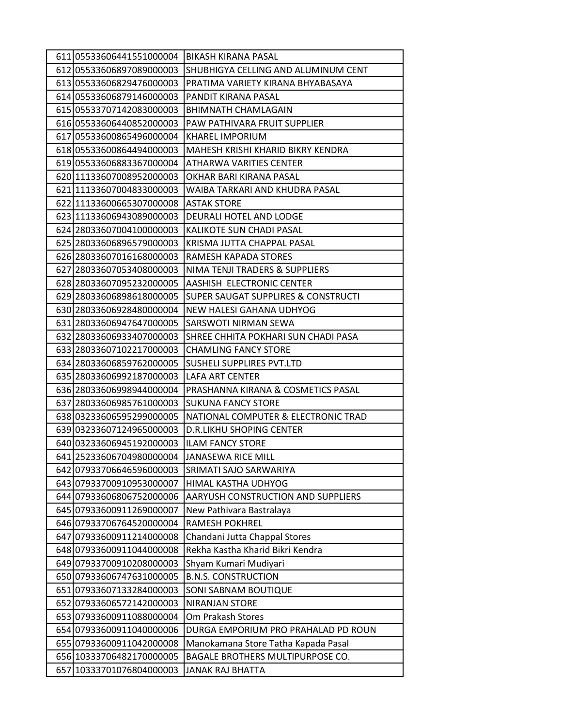| 611 | 05533606441551000004 | BIKASH KIRANA PASAL |
|---|---|---|
| 612 | 05533606897089000003 | SHUBHIGYA CELLING AND ALUMINUM CENT |
| 613 | 05533606829476000003 | PRATIMA VARIETY KIRANA BHYABASAYA |
| 614 | 05533606879146000003 | PANDIT KIRANA PASAL |
| 615 | 05533707142083000003 | BHIMNATH CHAMLAGAIN |
| 616 | 05533606440852000003 | PAW PATHIVARA FRUIT SUPPLIER |
| 617 | 05533600865496000004 | KHAREL IMPORIUM |
| 618 | 05533600864494000003 | MAHESH KRISHI KHARID BIKRY KENDRA |
| 619 | 05533606883367000004 | ATHARWA VARITIES CENTER |
| 620 | 11133607008952000003 | OKHAR BARI KIRANA PASAL |
| 621 | 11133607004833000003 | WAIBA TARKARI AND KHUDRA PASAL |
| 622 | 11133600665307000008 | ASTAK STORE |
| 623 | 11133606943089000003 | DEURALI HOTEL AND LODGE |
| 624 | 28033607004100000003 | KALIKOTE SUN CHADI PASAL |
| 625 | 28033606896579000003 | KRISMA JUTTA CHAPPAL PASAL |
| 626 | 28033607016168000003 | RAMESH KAPADA STORES |
| 627 | 28033607053408000003 | NIMA TENJI TRADERS & SUPPLIERS |
| 628 | 28033607095232000005 | AASHISH  ELECTRONIC CENTER |
| 629 | 28033606898618000005 | SUPER SAUGAT SUPPLIRES & CONSTRUCTI |
| 630 | 28033606928480000004 | NEW HALESI GAHANA UDHYOG |
| 631 | 28033606947647000005 | SARSWOTI NIRMAN SEWA |
| 632 | 28033606933407000003 | SHREE CHHITA POKHARI SUN CHADI PASA |
| 633 | 28033607102217000003 | CHAMLING FANCY STORE |
| 634 | 28033606859762000005 | SUSHELI SUPPLIRES PVT.LTD |
| 635 | 28033606992187000003 | LAFA ART CENTER |
| 636 | 28033606998944000004 | PRASHANNA KIRANA & COSMETICS PASAL |
| 637 | 28033606985761000003 | SUKUNA FANCY STORE |
| 638 | 03233606595299000005 | NATIONAL COMPUTER & ELECTRONIC TRAD |
| 639 | 03233607124965000003 | D.R.LIKHU SHOPING CENTER |
| 640 | 03233606945192000003 | ILAM FANCY STORE |
| 641 | 25233606704980000004 | JANASEWA RICE MILL |
| 642 | 07933706646596000003 | SRIMATI SAJO SARWARIYA |
| 643 | 07933700910953000007 | HIMAL KASTHA UDHYOG |
| 644 | 07933606806752000006 | AARYUSH CONSTRUCTION AND SUPPLIERS |
| 645 | 07933600911269000007 | New Pathivara Bastralaya |
| 646 | 07933706764520000004 | RAMESH POKHREL |
| 647 | 07933600911214000008 | Chandani Jutta Chappal Stores |
| 648 | 07933600911044000008 | Rekha Kastha Kharid Bikri Kendra |
| 649 | 07933700910208000003 | Shyam Kumari Mudiyari |
| 650 | 07933606747631000005 | B.N.S. CONSTRUCTION |
| 651 | 07933607133284000003 | SONI SABNAM BOUTIQUE |
| 652 | 07933606572142000003 | NIRANJAN STORE |
| 653 | 07933600911088000004 | Om Prakash Stores |
| 654 | 07933600911040000006 | DURGA EMPORIUM PRO PRAHALAD PD ROUN |
| 655 | 07933600911042000008 | Manokamana Store Tatha Kapada Pasal |
| 656 | 10333706482170000005 | BAGALE BROTHERS MULTIPURPOSE CO. |
| 657 | 10333701076804000003 | JANAK RAJ BHATTA |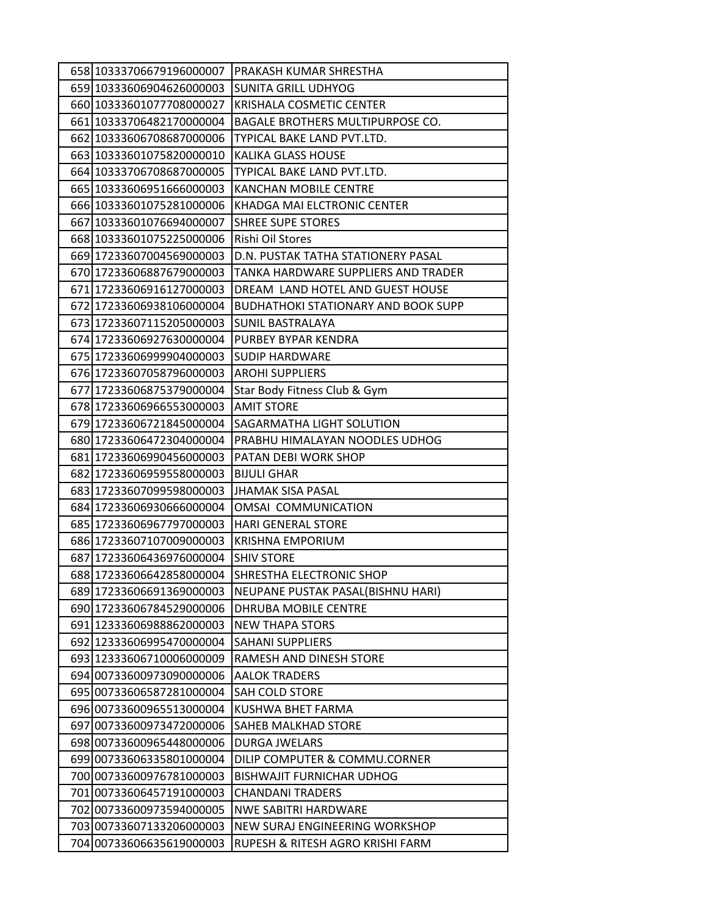| | | |
|---|---|---|
| 658 | 10333706679196000007 | PRAKASH KUMAR SHRESTHA |
| 659 | 10333606904626000003 | SUNITA GRILL UDHYOG |
| 660 | 10333601077708000027 | KRISHALA COSMETIC CENTER |
| 661 | 10333706482170000004 | BAGALE BROTHERS MULTIPURPOSE CO. |
| 662 | 10333606708687000006 | TYPICAL BAKE LAND PVT.LTD. |
| 663 | 10333601075820000010 | KALIKA GLASS HOUSE |
| 664 | 10333706708687000005 | TYPICAL BAKE LAND PVT.LTD. |
| 665 | 10333606951666000003 | KANCHAN MOBILE CENTRE |
| 666 | 10333601075281000006 | KHADGA MAI ELCTRONIC CENTER |
| 667 | 10333601076694000007 | SHREE SUPE STORES |
| 668 | 10333601075225000006 | Rishi Oil Stores |
| 669 | 17233607004569000003 | D.N. PUSTAK TATHA STATIONERY PASAL |
| 670 | 17233606887679000003 | TANKA HARDWARE SUPPLIERS AND TRADER |
| 671 | 17233606916127000003 | DREAM LAND HOTEL AND GUEST HOUSE |
| 672 | 17233606938106000004 | BUDHATHOKI STATIONARY AND BOOK SUPP |
| 673 | 17233607115205000003 | SUNIL BASTRALAYA |
| 674 | 17233606927630000004 | PURBEY BYPAR KENDRA |
| 675 | 17233606999904000003 | SUDIP HARDWARE |
| 676 | 17233607058796000003 | AROHI SUPPLIERS |
| 677 | 17233606875379000004 | Star Body Fitness Club & Gym |
| 678 | 17233606966553000003 | AMIT STORE |
| 679 | 17233606721845000004 | SAGARMATHA LIGHT SOLUTION |
| 680 | 17233606472304000004 | PRABHU HIMALAYAN NOODLES UDHOG |
| 681 | 17233606990456000003 | PATAN DEBI WORK SHOP |
| 682 | 17233606959558000003 | BIJULI GHAR |
| 683 | 17233607099598000003 | JHAMAK SISA PASAL |
| 684 | 17233606930666000004 | OMSAI COMMUNICATION |
| 685 | 17233606967797000003 | HARI GENERAL STORE |
| 686 | 17233607107009000003 | KRISHNA EMPORIUM |
| 687 | 17233606436976000004 | SHIV STORE |
| 688 | 17233606642858000004 | SHRESTHA ELECTRONIC SHOP |
| 689 | 17233606691369000003 | NEUPANE PUSTAK PASAL(BISHNU HARI) |
| 690 | 17233606784529000006 | DHRUBA MOBILE CENTRE |
| 691 | 12333606988862000003 | NEW THAPA STORS |
| 692 | 12333606995470000004 | SAHANI SUPPLIERS |
| 693 | 12333606710006000009 | RAMESH AND DINESH STORE |
| 694 | 00733600973090000006 | AALOK TRADERS |
| 695 | 00733606587281000004 | SAH COLD STORE |
| 696 | 00733600965513000004 | KUSHWA BHET FARMA |
| 697 | 00733600973472000006 | SAHEB MALKHAD STORE |
| 698 | 00733600965448000006 | DURGA JWELARS |
| 699 | 00733606335801000004 | DILIP COMPUTER & COMMU.CORNER |
| 700 | 00733600976781000003 | BISHWAJIT FURNICHAR UDHOG |
| 701 | 00733606457191000003 | CHANDANI TRADERS |
| 702 | 00733600973594000005 | NWE SABITRI HARDWARE |
| 703 | 00733607133206000003 | NEW SURAJ ENGINEERING WORKSHOP |
| 704 | 00733606635619000003 | RUPESH & RITESH AGRO KRISHI FARM |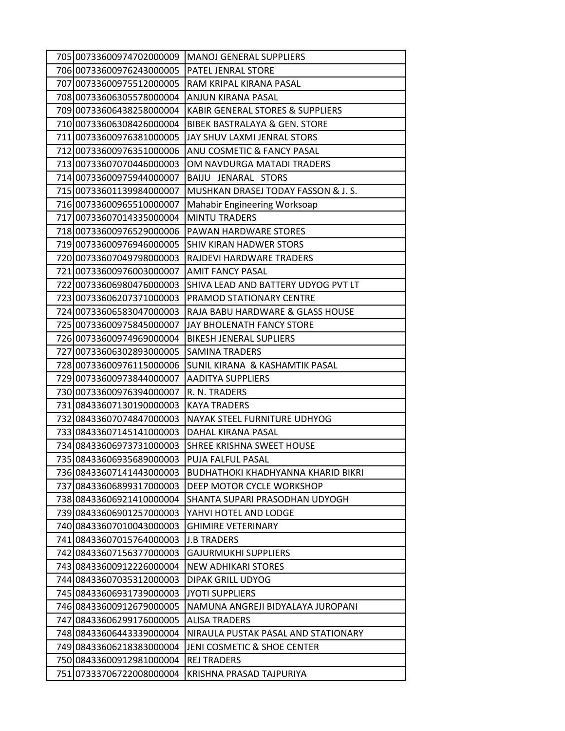| | | |
|---|---|---|
| 705 | 00733600974702000009 | MANOJ GENERAL SUPPLIERS |
| 706 | 00733600976243000005 | PATEL JENRAL STORE |
| 707 | 00733600975512000005 | RAM KRIPAL KIRANA PASAL |
| 708 | 00733606305578000004 | ANJUN KIRANA PASAL |
| 709 | 00733606438258000004 | KABIR GENERAL STORES & SUPPLIERS |
| 710 | 00733606308426000004 | BIBEK BASTRALAYA & GEN. STORE |
| 711 | 00733600976381000005 | JAY SHUV LAXMI JENRAL STORS |
| 712 | 00733600976351000006 | ANU COSMETIC & FANCY PASAL |
| 713 | 00733607070446000003 | OM NAVDURGA MATADI TRADERS |
| 714 | 00733600975944000007 | BAIJU JENARAL STORS |
| 715 | 00733601139984000007 | MUSHKAN DRASEJ TODAY FASSON & J. S. |
| 716 | 00733600965510000007 | Mahabir Engineering Worksoap |
| 717 | 00733607014335000004 | MINTU TRADERS |
| 718 | 00733600976529000006 | PAWAN HARDWARE STORES |
| 719 | 00733600976946000005 | SHIV KIRAN HADWER STORS |
| 720 | 00733607049798000003 | RAJDEVI HARDWARE TRADERS |
| 721 | 00733600976003000007 | AMIT FANCY PASAL |
| 722 | 00733606980476000003 | SHIVA LEAD AND BATTERY UDYOG PVT LT |
| 723 | 00733606207371000003 | PRAMOD STATIONARY CENTRE |
| 724 | 00733606583047000003 | RAJA BABU HARDWARE & GLASS HOUSE |
| 725 | 00733600975845000007 | JAY BHOLENATH FANCY STORE |
| 726 | 00733600974969000004 | BIKESH JENERAL SUPLIERS |
| 727 | 00733606302893000005 | SAMINA TRADERS |
| 728 | 00733600976115000006 | SUNIL KIRANA & KASHAMTIK PASAL |
| 729 | 00733600973844000007 | AADITYA SUPPLIERS |
| 730 | 00733600976394000007 | R. N. TRADERS |
| 731 | 08433607130190000003 | KAYA TRADERS |
| 732 | 08433607074847000003 | NAYAK STEEL FURNITURE UDHYOG |
| 733 | 08433607145141000003 | DAHAL KIRANA PASAL |
| 734 | 08433606973731000003 | SHREE KRISHNA SWEET HOUSE |
| 735 | 08433606935689000003 | PUJA FALFUL PASAL |
| 736 | 08433607141443000003 | BUDHATHOKI KHADHYANNA KHARID BIKRI |
| 737 | 08433606899317000003 | DEEP MOTOR CYCLE WORKSHOP |
| 738 | 08433606921410000004 | SHANTA SUPARI PRASODHAN UDYOGH |
| 739 | 08433606901257000003 | YAHVI HOTEL AND LODGE |
| 740 | 08433607010043000003 | GHIMIRE VETERINARY |
| 741 | 08433607015764000003 | J.B TRADERS |
| 742 | 08433607156377000003 | GAJURMUKHI SUPPLIERS |
| 743 | 08433600912226000004 | NEW ADHIKARI STORES |
| 744 | 08433607035312000003 | DIPAK GRILL UDYOG |
| 745 | 08433606931739000003 | JYOTI SUPPLIERS |
| 746 | 08433600912679000005 | NAMUNA ANGREJI BIDYALAYA JUROPANI |
| 747 | 08433606299176000005 | ALISA TRADERS |
| 748 | 08433606443339000004 | NIRAULA PUSTAK PASAL AND STATIONARY |
| 749 | 08433606218383000004 | JENI COSMETIC & SHOE CENTER |
| 750 | 08433600912981000004 | REJ TRADERS |
| 751 | 07333706722008000004 | KRISHNA PRASAD TAJPURIYA |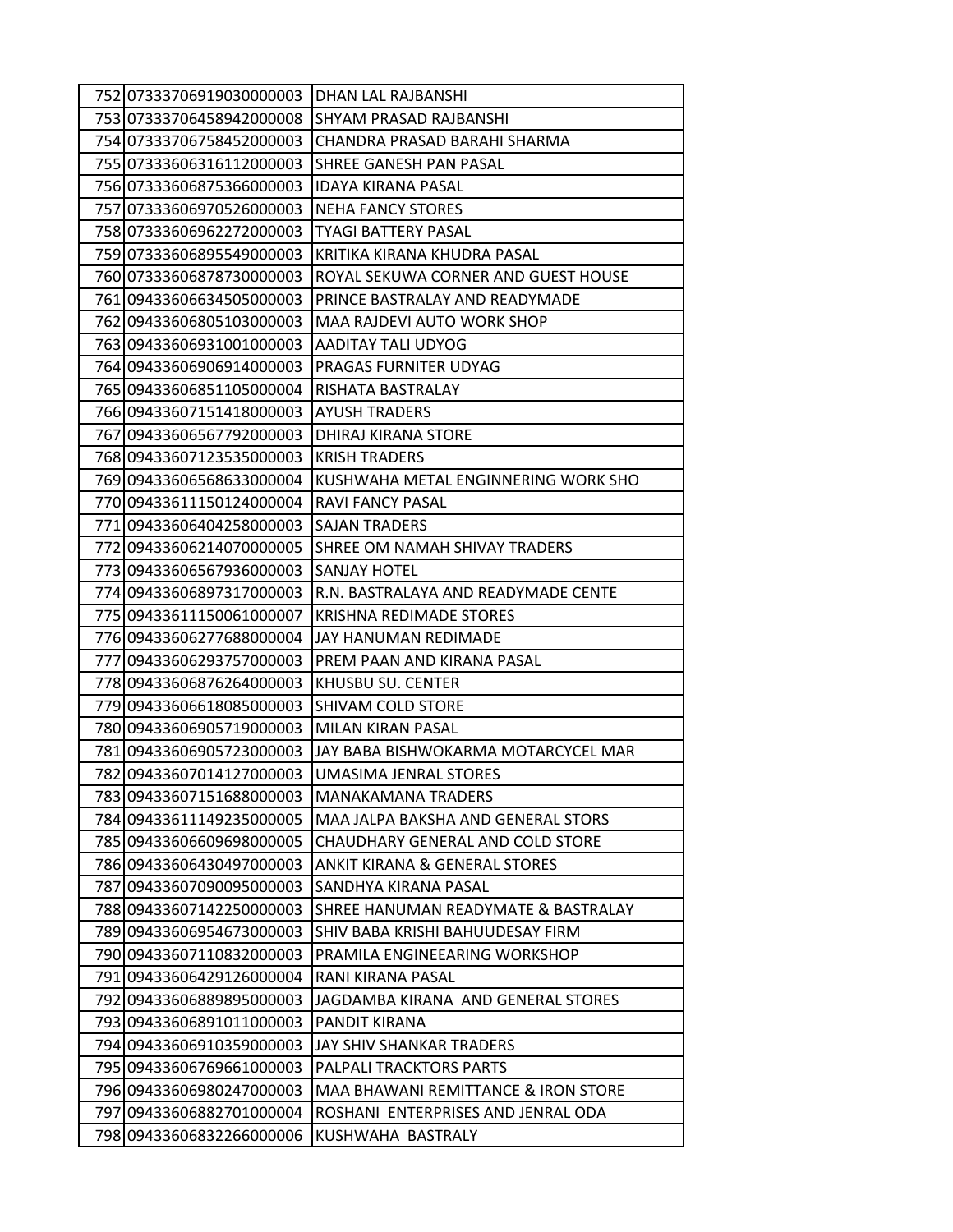| | | |
|---|---|---|
| 752 | 07333706919030000003 | DHAN LAL RAJBANSHI |
| 753 | 07333706458942000008 | SHYAM PRASAD RAJBANSHI |
| 754 | 07333706758452000003 | CHANDRA PRASAD BARAHI SHARMA |
| 755 | 07333606316112000003 | SHREE GANESH PAN PASAL |
| 756 | 07333606875366000003 | IDAYA KIRANA PASAL |
| 757 | 07333606970526000003 | NEHA FANCY STORES |
| 758 | 07333606962272000003 | TYAGI BATTERY PASAL |
| 759 | 07333606895549000003 | KRITIKA KIRANA KHUDRA PASAL |
| 760 | 07333606878730000003 | ROYAL SEKUWA CORNER AND GUEST HOUSE |
| 761 | 09433606634505000003 | PRINCE BASTRALAY AND READYMADE |
| 762 | 09433606805103000003 | MAA RAJDEVI AUTO WORK SHOP |
| 763 | 09433606931001000003 | AADITAY TALI UDYOG |
| 764 | 09433606906914000003 | PRAGAS FURNITER UDYAG |
| 765 | 09433606851105000004 | RISHATA BASTRALAY |
| 766 | 09433607151418000003 | AYUSH TRADERS |
| 767 | 09433606567792000003 | DHIRAJ KIRANA STORE |
| 768 | 09433607123535000003 | KRISH TRADERS |
| 769 | 09433606568633000004 | KUSHWAHA METAL ENGINNERING WORK SHO |
| 770 | 09433611150124000004 | RAVI FANCY PASAL |
| 771 | 09433606404258000003 | SAJAN TRADERS |
| 772 | 09433606214070000005 | SHREE OM NAMAH SHIVAY TRADERS |
| 773 | 09433606567936000003 | SANJAY HOTEL |
| 774 | 09433606897317000003 | R.N. BASTRALAYA AND READYMADE CENTE |
| 775 | 09433611150061000007 | KRISHNA REDIMADE STORES |
| 776 | 09433606277688000004 | JAY HANUMAN REDIMADE |
| 777 | 09433606293757000003 | PREM PAAN AND KIRANA PASAL |
| 778 | 09433606876264000003 | KHUSBU SU. CENTER |
| 779 | 09433606618085000003 | SHIVAM COLD STORE |
| 780 | 09433606905719000003 | MILAN KIRAN PASAL |
| 781 | 09433606905723000003 | JAY BABA BISHWOKARMA MOTARCYCEL MAR |
| 782 | 09433607014127000003 | UMASIMA JENRAL STORES |
| 783 | 09433607151688000003 | MANAKAMANA TRADERS |
| 784 | 09433611149235000005 | MAA JALPA BAKSHA AND GENERAL STORS |
| 785 | 09433606609698000005 | CHAUDHARY GENERAL AND COLD STORE |
| 786 | 09433606430497000003 | ANKIT KIRANA & GENERAL STORES |
| 787 | 09433607090095000003 | SANDHYA KIRANA PASAL |
| 788 | 09433607142250000003 | SHREE HANUMAN READYMATE & BASTRALAY |
| 789 | 09433606954673000003 | SHIV BABA KRISHI BAHUUDESAY FIRM |
| 790 | 09433607110832000003 | PRAMILA ENGINEEARING WORKSHOP |
| 791 | 09433606429126000004 | RANI KIRANA PASAL |
| 792 | 09433606889895000003 | JAGDAMBA KIRANA AND GENERAL STORES |
| 793 | 09433606891011000003 | PANDIT KIRANA |
| 794 | 09433606910359000003 | JAY SHIV SHANKAR TRADERS |
| 795 | 09433606769661000003 | PALPALI TRACKTORS PARTS |
| 796 | 09433606980247000003 | MAA BHAWANI REMITTANCE & IRON STORE |
| 797 | 09433606882701000004 | ROSHANI ENTERPRISES AND JENRAL ODA |
| 798 | 09433606832266000006 | KUSHWAHA BASTRALY |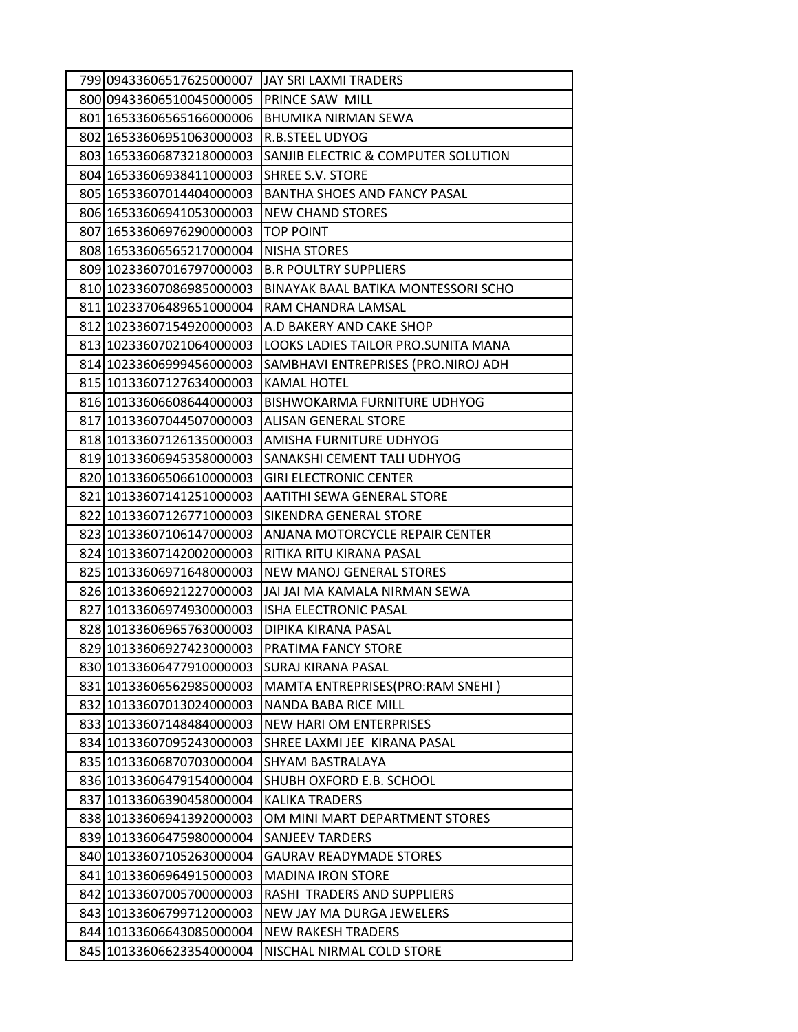| 799 | 09433606517625000007 | JAY SRI LAXMI TRADERS |
|---|---|---|
| 800 | 09433606510045000005 | PRINCE SAW MILL |
| 801 | 16533606565166000006 | BHUMIKA NIRMAN SEWA |
| 802 | 16533606951063000003 | R.B.STEEL UDYOG |
| 803 | 16533606873218000003 | SANJIB ELECTRIC & COMPUTER SOLUTION |
| 804 | 16533606938411000003 | SHREE S.V. STORE |
| 805 | 16533607014404000003 | BANTHA SHOES AND FANCY PASAL |
| 806 | 16533606941053000003 | NEW CHAND STORES |
| 807 | 16533606976290000003 | TOP POINT |
| 808 | 16533606565217000004 | NISHA STORES |
| 809 | 10233607016797000003 | B.R POULTRY SUPPLIERS |
| 810 | 10233607086985000003 | BINAYAK BAAL BATIKA MONTESSORI SCHO |
| 811 | 10233706489651000004 | RAM CHANDRA LAMSAL |
| 812 | 10233607154920000003 | A.D BAKERY AND CAKE SHOP |
| 813 | 10233607021064000003 | LOOKS LADIES TAILOR PRO.SUNITA MANA |
| 814 | 10233606999456000003 | SAMBHAVI ENTREPRISES (PRO.NIROJ ADH |
| 815 | 10133607127634000003 | KAMAL HOTEL |
| 816 | 10133606608644000003 | BISHWOKARMA FURNITURE UDHYOG |
| 817 | 10133607044507000003 | ALISAN GENERAL STORE |
| 818 | 10133607126135000003 | AMISHA FURNITURE UDHYOG |
| 819 | 10133606945358000003 | SANAKSHI CEMENT TALI UDHYOG |
| 820 | 10133606506610000003 | GIRI ELECTRONIC CENTER |
| 821 | 10133607141251000003 | AATITHI SEWA GENERAL STORE |
| 822 | 10133607126771000003 | SIKENDRA GENERAL STORE |
| 823 | 10133607106147000003 | ANJANA MOTORCYCLE REPAIR CENTER |
| 824 | 10133607142002000003 | RITIKA RITU KIRANA PASAL |
| 825 | 10133606971648000003 | NEW MANOJ GENERAL STORES |
| 826 | 10133606921227000003 | JAI JAI MA KAMALA NIRMAN SEWA |
| 827 | 10133606974930000003 | ISHA ELECTRONIC PASAL |
| 828 | 10133606965763000003 | DIPIKA KIRANA PASAL |
| 829 | 10133606927423000003 | PRATIMA FANCY STORE |
| 830 | 10133606477910000003 | SURAJ KIRANA PASAL |
| 831 | 10133606562985000003 | MAMTA ENTREPRISES(PRO:RAM SNEHI ) |
| 832 | 10133607013024000003 | NANDA BABA RICE MILL |
| 833 | 10133607148484000003 | NEW HARI OM ENTERPRISES |
| 834 | 10133607095243000003 | SHREE LAXMI JEE KIRANA PASAL |
| 835 | 10133606870703000004 | SHYAM BASTRALAYA |
| 836 | 10133606479154000004 | SHUBH OXFORD E.B. SCHOOL |
| 837 | 10133606390458000004 | KALIKA TRADERS |
| 838 | 10133606941392000003 | OM MINI MART DEPARTMENT STORES |
| 839 | 10133606475980000004 | SANJEEV TARDERS |
| 840 | 10133607105263000004 | GAURAV READYMADE STORES |
| 841 | 10133606964915000003 | MADINA IRON STORE |
| 842 | 10133607005700000003 | RASHI TRADERS AND SUPPLIERS |
| 843 | 10133606799712000003 | NEW JAY MA DURGA JEWELERS |
| 844 | 10133606643085000004 | NEW RAKESH TRADERS |
| 845 | 10133606623354000004 | NISCHAL NIRMAL COLD STORE |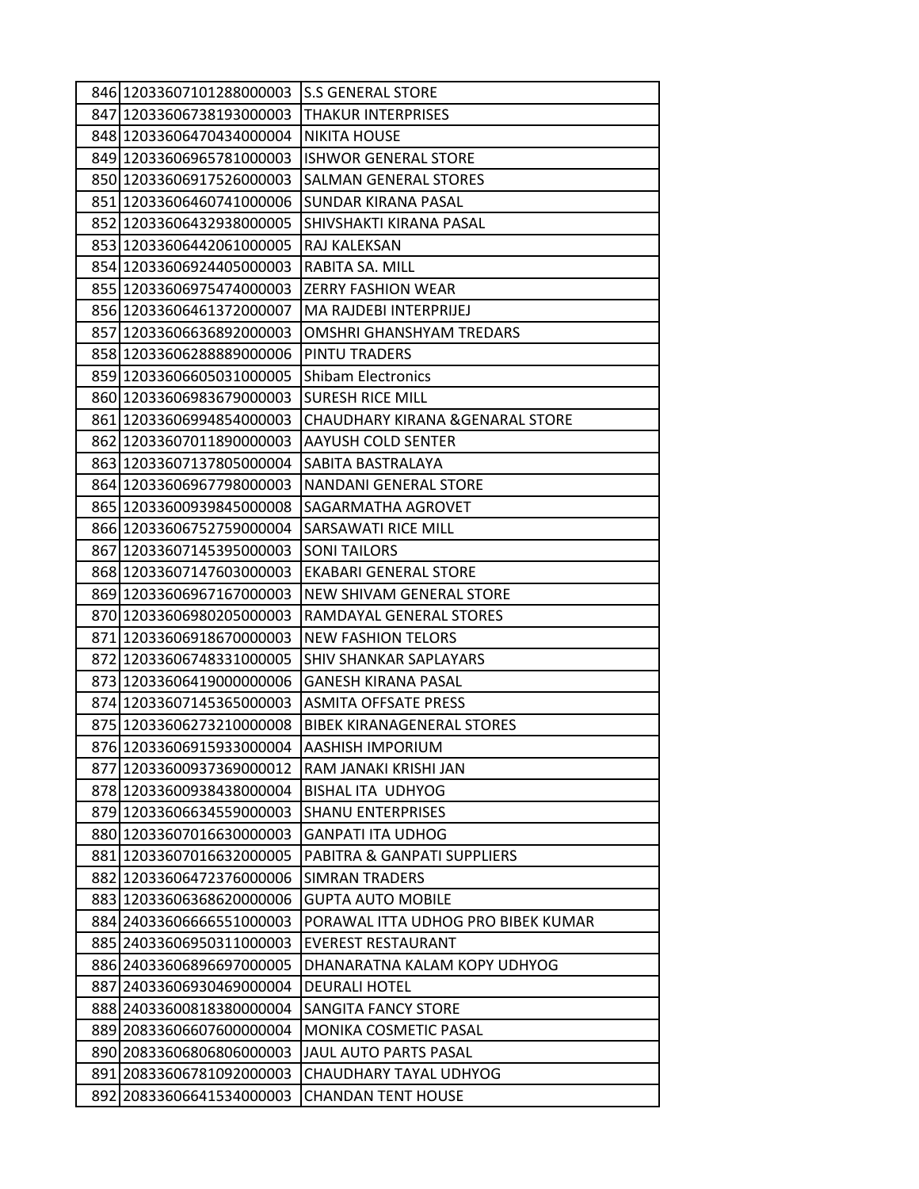| 846 | 12033607101288000003 | S.S GENERAL STORE |
|---|---|---|
| 847 | 12033606738193000003 | THAKUR INTERPRISES |
| 848 | 12033606470434000004 | NIKITA HOUSE |
| 849 | 12033606965781000003 | ISHWOR GENERAL STORE |
| 850 | 12033606917526000003 | SALMAN GENERAL STORES |
| 851 | 12033606460741000006 | SUNDAR KIRANA PASAL |
| 852 | 12033606432938000005 | SHIVSHAKTI KIRANA PASAL |
| 853 | 12033606442061000005 | RAJ KALEKSAN |
| 854 | 12033606924405000003 | RABITA SA. MILL |
| 855 | 12033606975474000003 | ZERRY FASHION WEAR |
| 856 | 12033606461372000007 | MA RAJDEBI INTERPRIJEJ |
| 857 | 12033606636892000003 | OMSHRI GHANSHYAM TREDARS |
| 858 | 12033606288889000006 | PINTU TRADERS |
| 859 | 12033606605031000005 | Shibam Electronics |
| 860 | 12033606983679000003 | SURESH RICE MILL |
| 861 | 12033606994854000003 | CHAUDHARY KIRANA &GENARAL STORE |
| 862 | 12033607011890000003 | AAYUSH COLD SENTER |
| 863 | 12033607137805000004 | SABITA BASTRALAYA |
| 864 | 12033606967798000003 | NANDANI GENERAL STORE |
| 865 | 12033600939845000008 | SAGARMATHA AGROVET |
| 866 | 12033606752759000004 | SARSAWATI RICE MILL |
| 867 | 12033607145395000003 | SONI TAILORS |
| 868 | 12033607147603000003 | EKABARI GENERAL STORE |
| 869 | 12033606967167000003 | NEW SHIVAM GENERAL STORE |
| 870 | 12033606980205000003 | RAMDAYAL GENERAL STORES |
| 871 | 12033606918670000003 | NEW FASHION TELORS |
| 872 | 12033606748331000005 | SHIV SHANKAR SAPLAYARS |
| 873 | 12033606419000000006 | GANESH KIRANA PASAL |
| 874 | 12033607145365000003 | ASMITA OFFSATE PRESS |
| 875 | 12033606273210000008 | BIBEK KIRANAGENERAL STORES |
| 876 | 12033606915933000004 | AASHISH IMPORIUM |
| 877 | 12033600937369000012 | RAM JANAKI KRISHI JAN |
| 878 | 12033600938438000004 | BISHAL ITA UDHYOG |
| 879 | 12033606634559000003 | SHANU ENTERPRISES |
| 880 | 12033607016630000003 | GANPATI ITA UDHOG |
| 881 | 12033607016632000005 | PABITRA & GANPATI SUPPLIERS |
| 882 | 12033606472376000006 | SIMRAN TRADERS |
| 883 | 12033606368620000006 | GUPTA AUTO MOBILE |
| 884 | 24033606666551000003 | PORAWAL ITTA UDHOG PRO BIBEK KUMAR |
| 885 | 24033606950311000003 | EVEREST RESTAURANT |
| 886 | 24033606896697000005 | DHANARATNA KALAM KOPY UDHYOG |
| 887 | 24033606930469000004 | DEURALI HOTEL |
| 888 | 24033600818380000004 | SANGITA FANCY STORE |
| 889 | 20833606607600000004 | MONIKA COSMETIC PASAL |
| 890 | 20833606806806000003 | JAUL AUTO PARTS PASAL |
| 891 | 20833606781092000003 | CHAUDHARY TAYAL UDHYOG |
| 892 | 20833606641534000003 | CHANDAN TENT HOUSE |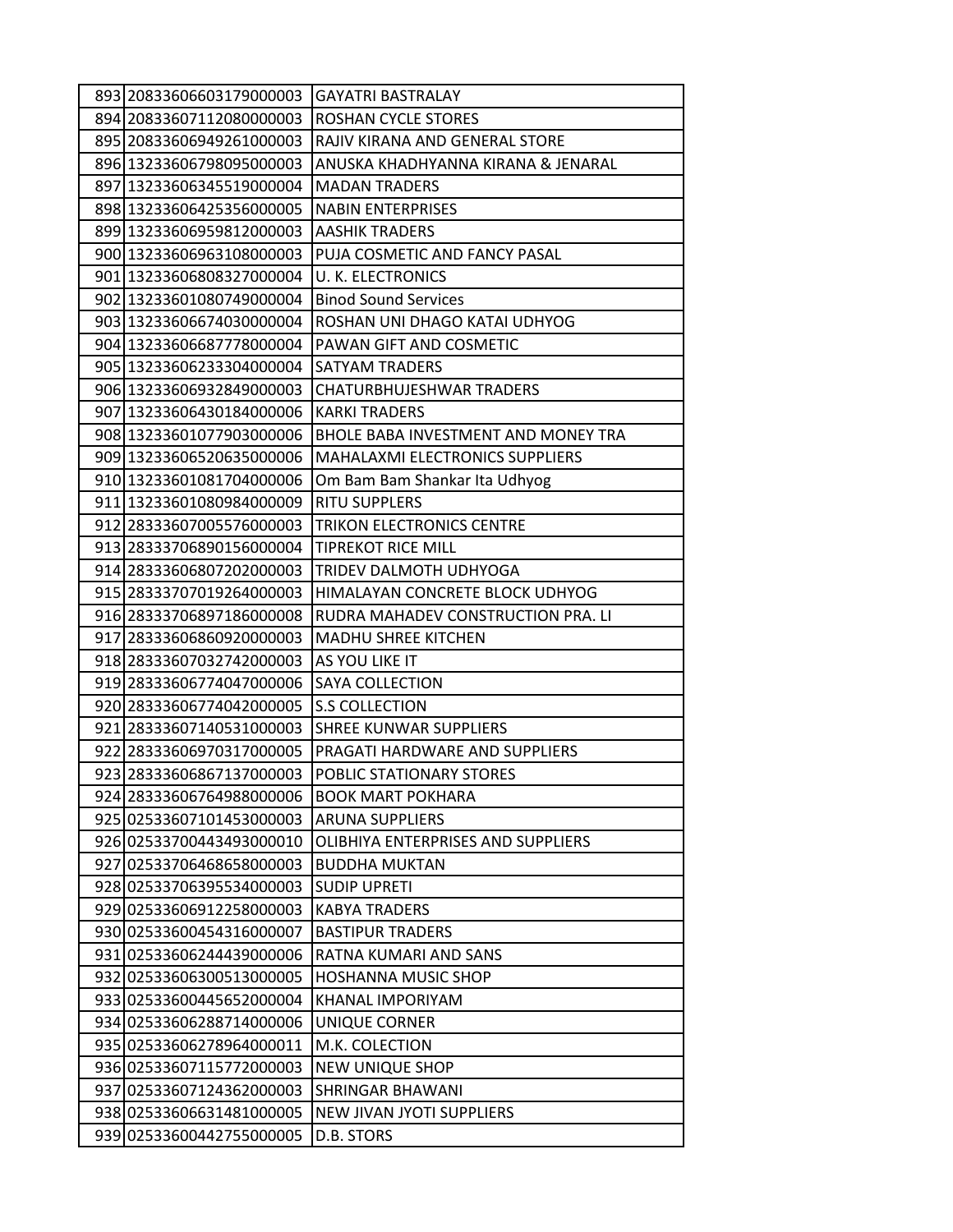| | | |
|---|---|---|
| 893 | 20833606603179000003 | GAYATRI BASTRALAY |
| 894 | 20833607112080000003 | ROSHAN CYCLE STORES |
| 895 | 20833606949261000003 | RAJIV KIRANA AND GENERAL STORE |
| 896 | 13233606798095000003 | ANUSKA KHADHYANNA KIRANA & JENARAL |
| 897 | 13233606345519000004 | MADAN TRADERS |
| 898 | 13233606425356000005 | NABIN ENTERPRISES |
| 899 | 13233606959812000003 | AASHIK TRADERS |
| 900 | 13233606963108000003 | PUJA COSMETIC AND FANCY PASAL |
| 901 | 13233606808327000004 | U. K. ELECTRONICS |
| 902 | 13233601080749000004 | Binod Sound Services |
| 903 | 13233606674030000004 | ROSHAN UNI DHAGO KATAI UDHYOG |
| 904 | 13233606687778000004 | PAWAN GIFT AND COSMETIC |
| 905 | 13233606233304000004 | SATYAM TRADERS |
| 906 | 13233606932849000003 | CHATURBHUJESHWAR TRADERS |
| 907 | 13233606430184000006 | KARKI TRADERS |
| 908 | 13233601077903000006 | BHOLE BABA INVESTMENT AND MONEY TRA |
| 909 | 13233606520635000006 | MAHALAXMI ELECTRONICS SUPPLIERS |
| 910 | 13233601081704000006 | Om Bam Bam Shankar Ita Udhyog |
| 911 | 13233601080984000009 | RITU SUPPLERS |
| 912 | 28333607005576000003 | TRIKON ELECTRONICS CENTRE |
| 913 | 28333706890156000004 | TIPREKOT RICE MILL |
| 914 | 28333606807202000003 | TRIDEV DALMOTH UDHYOGA |
| 915 | 28333707019264000003 | HIMALAYAN CONCRETE BLOCK UDHYOG |
| 916 | 28333706897186000008 | RUDRA MAHADEV CONSTRUCTION PRA. LI |
| 917 | 28333606860920000003 | MADHU SHREE KITCHEN |
| 918 | 28333607032742000003 | AS YOU LIKE IT |
| 919 | 28333606774047000006 | SAYA COLLECTION |
| 920 | 28333606774042000005 | S.S COLLECTION |
| 921 | 28333607140531000003 | SHREE KUNWAR SUPPLIERS |
| 922 | 28333606970317000005 | PRAGATI HARDWARE AND SUPPLIERS |
| 923 | 28333606867137000003 | POBLIC STATIONARY STORES |
| 924 | 28333606764988000006 | BOOK MART POKHARA |
| 925 | 02533607101453000003 | ARUNA SUPPLIERS |
| 926 | 02533700443493000010 | OLIBHIYA ENTERPRISES AND SUPPLIERS |
| 927 | 02533706468658000003 | BUDDHA MUKTAN |
| 928 | 02533706395534000003 | SUDIP UPRETI |
| 929 | 02533606912258000003 | KABYA TRADERS |
| 930 | 02533600454316000007 | BASTIPUR TRADERS |
| 931 | 02533606244439000006 | RATNA KUMARI AND SANS |
| 932 | 02533606300513000005 | HOSHANNA MUSIC SHOP |
| 933 | 02533600445652000004 | KHANAL IMPORIYAM |
| 934 | 02533606288714000006 | UNIQUE CORNER |
| 935 | 02533606278964000011 | M.K. COLECTION |
| 936 | 02533607115772000003 | NEW UNIQUE SHOP |
| 937 | 02533607124362000003 | SHRINGAR BHAWANI |
| 938 | 02533606631481000005 | NEW JIVAN JYOTI SUPPLIERS |
| 939 | 02533600442755000005 | D.B. STORS |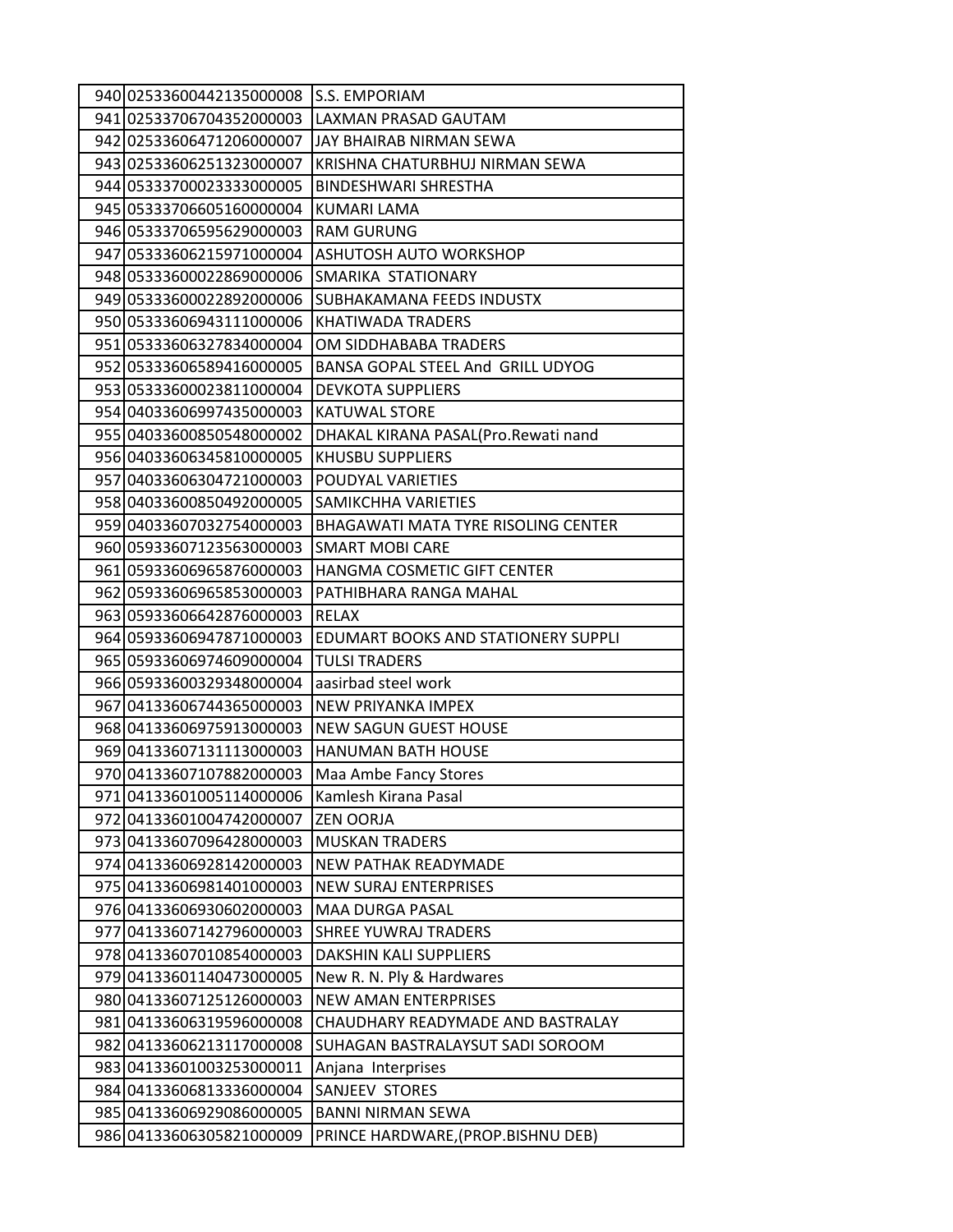| | | |
|---|---|---|
| 940 | 02533600442135000008 | S.S. EMPORIAM |
| 941 | 02533706704352000003 | LAXMAN PRASAD GAUTAM |
| 942 | 02533606471206000007 | JAY BHAIRAB NIRMAN SEWA |
| 943 | 02533606251323000007 | KRISHNA CHATURBHUJ NIRMAN SEWA |
| 944 | 05333700023333000005 | BINDESHWARI SHRESTHA |
| 945 | 05333706605160000004 | KUMARI LAMA |
| 946 | 05333706595629000003 | RAM GURUNG |
| 947 | 05333606215971000004 | ASHUTOSH AUTO WORKSHOP |
| 948 | 05333600022869000006 | SMARIKA  STATIONARY |
| 949 | 05333600022892000006 | SUBHAKAMANA FEEDS INDUSTX |
| 950 | 05333606943111000006 | KHATIWADA TRADERS |
| 951 | 05333606327834000004 | OM SIDDHABABA TRADERS |
| 952 | 05333606589416000005 | BANSA GOPAL STEEL And  GRILL UDYOG |
| 953 | 05333600023811000004 | DEVKOTA SUPPLIERS |
| 954 | 04033606997435000003 | KATUWAL STORE |
| 955 | 04033600850548000002 | DHAKAL KIRANA PASAL(Pro.Rewati nand |
| 956 | 04033606345810000005 | KHUSBU SUPPLIERS |
| 957 | 04033606304721000003 | POUDYAL VARIETIES |
| 958 | 04033600850492000005 | SAMIKCHHA VARIETIES |
| 959 | 04033607032754000003 | BHAGAWATI MATA TYRE RISOLING CENTER |
| 960 | 05933607123563000003 | SMART MOBI CARE |
| 961 | 05933606965876000003 | HANGMA COSMETIC GIFT CENTER |
| 962 | 05933606965853000003 | PATHIBHARA RANGA MAHAL |
| 963 | 05933606642876000003 | RELAX |
| 964 | 05933606947871000003 | EDUMART BOOKS AND STATIONERY SUPPLI |
| 965 | 05933606974609000004 | TULSI TRADERS |
| 966 | 05933600329348000004 | aasirbad steel work |
| 967 | 04133606744365000003 | NEW PRIYANKA IMPEX |
| 968 | 04133606975913000003 | NEW SAGUN GUEST HOUSE |
| 969 | 04133607131113000003 | HANUMAN BATH HOUSE |
| 970 | 04133607107882000003 | Maa Ambe Fancy Stores |
| 971 | 04133601005114000006 | Kamlesh Kirana Pasal |
| 972 | 04133601004742000007 | ZEN OORJA |
| 973 | 04133607096428000003 | MUSKAN TRADERS |
| 974 | 04133606928142000003 | NEW PATHAK READYMADE |
| 975 | 04133606981401000003 | NEW SURAJ ENTERPRISES |
| 976 | 04133606930602000003 | MAA DURGA PASAL |
| 977 | 04133607142796000003 | SHREE YUWRAJ TRADERS |
| 978 | 04133607010854000003 | DAKSHIN KALI SUPPLIERS |
| 979 | 04133601140473000005 | New R. N. Ply & Hardwares |
| 980 | 04133607125126000003 | NEW AMAN ENTERPRISES |
| 981 | 04133606319596000008 | CHAUDHARY READYMADE AND BASTRALAY |
| 982 | 04133606213117000008 | SUHAGAN BASTRALAYSUT SADI SOROOM |
| 983 | 04133601003253000011 | Anjana  Interprises |
| 984 | 04133606813336000004 | SANJEEV  STORES |
| 985 | 04133606929086000005 | BANNI NIRMAN SEWA |
| 986 | 04133606305821000009 | PRINCE HARDWARE,(PROP.BISHNU DEB) |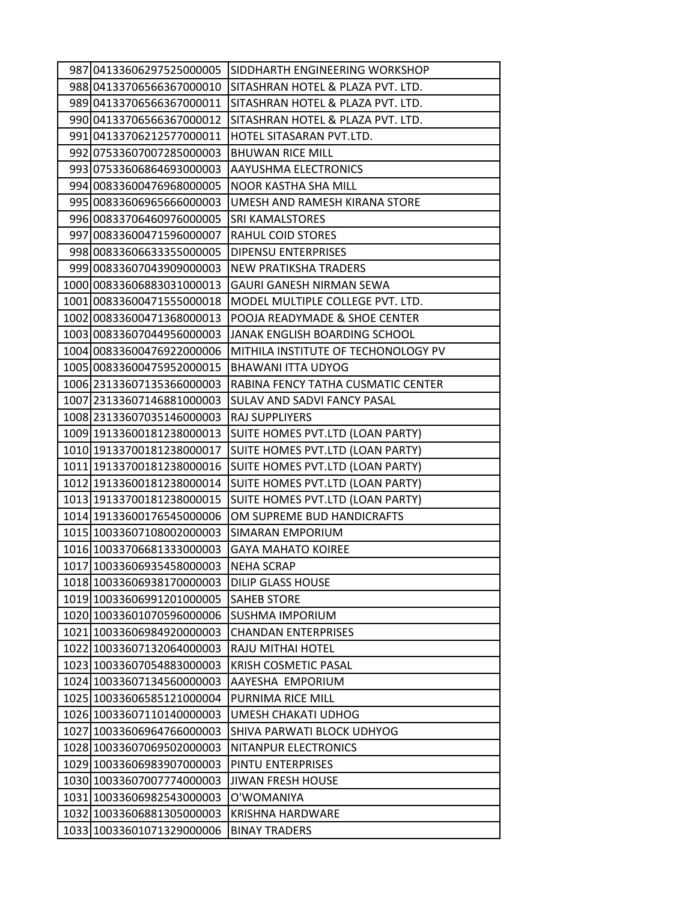| | | |
|---|---|---|
| 987 | 04133606297525000005 | SIDDHARTH ENGINEERING WORKSHOP |
| 988 | 04133706566367000010 | SITASHRAN HOTEL & PLAZA PVT. LTD. |
| 989 | 04133706566367000011 | SITASHRAN HOTEL & PLAZA PVT. LTD. |
| 990 | 04133706566367000012 | SITASHRAN HOTEL & PLAZA PVT. LTD. |
| 991 | 04133706212577000011 | HOTEL SITASARAN PVT.LTD. |
| 992 | 07533607007285000003 | BHUWAN RICE MILL |
| 993 | 07533606864693000003 | AAYUSHMA ELECTRONICS |
| 994 | 00833600476968000005 | NOOR KASTHA SHA MILL |
| 995 | 00833606965666000003 | UMESH AND RAMESH KIRANA STORE |
| 996 | 00833706460976000005 | SRI KAMALSTORES |
| 997 | 00833600471596000007 | RAHUL COID STORES |
| 998 | 00833606633355000005 | DIPENSU ENTERPRISES |
| 999 | 00833607043909000003 | NEW PRATIKSHA TRADERS |
| 1000 | 00833606883031000013 | GAURI GANESH NIRMAN SEWA |
| 1001 | 00833600471555000018 | MODEL MULTIPLE COLLEGE PVT. LTD. |
| 1002 | 00833600471368000013 | POOJA READYMADE & SHOE CENTER |
| 1003 | 00833607044956000003 | JANAK ENGLISH BOARDING SCHOOL |
| 1004 | 00833600476922000006 | MITHILA INSTITUTE OF TECHONOLOGY PV |
| 1005 | 00833600475952000015 | BHAWANI ITTA UDYOG |
| 1006 | 23133607135366000003 | RABINA FENCY TATHA CUSMATIC CENTER |
| 1007 | 23133607146881000003 | SULAV AND SADVI FANCY PASAL |
| 1008 | 23133607035146000003 | RAJ SUPPLIYERS |
| 1009 | 19133600181238000013 | SUITE HOMES PVT.LTD (LOAN PARTY) |
| 1010 | 19133700181238000017 | SUITE HOMES PVT.LTD (LOAN PARTY) |
| 1011 | 19133700181238000016 | SUITE HOMES PVT.LTD (LOAN PARTY) |
| 1012 | 19133600181238000014 | SUITE HOMES PVT.LTD (LOAN PARTY) |
| 1013 | 19133700181238000015 | SUITE HOMES PVT.LTD (LOAN PARTY) |
| 1014 | 19133600176545000006 | OM SUPREME BUD HANDICRAFTS |
| 1015 | 10033607108002000003 | SIMARAN EMPORIUM |
| 1016 | 10033706681333000003 | GAYA MAHATO KOIREE |
| 1017 | 10033606935458000003 | NEHA SCRAP |
| 1018 | 10033606938170000003 | DILIP GLASS HOUSE |
| 1019 | 10033606991201000005 | SAHEB STORE |
| 1020 | 10033601070596000006 | SUSHMA IMPORIUM |
| 1021 | 10033606984920000003 | CHANDAN ENTERPRISES |
| 1022 | 10033607132064000003 | RAJU MITHAI HOTEL |
| 1023 | 10033607054883000003 | KRISH COSMETIC PASAL |
| 1024 | 10033607134560000003 | AAYESHA EMPORIUM |
| 1025 | 10033606585121000004 | PURNIMA RICE MILL |
| 1026 | 10033607110140000003 | UMESH CHAKATI UDHOG |
| 1027 | 10033606964766000003 | SHIVA PARWATI BLOCK UDHYOG |
| 1028 | 10033607069502000003 | NITANPUR ELECTRONICS |
| 1029 | 10033606983907000003 | PINTU ENTERPRISES |
| 1030 | 10033607007774000003 | JIWAN FRESH HOUSE |
| 1031 | 10033606982543000003 | O'WOMANIYA |
| 1032 | 10033606881305000003 | KRISHNA HARDWARE |
| 1033 | 10033601071329000006 | BINAY TRADERS |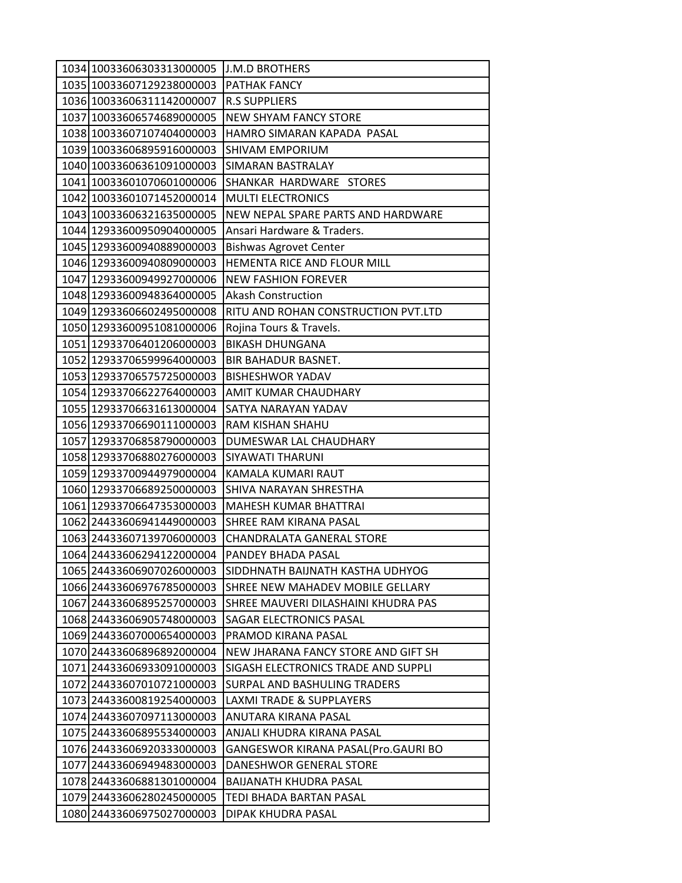| | | |
|---|---|---|
| 1034 | 10033606303313000005 | J.M.D BROTHERS |
| 1035 | 10033607129238000003 | PATHAK FANCY |
| 1036 | 10033606311142000007 | R.S SUPPLIERS |
| 1037 | 10033606574689000005 | NEW SHYAM FANCY STORE |
| 1038 | 10033607107404000003 | HAMRO SIMARAN KAPADA PASAL |
| 1039 | 10033606895916000003 | SHIVAM EMPORIUM |
| 1040 | 10033606361091000003 | SIMARAN BASTRALAY |
| 1041 | 10033601070601000006 | SHANKAR HARDWARE STORES |
| 1042 | 10033601071452000014 | MULTI ELECTRONICS |
| 1043 | 10033606321635000005 | NEW NEPAL SPARE PARTS AND HARDWARE |
| 1044 | 12933600950904000005 | Ansari Hardware & Traders. |
| 1045 | 12933600940889000003 | Bishwas Agrovet Center |
| 1046 | 12933600940809000003 | HEMENTA RICE AND FLOUR MILL |
| 1047 | 12933600949927000006 | NEW FASHION FOREVER |
| 1048 | 12933600948364000005 | Akash Construction |
| 1049 | 12933606602495000008 | RITU AND ROHAN CONSTRUCTION PVT.LTD |
| 1050 | 12933600951081000006 | Rojina Tours & Travels. |
| 1051 | 12933706401206000003 | BIKASH DHUNGANA |
| 1052 | 12933706599964000003 | BIR BAHADUR BASNET. |
| 1053 | 12933706575725000003 | BISHESHWOR YADAV |
| 1054 | 12933706622764000003 | AMIT KUMAR CHAUDHARY |
| 1055 | 12933706631613000004 | SATYA NARAYAN YADAV |
| 1056 | 12933706690111000003 | RAM KISHAN SHAHU |
| 1057 | 12933706858790000003 | DUMESWAR LAL CHAUDHARY |
| 1058 | 12933706880276000003 | SIYAWATI THARUNI |
| 1059 | 12933700944979000004 | KAMALA KUMARI RAUT |
| 1060 | 12933706689250000003 | SHIVA NARAYAN SHRESTHA |
| 1061 | 12933706647353000003 | MAHESH KUMAR BHATTRAI |
| 1062 | 24433606941449000003 | SHREE RAM KIRANA PASAL |
| 1063 | 24433607139706000003 | CHANDRALATA GANERAL STORE |
| 1064 | 24433606294122000004 | PANDEY BHADA PASAL |
| 1065 | 24433606907026000003 | SIDDHNATH BAIJNATH KASTHA UDHYOG |
| 1066 | 24433606976785000003 | SHREE NEW MAHADEV MOBILE GELLARY |
| 1067 | 24433606895257000003 | SHREE MAUVERI DILASHAINI KHUDRA PAS |
| 1068 | 24433606905748000003 | SAGAR ELECTRONICS PASAL |
| 1069 | 24433607000654000003 | PRAMOD KIRANA PASAL |
| 1070 | 24433606896892000004 | NEW JHARANA FANCY STORE AND GIFT SH |
| 1071 | 24433606933091000003 | SIGASH ELECTRONICS TRADE AND SUPPLI |
| 1072 | 24433607010721000003 | SURPAL AND BASHULING TRADERS |
| 1073 | 24433600819254000003 | LAXMI TRADE & SUPPLAYERS |
| 1074 | 24433607097113000003 | ANUTARA KIRANA PASAL |
| 1075 | 24433606895534000003 | ANJALI KHUDRA KIRANA PASAL |
| 1076 | 24433606920333000003 | GANGESWOR KIRANA PASAL(Pro.GAURI BO |
| 1077 | 24433606949483000003 | DANESHWOR GENERAL STORE |
| 1078 | 24433606881301000004 | BAIJANATH KHUDRA PASAL |
| 1079 | 24433606280245000005 | TEDI BHADA BARTAN PASAL |
| 1080 | 24433606975027000003 | DIPAK KHUDRA PASAL |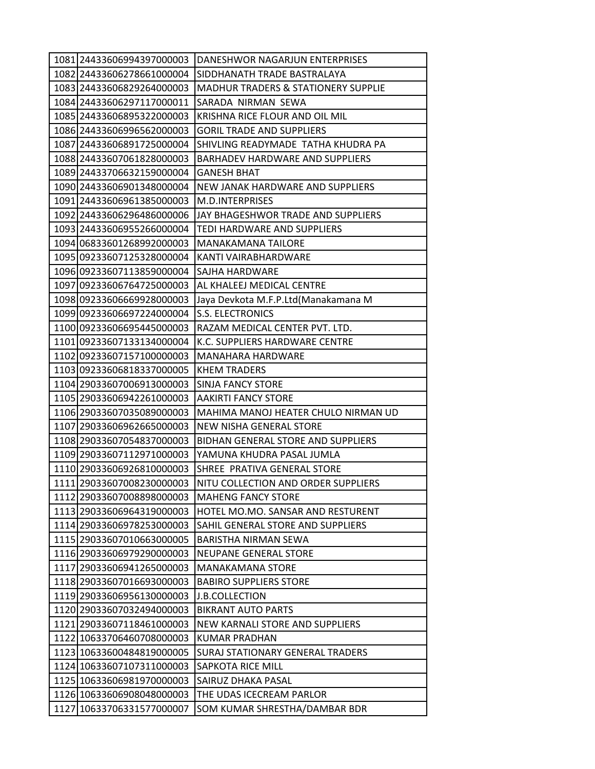| | | |
|---|---|---|
| 1081 | 24433606994397000003 | DANESHWOR NAGARJUN ENTERPRISES |
| 1082 | 24433606278661000004 | SIDDHANATH TRADE BASTRALAYA |
| 1083 | 24433606829264000003 | MADHUR TRADERS & STATIONERY SUPPLIE |
| 1084 | 24433606297117000011 | SARADA NIRMAN SEWA |
| 1085 | 24433606895322000003 | KRISHNA RICE FLOUR AND OIL MIL |
| 1086 | 24433606996562000003 | GORIL TRADE AND SUPPLIERS |
| 1087 | 24433606891725000004 | SHIVLING READYMADE TATHA KHUDRA PA |
| 1088 | 24433607061828000003 | BARHADEV HARDWARE AND SUPPLIERS |
| 1089 | 24433706632159000004 | GANESH BHAT |
| 1090 | 24433606901348000004 | NEW JANAK HARDWARE AND SUPPLIERS |
| 1091 | 24433606961385000003 | M.D.INTERPRISES |
| 1092 | 24433606296486000006 | JAY BHAGESHWOR TRADE AND SUPPLIERS |
| 1093 | 24433606955266000004 | TEDI HARDWARE AND SUPPLIERS |
| 1094 | 06833601268992000003 | MANAKAMANA TAILORE |
| 1095 | 09233607125328000004 | KANTI VAIRABHARDWARE |
| 1096 | 09233607113859000004 | SAJHA HARDWARE |
| 1097 | 09233606764725000003 | AL KHALEEJ MEDICAL CENTRE |
| 1098 | 09233606669928000003 | Jaya Devkota M.F.P.Ltd(Manakamana M |
| 1099 | 09233606697224000004 | S.S. ELECTRONICS |
| 1100 | 09233606695445000003 | RAZAM MEDICAL CENTER PVT. LTD. |
| 1101 | 09233607133134000004 | K.C. SUPPLIERS HARDWARE CENTRE |
| 1102 | 09233607157100000003 | MANAHARA HARDWARE |
| 1103 | 09233606818337000005 | KHEM TRADERS |
| 1104 | 29033607006913000003 | SINJA FANCY STORE |
| 1105 | 29033606942261000003 | AAKIRTI FANCY STORE |
| 1106 | 29033607035089000003 | MAHIMA MANOJ HEATER CHULO NIRMAN UD |
| 1107 | 29033606962665000003 | NEW NISHA GENERAL STORE |
| 1108 | 29033607054837000003 | BIDHAN GENERAL STORE AND SUPPLIERS |
| 1109 | 29033607112971000003 | YAMUNA KHUDRA PASAL JUMLA |
| 1110 | 29033606926810000003 | SHREE PRATIVA GENERAL STORE |
| 1111 | 29033607008230000003 | NITU COLLECTION AND ORDER SUPPLIERS |
| 1112 | 29033607008898000003 | MAHENG FANCY STORE |
| 1113 | 29033606964319000003 | HOTEL MO.MO. SANSAR AND RESTURENT |
| 1114 | 29033606978253000003 | SAHIL GENERAL STORE AND SUPPLIERS |
| 1115 | 29033607010663000005 | BARISTHA NIRMAN SEWA |
| 1116 | 29033606979290000003 | NEUPANE GENERAL STORE |
| 1117 | 29033606941265000003 | MANAKAMANA STORE |
| 1118 | 29033607016693000003 | BABIRO SUPPLIERS STORE |
| 1119 | 29033606956130000003 | J.B.COLLECTION |
| 1120 | 29033607032494000003 | BIKRANT AUTO PARTS |
| 1121 | 29033607118461000003 | NEW KARNALI STORE AND SUPPLIERS |
| 1122 | 10633706460708000003 | KUMAR PRADHAN |
| 1123 | 10633600484819000005 | SURAJ STATIONARY GENERAL TRADERS |
| 1124 | 10633607107311000003 | SAPKOTA RICE MILL |
| 1125 | 10633606981970000003 | SAIRUZ DHAKA PASAL |
| 1126 | 10633606908048000003 | THE UDAS ICECREAM PARLOR |
| 1127 | 10633706331577000007 | SOM KUMAR SHRESTHA/DAMBAR BDR |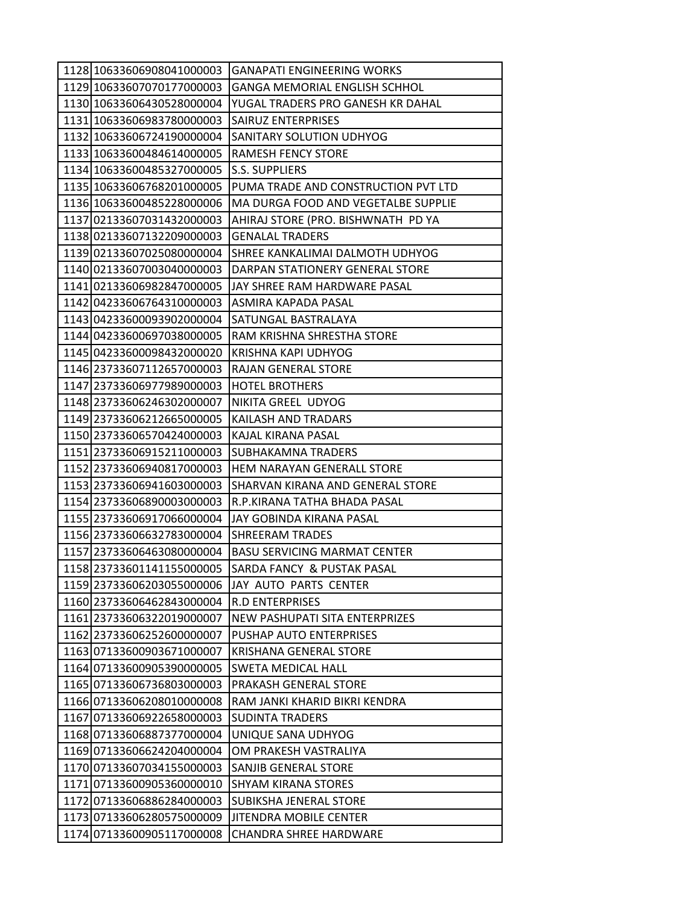| | | |
|---|---|---|
| 1128 | 10633606908041000003 | GANAPATI ENGINEERING WORKS |
| 1129 | 10633607070177000003 | GANGA MEMORIAL ENGLISH SCHHOL |
| 1130 | 10633606430528000004 | YUGAL TRADERS PRO GANESH KR DAHAL |
| 1131 | 10633606983780000003 | SAIRUZ ENTERPRISES |
| 1132 | 10633606724190000004 | SANITARY SOLUTION UDHYOG |
| 1133 | 10633600484614000005 | RAMESH FENCY STORE |
| 1134 | 10633600485327000005 | S.S. SUPPLIERS |
| 1135 | 10633606768201000005 | PUMA TRADE AND CONSTRUCTION PVT LTD |
| 1136 | 10633600485228000006 | MA DURGA FOOD AND VEGETALBE SUPPLIE |
| 1137 | 02133607031432000003 | AHIRAJ STORE (PRO. BISHWNATH PD YA |
| 1138 | 02133607132209000003 | GENALAL TRADERS |
| 1139 | 02133607025080000004 | SHREE KANKALIMAI DALMOTH UDHYOG |
| 1140 | 02133607003040000003 | DARPAN STATIONERY GENERAL STORE |
| 1141 | 02133606982847000005 | JAY SHREE RAM HARDWARE PASAL |
| 1142 | 04233606764310000003 | ASMIRA KAPADA PASAL |
| 1143 | 04233600093902000004 | SATUNGAL BASTRALAYA |
| 1144 | 04233600697038000005 | RAM KRISHNA SHRESTHA STORE |
| 1145 | 04233600098432000020 | KRISHNA KAPI UDHYOG |
| 1146 | 23733607112657000003 | RAJAN GENERAL STORE |
| 1147 | 23733606977989000003 | HOTEL BROTHERS |
| 1148 | 23733606246302000007 | NIKITA GREEL UDYOG |
| 1149 | 23733606212665000005 | KAILASH AND TRADARS |
| 1150 | 23733606570424000003 | KAJAL KIRANA PASAL |
| 1151 | 23733606915211000003 | SUBHAKAMNA TRADERS |
| 1152 | 23733606940817000003 | HEM NARAYAN GENERALL STORE |
| 1153 | 23733606941603000003 | SHARVAN KIRANA AND GENERAL STORE |
| 1154 | 23733606890003000003 | R.P.KIRANA TATHA BHADA PASAL |
| 1155 | 23733606917066000004 | JAY GOBINDA KIRANA PASAL |
| 1156 | 23733606632783000004 | SHREERAM TRADES |
| 1157 | 23733606463080000004 | BASU SERVICING MARMAT CENTER |
| 1158 | 23733601141155000005 | SARDA FANCY & PUSTAK PASAL |
| 1159 | 23733606203055000006 | JAY AUTO PARTS CENTER |
| 1160 | 23733606462843000004 | R.D ENTERPRISES |
| 1161 | 23733606322019000007 | NEW PASHUPATI SITA ENTERPRIZES |
| 1162 | 23733606252600000007 | PUSHAP AUTO ENTERPRISES |
| 1163 | 07133600903671000007 | KRISHANA GENERAL STORE |
| 1164 | 07133600905390000005 | SWETA MEDICAL HALL |
| 1165 | 07133606736803000003 | PRAKASH GENERAL STORE |
| 1166 | 07133606208010000008 | RAM JANKI KHARID BIKRI KENDRA |
| 1167 | 07133606922658000003 | SUDINTA TRADERS |
| 1168 | 07133606887377000004 | UNIQUE SANA UDHYOG |
| 1169 | 07133606624204000004 | OM PRAKESH VASTRALIYA |
| 1170 | 07133607034155000003 | SANJIB GENERAL STORE |
| 1171 | 07133600905360000010 | SHYAM KIRANA STORES |
| 1172 | 07133606886284000003 | SUBIKSHA JENERAL STORE |
| 1173 | 07133606280575000009 | JITENDRA MOBILE CENTER |
| 1174 | 07133600905117000008 | CHANDRA SHREE HARDWARE |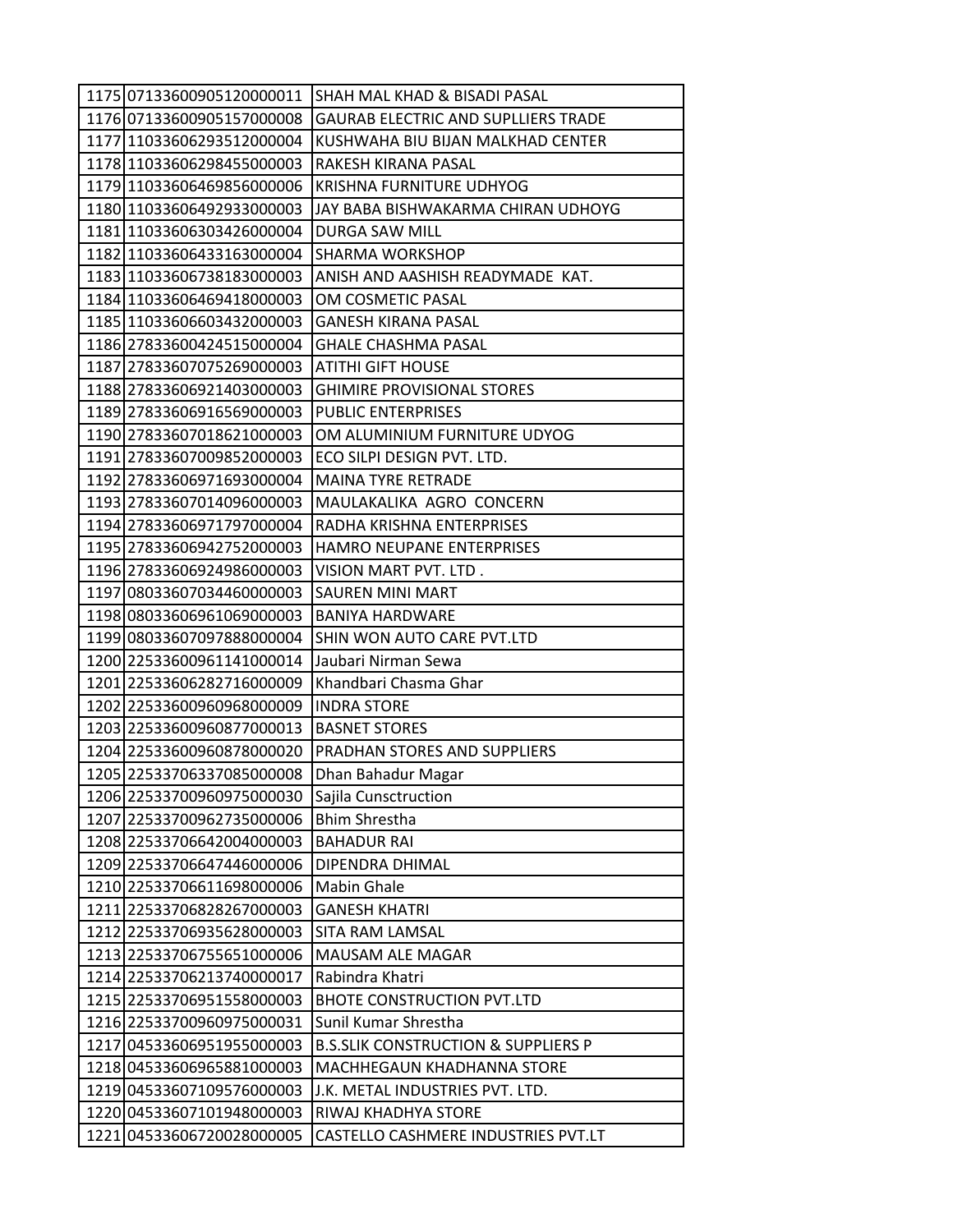| | | |
|---|---|---|
| 1175 | 07133600905120000011 | SHAH MAL KHAD & BISADI PASAL |
| 1176 | 07133600905157000008 | GAURAB ELECTRIC AND SUPLLIERS TRADE |
| 1177 | 11033606293512000004 | KUSHWAHA BIU BIJAN MALKHAD CENTER |
| 1178 | 11033606298455000003 | RAKESH KIRANA PASAL |
| 1179 | 11033606469856000006 | KRISHNA FURNITURE UDHYOG |
| 1180 | 11033606492933000003 | JAY BABA BISHWAKARMA CHIRAN UDHOYG |
| 1181 | 11033606303426000004 | DURGA SAW MILL |
| 1182 | 11033606433163000004 | SHARMA WORKSHOP |
| 1183 | 11033606738183000003 | ANISH AND AASHISH READYMADE KAT. |
| 1184 | 11033606469418000003 | OM COSMETIC PASAL |
| 1185 | 11033606603432000003 | GANESH KIRANA PASAL |
| 1186 | 27833600424515000004 | GHALE CHASHMA PASAL |
| 1187 | 27833607075269000003 | ATITHI GIFT HOUSE |
| 1188 | 27833606921403000003 | GHIMIRE PROVISIONAL STORES |
| 1189 | 27833606916569000003 | PUBLIC ENTERPRISES |
| 1190 | 27833607018621000003 | OM ALUMINIUM FURNITURE UDYOG |
| 1191 | 27833607009852000003 | ECO SILPI DESIGN PVT. LTD. |
| 1192 | 27833606971693000004 | MAINA TYRE RETRADE |
| 1193 | 27833607014096000003 | MAULAKALIKA AGRO CONCERN |
| 1194 | 27833606971797000004 | RADHA KRISHNA ENTERPRISES |
| 1195 | 27833606942752000003 | HAMRO NEUPANE ENTERPRISES |
| 1196 | 27833606924986000003 | VISION MART PVT. LTD . |
| 1197 | 08033607034460000003 | SAUREN MINI MART |
| 1198 | 08033606961069000003 | BANIYA HARDWARE |
| 1199 | 08033607097888000004 | SHIN WON AUTO CARE PVT.LTD |
| 1200 | 22533600961141000014 | Jaubari Nirman Sewa |
| 1201 | 22533606282716000009 | Khandbari Chasma Ghar |
| 1202 | 22533600960968000009 | INDRA STORE |
| 1203 | 22533600960877000013 | BASNET STORES |
| 1204 | 22533600960878000020 | PRADHAN STORES AND SUPPLIERS |
| 1205 | 22533706337085000008 | Dhan Bahadur Magar |
| 1206 | 22533700960975000030 | Sajila Cunsctruction |
| 1207 | 22533700962735000006 | Bhim Shrestha |
| 1208 | 22533706642004000003 | BAHADUR RAI |
| 1209 | 22533706647446000006 | DIPENDRA DHIMAL |
| 1210 | 22533706611698000006 | Mabin Ghale |
| 1211 | 22533706828267000003 | GANESH KHATRI |
| 1212 | 22533706935628000003 | SITA RAM LAMSAL |
| 1213 | 22533706755651000006 | MAUSAM ALE MAGAR |
| 1214 | 22533706213740000017 | Rabindra Khatri |
| 1215 | 22533706951558000003 | BHOTE CONSTRUCTION PVT.LTD |
| 1216 | 22533700960975000031 | Sunil Kumar Shrestha |
| 1217 | 04533606951955000003 | B.S.SLIK CONSTRUCTION & SUPPLIERS P |
| 1218 | 04533606965881000003 | MACHHEGAUN KHADHANNA STORE |
| 1219 | 04533607109576000003 | J.K. METAL INDUSTRIES PVT. LTD. |
| 1220 | 04533607101948000003 | RIWAJ KHADHYA STORE |
| 1221 | 04533606720028000005 | CASTELLO CASHMERE INDUSTRIES PVT.LT |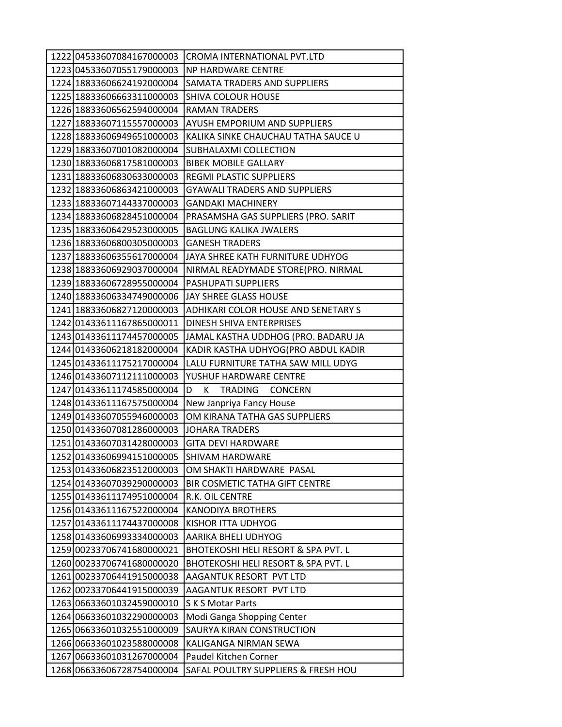| | | |
|---|---|---|
| 1222 | 04533607084167000003 | CROMA INTERNATIONAL PVT.LTD |
| 1223 | 04533607055179000003 | NP HARDWARE CENTRE |
| 1224 | 18833606624192000004 | SAMATA TRADERS AND SUPPLIERS |
| 1225 | 18833606663311000003 | SHIVA COLOUR HOUSE |
| 1226 | 18833606562594000004 | RAMAN TRADERS |
| 1227 | 18833607115557000003 | AYUSH EMPORIUM AND SUPPLIERS |
| 1228 | 18833606949651000003 | KALIKA SINKE CHAUCHAU TATHA SAUCE U |
| 1229 | 18833607001082000004 | SUBHALAXMI COLLECTION |
| 1230 | 18833606817581000003 | BIBEK MOBILE GALLARY |
| 1231 | 18833606830633000003 | REGMI PLASTIC SUPPLIERS |
| 1232 | 18833606863421000003 | GYAWALI TRADERS AND SUPPLIERS |
| 1233 | 18833607144337000003 | GANDAKI MACHINERY |
| 1234 | 18833606828451000004 | PRASAMSHA GAS SUPPLIERS (PRO. SARIT |
| 1235 | 18833606429523000005 | BAGLUNG KALIKA JWALERS |
| 1236 | 18833606800305000003 | GANESH TRADERS |
| 1237 | 18833606355617000004 | JAYA SHREE KATH FURNITURE UDHYOG |
| 1238 | 18833606929037000004 | NIRMAL READYMADE STORE(PRO. NIRMAL |
| 1239 | 18833606728955000004 | PASHUPATI SUPPLIERS |
| 1240 | 18833606334749000006 | JAY SHREE GLASS HOUSE |
| 1241 | 18833606827120000003 | ADHIKARI COLOR HOUSE AND SENETARY S |
| 1242 | 01433611167865000011 | DINESH SHIVA ENTERPRISES |
| 1243 | 01433611174457000005 | JAMAL KASTHA UDDHOG (PRO. BADARU JA |
| 1244 | 01433606218182000004 | KADIR KASTHA UDHYOG(PRO ABDUL KADIR |
| 1245 | 01433611175217000004 | LALU FURNITURE TATHA SAW MILL UDYG |
| 1246 | 01433607112111000003 | YUSHUF HARDWARE CENTRE |
| 1247 | 01433611174585000004 | D K TRADING CONCERN |
| 1248 | 01433611167575000004 | New Janpriya Fancy House |
| 1249 | 01433607055946000003 | OM KIRANA TATHA GAS SUPPLIERS |
| 1250 | 01433607081286000003 | JOHARA TRADERS |
| 1251 | 01433607031428000003 | GITA DEVI HARDWARE |
| 1252 | 01433606994151000005 | SHIVAM HARDWARE |
| 1253 | 01433606823512000003 | OM SHAKTI HARDWARE PASAL |
| 1254 | 01433607039290000003 | BIR COSMETIC TATHA GIFT CENTRE |
| 1255 | 01433611174951000004 | R.K. OIL CENTRE |
| 1256 | 01433611167522000004 | KANODIYA BROTHERS |
| 1257 | 01433611174437000008 | KISHOR ITTA UDHYOG |
| 1258 | 01433606993334000003 | AARIKA BHELI UDHYOG |
| 1259 | 00233706741680000021 | BHOTEKOSHI HELI RESORT & SPA PVT. L |
| 1260 | 00233706741680000020 | BHOTEKOSHI HELI RESORT & SPA PVT. L |
| 1261 | 00233706441915000038 | AAGANTUK RESORT PVT LTD |
| 1262 | 00233706441915000039 | AAGANTUK RESORT PVT LTD |
| 1263 | 06633601032459000010 | S K S Motar Parts |
| 1264 | 06633601032290000003 | Modi Ganga Shopping Center |
| 1265 | 06633601032551000009 | SAURYA KIRAN CONSTRUCTION |
| 1266 | 06633601023588000008 | KALIGANGA NIRMAN SEWA |
| 1267 | 06633601031267000004 | Paudel Kitchen Corner |
| 1268 | 06633606728754000004 | SAFAL POULTRY SUPPLIERS & FRESH HOU |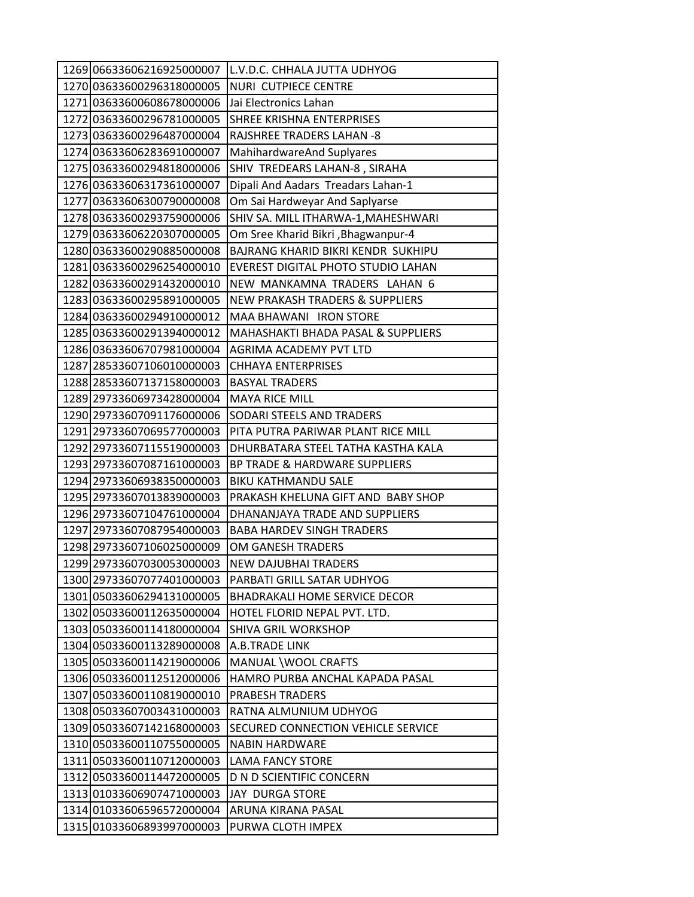| | | |
|---|---|---|
| 1269 | 06633606216925000007 | L.V.D.C. CHHALA JUTTA UDHYOG |
| 1270 | 03633600296318000005 | NURI  CUTPIECE CENTRE |
| 1271 | 03633600608678000006 | Jai Electronics Lahan |
| 1272 | 03633600296781000005 | SHREE KRISHNA ENTERPRISES |
| 1273 | 03633600296487000004 | RAJSHREE TRADERS LAHAN -8 |
| 1274 | 03633606283691000007 | MahihardwareAnd Suplyares |
| 1275 | 03633600294818000006 | SHIV  TREDEARS LAHAN-8 , SIRAHA |
| 1276 | 03633606317361000007 | Dipali And Aadars  Treadars Lahan-1 |
| 1277 | 03633606300790000008 | Om Sai Hardweyar And Saplyarse |
| 1278 | 03633600293759000006 | SHIV SA. MILL ITHARWA-1,MAHESHWARI |
| 1279 | 03633606220307000005 | Om Sree Kharid Bikri ,Bhagwanpur-4 |
| 1280 | 03633600290885000008 | BAJRANG KHARID BIKRI KENDR  SUKHIPU |
| 1281 | 03633600296254000010 | EVEREST DIGITAL PHOTO STUDIO LAHAN |
| 1282 | 03633600291432000010 | NEW  MANKAMNA  TRADERS   LAHAN  6 |
| 1283 | 03633600295891000005 | NEW PRAKASH TRADERS & SUPPLIERS |
| 1284 | 03633600294910000012 | MAA BHAWANI   IRON STORE |
| 1285 | 03633600291394000012 | MAHASHAKTI BHADA PASAL & SUPPLIERS |
| 1286 | 03633606707981000004 | AGRIMA ACADEMY PVT LTD |
| 1287 | 28533607106010000003 | CHHAYA ENTERPRISES |
| 1288 | 28533607137158000003 | BASYAL TRADERS |
| 1289 | 29733606973428000004 | MAYA RICE MILL |
| 1290 | 29733607091176000006 | SODARI STEELS AND TRADERS |
| 1291 | 29733607069577000003 | PITA PUTRA PARIWAR PLANT RICE MILL |
| 1292 | 29733607115519000003 | DHURBATARA STEEL TATHA KASTHA KALA |
| 1293 | 29733607087161000003 | BP TRADE & HARDWARE SUPPLIERS |
| 1294 | 29733606938350000003 | BIKU KATHMANDU SALE |
| 1295 | 29733607013839000003 | PRAKASH KHELUNA GIFT AND  BABY SHOP |
| 1296 | 29733607104761000004 | DHANANJAYA TRADE AND SUPPLIERS |
| 1297 | 29733607087954000003 | BABA HARDEV SINGH TRADERS |
| 1298 | 29733607106025000009 | OM GANESH TRADERS |
| 1299 | 29733607030053000003 | NEW DAJUBHAI TRADERS |
| 1300 | 29733607077401000003 | PARBATI GRILL SATAR UDHYOG |
| 1301 | 05033606294131000005 | BHADRAKALI HOME SERVICE DECOR |
| 1302 | 05033600112635000004 | HOTEL FLORID NEPAL PVT. LTD. |
| 1303 | 05033600114180000004 | SHIVA GRIL WORKSHOP |
| 1304 | 05033600113289000008 | A.B.TRADE LINK |
| 1305 | 05033600114219000006 | MANUAL \WOOL CRAFTS |
| 1306 | 05033600112512000006 | HAMRO PURBA ANCHAL KAPADA PASAL |
| 1307 | 05033600110819000010 | PRABESH TRADERS |
| 1308 | 05033607003431000003 | RATNA ALMUNIUM UDHYOG |
| 1309 | 05033607142168000003 | SECURED CONNECTION VEHICLE SERVICE |
| 1310 | 05033600110755000005 | NABIN HARDWARE |
| 1311 | 05033600110712000003 | LAMA FANCY STORE |
| 1312 | 05033600114472000005 | D N D SCIENTIFIC CONCERN |
| 1313 | 01033606907471000003 | JAY  DURGA STORE |
| 1314 | 01033606596572000004 | ARUNA KIRANA PASAL |
| 1315 | 01033606893997000003 | PURWA CLOTH IMPEX |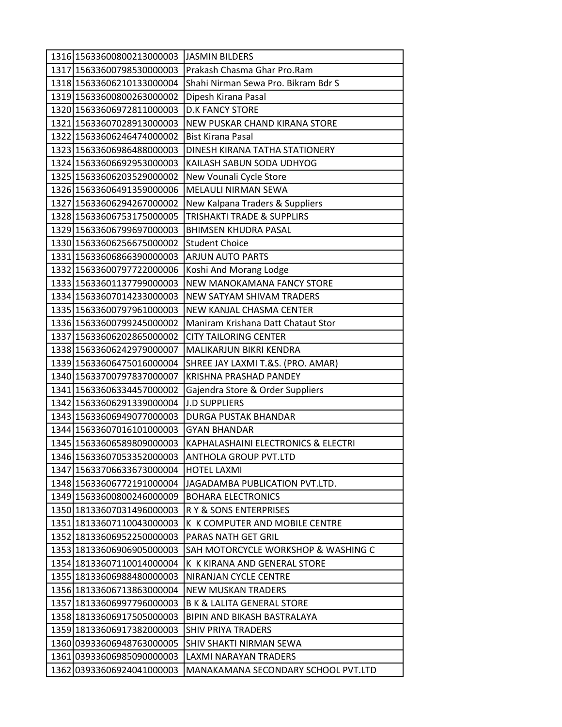| | | |
|---|---|---|
| 1316 | 15633600800213000003 | JASMIN BILDERS |
| 1317 | 15633600798530000003 | Prakash Chasma Ghar Pro.Ram |
| 1318 | 15633606210133000004 | Shahi Nirman Sewa Pro. Bikram Bdr S |
| 1319 | 15633600800263000002 | Dipesh Kirana Pasal |
| 1320 | 15633606972811000003 | D.K FANCY STORE |
| 1321 | 15633607028913000003 | NEW PUSKAR CHAND KIRANA STORE |
| 1322 | 15633606246474000002 | Bist Kirana Pasal |
| 1323 | 15633606986488000003 | DINESH KIRANA TATHA STATIONERY |
| 1324 | 15633606692953000003 | KAILASH SABUN SODA UDHYOG |
| 1325 | 15633606203529000002 | New Vounali Cycle Store |
| 1326 | 15633606491359000006 | MELAULI NIRMAN SEWA |
| 1327 | 15633606294267000002 | New Kalpana Traders & Suppliers |
| 1328 | 15633606753175000005 | TRISHAKTI TRADE & SUPPLIRS |
| 1329 | 15633606799697000003 | BHIMSEN KHUDRA PASAL |
| 1330 | 15633606256675000002 | Student Choice |
| 1331 | 15633606866390000003 | ARJUN AUTO PARTS |
| 1332 | 15633600797722000006 | Koshi And Morang Lodge |
| 1333 | 15633601137799000003 | NEW MANOKAMANA FANCY STORE |
| 1334 | 15633607014233000003 | NEW SATYAM SHIVAM TRADERS |
| 1335 | 15633600797961000003 | NEW KANJAL CHASMA CENTER |
| 1336 | 15633600799245000002 | Maniram Krishana Datt Chataut Stor |
| 1337 | 15633606202865000002 | CITY TAILORING CENTER |
| 1338 | 15633606242979000007 | MALIKARJUN BIKRI KENDRA |
| 1339 | 15633606475016000004 | SHREE JAY LAXMI T.&S. (PRO. AMAR) |
| 1340 | 15633700797837000007 | KRISHNA PRASHAD PANDEY |
| 1341 | 15633606334457000002 | Gajendra Store & Order Suppliers |
| 1342 | 15633606291339000004 | J.D SUPPLIERS |
| 1343 | 15633606949077000003 | DURGA PUSTAK BHANDAR |
| 1344 | 15633607016101000003 | GYAN BHANDAR |
| 1345 | 15633606589809000003 | KAPHALASHAINI ELECTRONICS & ELECTRI |
| 1346 | 15633607053352000003 | ANTHOLA GROUP PVT.LTD |
| 1347 | 15633706633673000004 | HOTEL LAXMI |
| 1348 | 15633606772191000004 | JAGADAMBA PUBLICATION PVT.LTD. |
| 1349 | 15633600800246000009 | BOHARA ELECTRONICS |
| 1350 | 18133607031496000003 | R Y & SONS ENTERPRISES |
| 1351 | 18133607110043000003 | K K COMPUTER AND MOBILE CENTRE |
| 1352 | 18133606952250000003 | PARAS NATH GET GRIL |
| 1353 | 18133606906905000003 | SAH MOTORCYCLE WORKSHOP & WASHING C |
| 1354 | 18133607110014000004 | K K KIRANA AND GENERAL STORE |
| 1355 | 18133606988480000003 | NIRANJAN CYCLE CENTRE |
| 1356 | 18133606713863000004 | NEW MUSKAN TRADERS |
| 1357 | 18133606997796000003 | B K & LALITA GENERAL STORE |
| 1358 | 18133606917505000003 | BIPIN AND BIKASH BASTRALAYA |
| 1359 | 18133606917382000003 | SHIV PRIYA TRADERS |
| 1360 | 03933606948763000005 | SHIV SHAKTI NIRMAN SEWA |
| 1361 | 03933606985090000003 | LAXMI NARAYAN TRADERS |
| 1362 | 03933606924041000003 | MANAKAMANA SECONDARY SCHOOL PVT.LTD |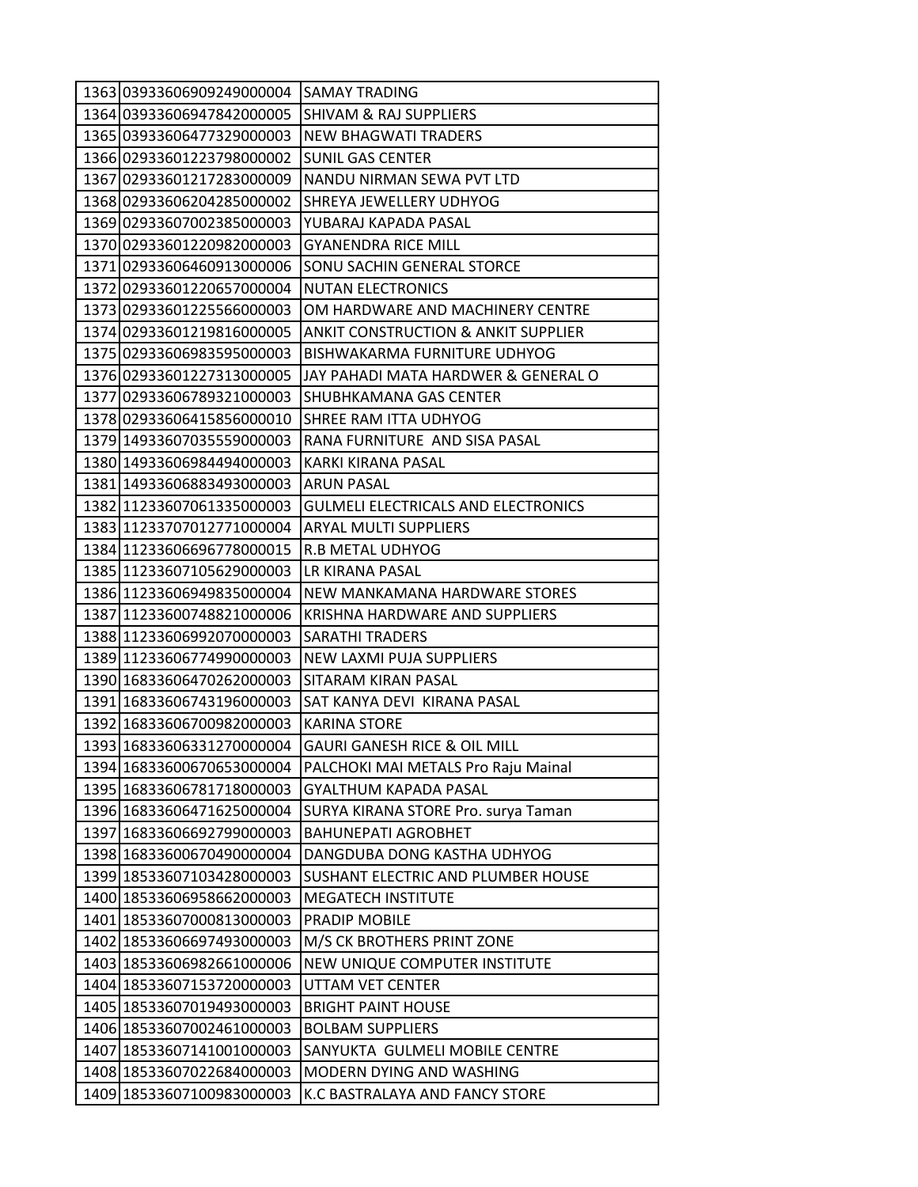| | | |
|---|---|---|
| 1363 | 03933606909249000004 | SAMAY TRADING |
| 1364 | 03933606947842000005 | SHIVAM & RAJ SUPPLIERS |
| 1365 | 03933606477329000003 | NEW BHAGWATI TRADERS |
| 1366 | 02933601223798000002 | SUNIL GAS CENTER |
| 1367 | 02933601217283000009 | NANDU NIRMAN SEWA PVT LTD |
| 1368 | 02933606204285000002 | SHREYA JEWELLERY UDHYOG |
| 1369 | 02933607002385000003 | YUBARAJ KAPADA PASAL |
| 1370 | 02933601220982000003 | GYANENDRA RICE MILL |
| 1371 | 02933606460913000006 | SONU SACHIN GENERAL STORCE |
| 1372 | 02933601220657000004 | NUTAN ELECTRONICS |
| 1373 | 02933601225566000003 | OM HARDWARE AND MACHINERY CENTRE |
| 1374 | 02933601219816000005 | ANKIT CONSTRUCTION & ANKIT SUPPLIER |
| 1375 | 02933606983595000003 | BISHWAKARMA FURNITURE UDHYOG |
| 1376 | 02933601227313000005 | JAY PAHADI MATA HARDWER & GENERAL O |
| 1377 | 02933606789321000003 | SHUBHKAMANA GAS CENTER |
| 1378 | 02933606415856000010 | SHREE RAM ITTA UDHYOG |
| 1379 | 14933607035559000003 | RANA FURNITURE AND SISA PASAL |
| 1380 | 14933606984494000003 | KARKI KIRANA PASAL |
| 1381 | 14933606883493000003 | ARUN PASAL |
| 1382 | 11233607061335000003 | GULMELI ELECTRICALS AND ELECTRONICS |
| 1383 | 11233707012771000004 | ARYAL MULTI SUPPLIERS |
| 1384 | 11233606696778000015 | R.B METAL UDHYOG |
| 1385 | 11233607105629000003 | LR KIRANA PASAL |
| 1386 | 11233606949835000004 | NEW MANKAMANA HARDWARE STORES |
| 1387 | 11233600748821000006 | KRISHNA HARDWARE AND SUPPLIERS |
| 1388 | 11233606992070000003 | SARATHI TRADERS |
| 1389 | 11233606774990000003 | NEW LAXMI PUJA SUPPLIERS |
| 1390 | 16833606470262000003 | SITARAM KIRAN PASAL |
| 1391 | 16833606743196000003 | SAT KANYA DEVI KIRANA PASAL |
| 1392 | 16833606700982000003 | KARINA STORE |
| 1393 | 16833606331270000004 | GAURI GANESH RICE & OIL MILL |
| 1394 | 16833600670653000004 | PALCHOKI MAI METALS Pro Raju Mainal |
| 1395 | 16833606781718000003 | GYALTHUM KAPADA PASAL |
| 1396 | 16833606471625000004 | SURYA KIRANA STORE Pro. surya Taman |
| 1397 | 16833606692799000003 | BAHUNEPATI AGROBHET |
| 1398 | 16833600670490000004 | DANGDUBA DONG KASTHA UDHYOG |
| 1399 | 18533607103428000003 | SUSHANT ELECTRIC AND PLUMBER HOUSE |
| 1400 | 18533606958662000003 | MEGATECH INSTITUTE |
| 1401 | 18533607000813000003 | PRADIP MOBILE |
| 1402 | 18533606697493000003 | M/S CK BROTHERS PRINT ZONE |
| 1403 | 18533606982661000006 | NEW UNIQUE COMPUTER INSTITUTE |
| 1404 | 18533607153720000003 | UTTAM VET CENTER |
| 1405 | 18533607019493000003 | BRIGHT PAINT HOUSE |
| 1406 | 18533607002461000003 | BOLBAM SUPPLIERS |
| 1407 | 18533607141001000003 | SANYUKTA GULMELI MOBILE CENTRE |
| 1408 | 18533607022684000003 | MODERN DYING AND WASHING |
| 1409 | 18533607100983000003 | K.C BASTRALAYA AND FANCY STORE |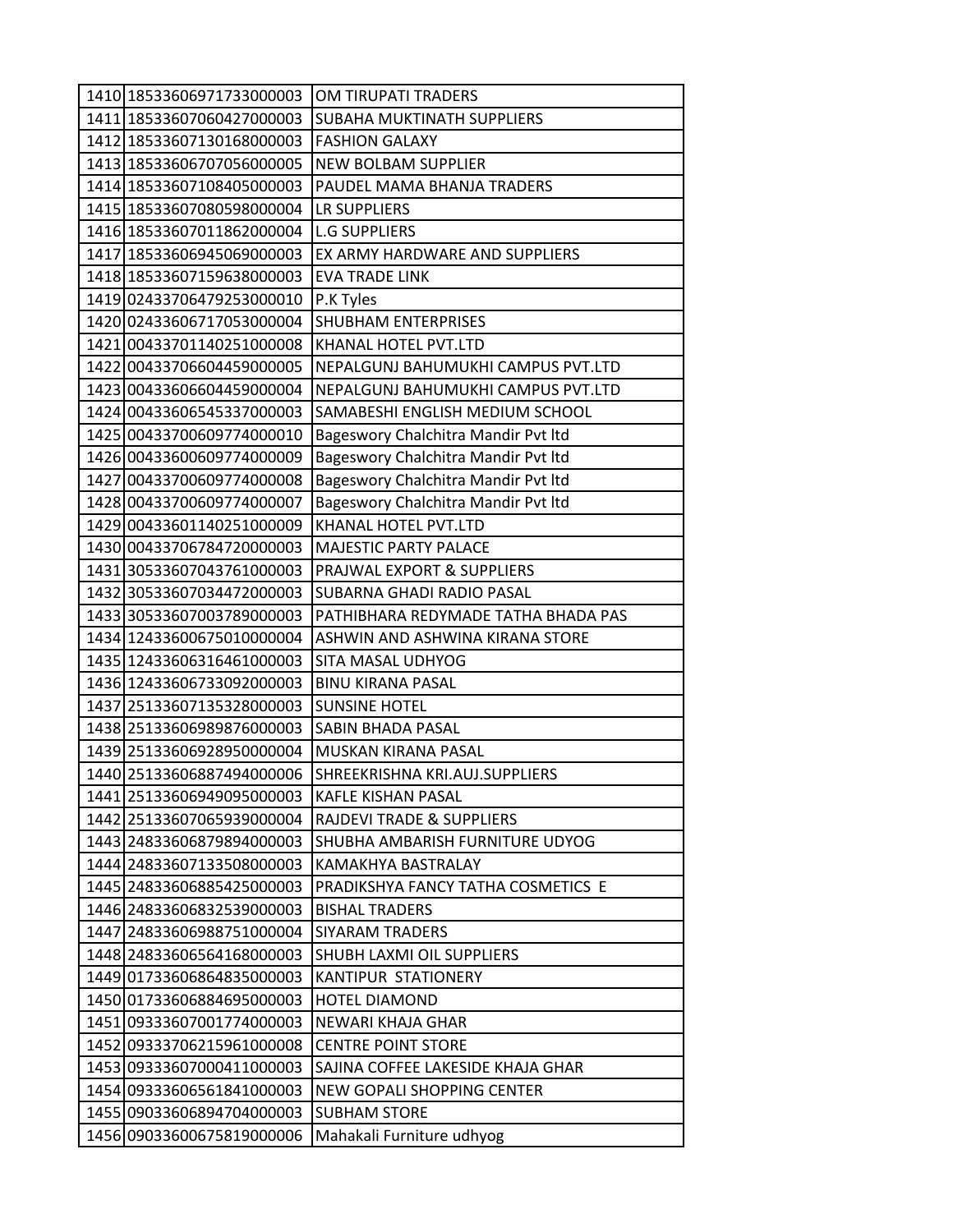| 1410 | 18533606971733000003 | OM TIRUPATI TRADERS |
|---|---|---|
| 1411 | 18533607060427000003 | SUBAHA MUKTINATH SUPPLIERS |
| 1412 | 18533607130168000003 | FASHION GALAXY |
| 1413 | 18533606707056000005 | NEW BOLBAM SUPPLIER |
| 1414 | 18533607108405000003 | PAUDEL MAMA BHANJA TRADERS |
| 1415 | 18533607080598000004 | LR SUPPLIERS |
| 1416 | 18533607011862000004 | L.G SUPPLIERS |
| 1417 | 18533606945069000003 | EX ARMY HARDWARE AND SUPPLIERS |
| 1418 | 18533607159638000003 | EVA TRADE LINK |
| 1419 | 02433706479253000010 | P.K Tyles |
| 1420 | 02433606717053000004 | SHUBHAM ENTERPRISES |
| 1421 | 00433701140251000008 | KHANAL HOTEL PVT.LTD |
| 1422 | 00433706604459000005 | NEPALGUNJ BAHUMUKHI CAMPUS PVT.LTD |
| 1423 | 00433606604459000004 | NEPALGUNJ BAHUMUKHI CAMPUS PVT.LTD |
| 1424 | 00433606545337000003 | SAMABESHI ENGLISH MEDIUM SCHOOL |
| 1425 | 00433700609774000010 | Bageswory Chalchitra Mandir Pvt ltd |
| 1426 | 00433600609774000009 | Bageswory Chalchitra Mandir Pvt ltd |
| 1427 | 00433700609774000008 | Bageswory Chalchitra Mandir Pvt ltd |
| 1428 | 00433700609774000007 | Bageswory Chalchitra Mandir Pvt ltd |
| 1429 | 00433601140251000009 | KHANAL HOTEL PVT.LTD |
| 1430 | 00433706784720000003 | MAJESTIC PARTY PALACE |
| 1431 | 30533607043761000003 | PRAJWAL EXPORT & SUPPLIERS |
| 1432 | 30533607034472000003 | SUBARNA GHADI RADIO PASAL |
| 1433 | 30533607003789000003 | PATHIBHARA REDYMADE TATHA BHADA PAS |
| 1434 | 12433600675010000004 | ASHWIN AND ASHWINA KIRANA STORE |
| 1435 | 12433606316461000003 | SITA MASAL UDHYOG |
| 1436 | 12433606733092000003 | BINU KIRANA PASAL |
| 1437 | 25133607135328000003 | SUNSINE HOTEL |
| 1438 | 25133606989876000003 | SABIN BHADA PASAL |
| 1439 | 25133606928950000004 | MUSKAN KIRANA PASAL |
| 1440 | 25133606887494000006 | SHREEKRISHNA KRI.AUJ.SUPPLIERS |
| 1441 | 25133606949095000003 | KAFLE KISHAN PASAL |
| 1442 | 25133607065939000004 | RAJDEVI TRADE & SUPPLIERS |
| 1443 | 24833606879894000003 | SHUBHA AMBARISH FURNITURE UDYOG |
| 1444 | 24833607133508000003 | KAMAKHYA BASTRALAY |
| 1445 | 24833606885425000003 | PRADIKSHYA FANCY TATHA COSMETICS E |
| 1446 | 24833606832539000003 | BISHAL TRADERS |
| 1447 | 24833606988751000004 | SIYARAM TRADERS |
| 1448 | 24833606564168000003 | SHUBH LAXMI OIL SUPPLIERS |
| 1449 | 01733606864835000003 | KANTIPUR STATIONERY |
| 1450 | 01733606884695000003 | HOTEL DIAMOND |
| 1451 | 09333607001774000003 | NEWARI KHAJA GHAR |
| 1452 | 09333706215961000008 | CENTRE POINT STORE |
| 1453 | 09333607000411000003 | SAJINA COFFEE LAKESIDE KHAJA GHAR |
| 1454 | 09333606561841000003 | NEW GOPALI SHOPPING CENTER |
| 1455 | 09033606894704000003 | SUBHAM STORE |
| 1456 | 09033600675819000006 | Mahakali Furniture udhyog |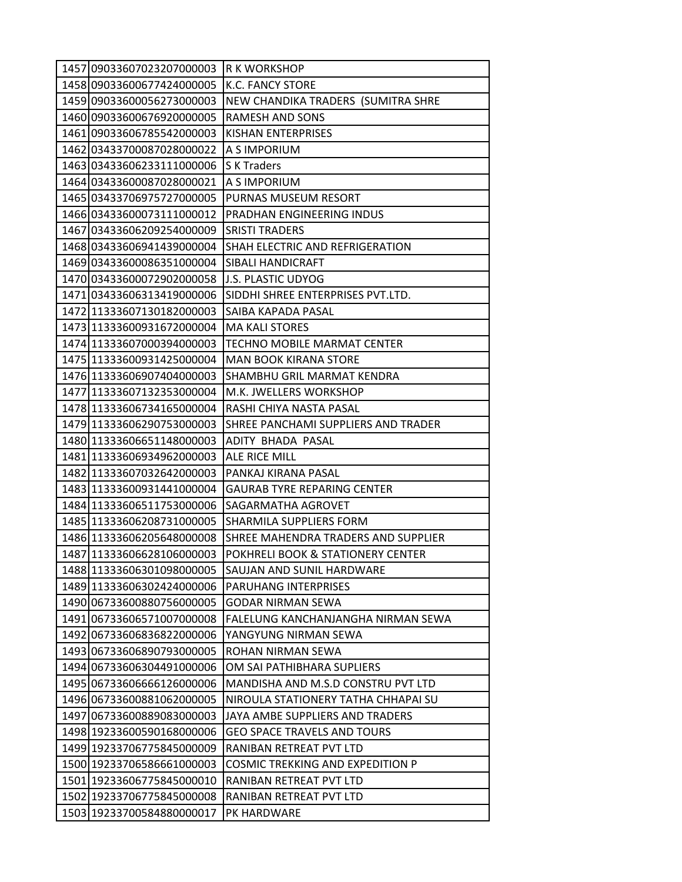| | | |
|---|---|---|
| 1457 | 09033607023207000003 | R K WORKSHOP |
| 1458 | 09033600677424000005 | K.C. FANCY STORE |
| 1459 | 09033600056273000003 | NEW CHANDIKA TRADERS (SUMITRA SHRE |
| 1460 | 09033600676920000005 | RAMESH AND SONS |
| 1461 | 09033606785542000003 | KISHAN ENTERPRISES |
| 1462 | 03433700087028000022 | A S IMPORIUM |
| 1463 | 03433606233111000006 | S K Traders |
| 1464 | 03433600087028000021 | A S IMPORIUM |
| 1465 | 03433706975727000005 | PURNAS MUSEUM RESORT |
| 1466 | 03433600073111000012 | PRADHAN ENGINEERING INDUS |
| 1467 | 03433606209254000009 | SRISTI TRADERS |
| 1468 | 03433606941439000004 | SHAH ELECTRIC AND REFRIGERATION |
| 1469 | 03433600086351000004 | SIBALI HANDICRAFT |
| 1470 | 03433600072902000058 | J.S. PLASTIC UDYOG |
| 1471 | 03433606313419000006 | SIDDHI SHREE ENTERPRISES PVT.LTD. |
| 1472 | 11333607130182000003 | SAIBA KAPADA PASAL |
| 1473 | 11333600931672000004 | MA KALI STORES |
| 1474 | 11333607000394000003 | TECHNO MOBILE MARMAT CENTER |
| 1475 | 11333600931425000004 | MAN BOOK KIRANA STORE |
| 1476 | 11333606907404000003 | SHAMBHU GRIL MARMAT KENDRA |
| 1477 | 11333607132353000004 | M.K. JWELLERS WORKSHOP |
| 1478 | 11333606734165000004 | RASHI CHIYA NASTA PASAL |
| 1479 | 11333606290753000003 | SHREE PANCHAMI SUPPLIERS AND TRADER |
| 1480 | 11333606651148000003 | ADITY BHADA PASAL |
| 1481 | 11333606934962000003 | ALE RICE MILL |
| 1482 | 11333607032642000003 | PANKAJ KIRANA PASAL |
| 1483 | 11333600931441000004 | GAURAB TYRE REPARING CENTER |
| 1484 | 11333606511753000006 | SAGARMATHA AGROVET |
| 1485 | 11333606208731000005 | SHARMILA SUPPLIERS FORM |
| 1486 | 11333606205648000008 | SHREE MAHENDRA TRADERS AND SUPPLIER |
| 1487 | 11333606628106000003 | POKHRELI BOOK & STATIONERY CENTER |
| 1488 | 11333606301098000005 | SAUJAN AND SUNIL HARDWARE |
| 1489 | 11333606302424000006 | PARUHANG INTERPRISES |
| 1490 | 06733600880756000005 | GODAR NIRMAN SEWA |
| 1491 | 06733606571007000008 | FALELUNG KANCHANJANGHA NIRMAN SEWA |
| 1492 | 06733606836822000006 | YANGYUNG NIRMAN SEWA |
| 1493 | 06733606890793000005 | ROHAN NIRMAN SEWA |
| 1494 | 06733606304491000006 | OM SAI PATHIBHARA SUPLIERS |
| 1495 | 06733606666126000006 | MANDISHA AND M.S.D CONSTRU PVT LTD |
| 1496 | 06733600881062000005 | NIROULA STATIONERY TATHA CHHAPAI SU |
| 1497 | 06733600889083000003 | JAYA AMBE SUPPLIERS AND TRADERS |
| 1498 | 19233600590168000006 | GEO SPACE TRAVELS AND TOURS |
| 1499 | 19233706775845000009 | RANIBAN RETREAT PVT LTD |
| 1500 | 19233706586661000003 | COSMIC TREKKING AND EXPEDITION P |
| 1501 | 19233606775845000010 | RANIBAN RETREAT PVT LTD |
| 1502 | 19233706775845000008 | RANIBAN RETREAT PVT LTD |
| 1503 | 19233700584880000017 | PK HARDWARE |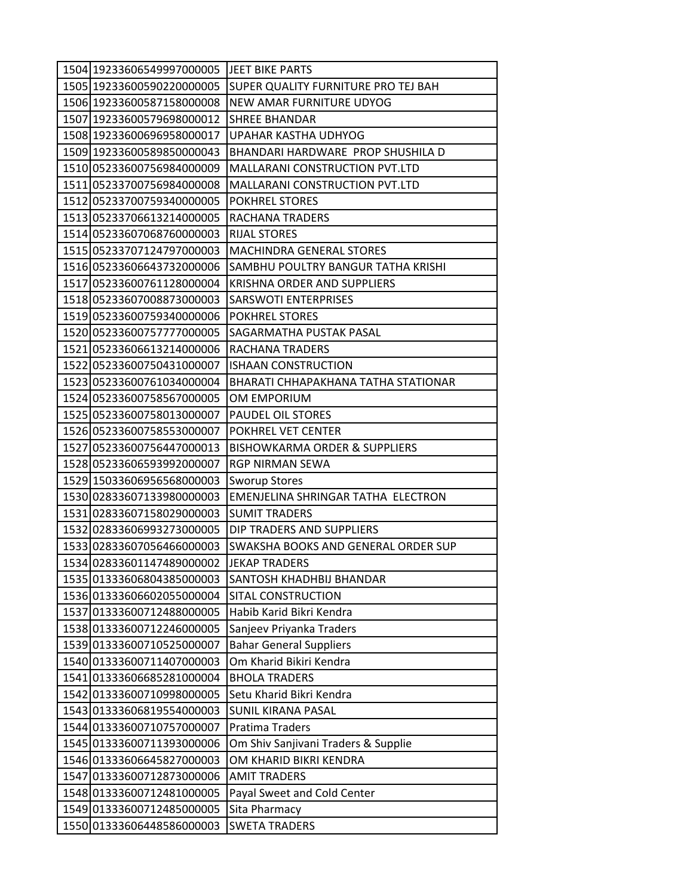| | | |
|---|---|---|
| 1504 | 19233606549997000005 | JEET BIKE PARTS |
| 1505 | 19233600590220000005 | SUPER QUALITY FURNITURE PRO TEJ BAH |
| 1506 | 19233600587158000008 | NEW AMAR FURNITURE UDYOG |
| 1507 | 19233600579698000012 | SHREE BHANDAR |
| 1508 | 19233600696958000017 | UPAHAR KASTHA UDHYOG |
| 1509 | 19233600589850000043 | BHANDARI HARDWARE PROP SHUSHILA D |
| 1510 | 05233600756984000009 | MALLARANI CONSTRUCTION PVT.LTD |
| 1511 | 05233700756984000008 | MALLARANI CONSTRUCTION PVT.LTD |
| 1512 | 05233700759340000005 | POKHREL STORES |
| 1513 | 05233706613214000005 | RACHANA TRADERS |
| 1514 | 05233607068760000003 | RIJAL STORES |
| 1515 | 05233707124797000003 | MACHINDRA GENERAL STORES |
| 1516 | 05233606643732000006 | SAMBHU POULTRY BANGUR TATHA KRISHI |
| 1517 | 05233600761128000004 | KRISHNA ORDER AND SUPPLIERS |
| 1518 | 05233607008873000003 | SARSWOTI ENTERPRISES |
| 1519 | 05233600759340000006 | POKHREL STORES |
| 1520 | 05233600757777000005 | SAGARMATHA PUSTAK PASAL |
| 1521 | 05233606613214000006 | RACHANA TRADERS |
| 1522 | 05233600750431000007 | ISHAAN CONSTRUCTION |
| 1523 | 05233600761034000004 | BHARATI CHHAPAKHANA TATHA STATIONAR |
| 1524 | 05233600758567000005 | OM EMPORIUM |
| 1525 | 05233600758013000007 | PAUDEL OIL STORES |
| 1526 | 05233600758553000007 | POKHREL VET CENTER |
| 1527 | 05233600756447000013 | BISHOWKARMA ORDER & SUPPLIERS |
| 1528 | 05233606593992000007 | RGP NIRMAN SEWA |
| 1529 | 15033606956568000003 | Sworup Stores |
| 1530 | 02833607133980000003 | EMENJELINA SHRINGAR TATHA ELECTRON |
| 1531 | 02833607158029000003 | SUMIT TRADERS |
| 1532 | 02833606993273000005 | DIP TRADERS AND SUPPLIERS |
| 1533 | 02833607056466000003 | SWAKSHA BOOKS AND GENERAL ORDER SUP |
| 1534 | 02833601147489000002 | JEKAP TRADERS |
| 1535 | 01333606804385000003 | SANTOSH KHADHBIJ BHANDAR |
| 1536 | 01333606602055000004 | SITAL CONSTRUCTION |
| 1537 | 01333600712488000005 | Habib Karid Bikri Kendra |
| 1538 | 01333600712246000005 | Sanjeev Priyanka Traders |
| 1539 | 01333600710525000007 | Bahar General Suppliers |
| 1540 | 01333600711407000003 | Om Kharid Bikiri Kendra |
| 1541 | 01333606685281000004 | BHOLA TRADERS |
| 1542 | 01333600710998000005 | Setu Kharid Bikri Kendra |
| 1543 | 01333606819554000003 | SUNIL KIRANA PASAL |
| 1544 | 01333600710757000007 | Pratima Traders |
| 1545 | 01333600711393000006 | Om Shiv Sanjivani Traders & Supplie |
| 1546 | 01333606645827000003 | OM KHARID BIKRI KENDRA |
| 1547 | 01333600712873000006 | AMIT TRADERS |
| 1548 | 01333600712481000005 | Payal Sweet and Cold Center |
| 1549 | 01333600712485000005 | Sita Pharmacy |
| 1550 | 01333606448586000003 | SWETA TRADERS |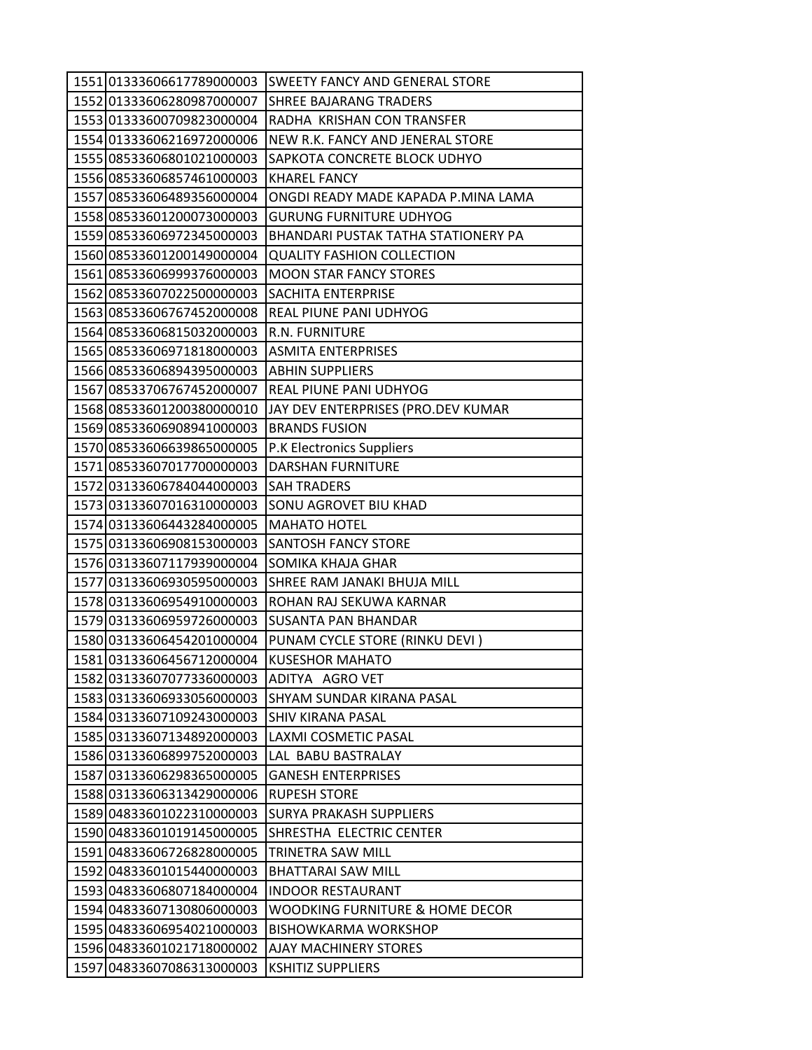| | | |
|---|---|---|
| 1551 | 01333606617789000003 | SWEETY FANCY AND GENERAL STORE |
| 1552 | 01333606280987000007 | SHREE BAJARANG TRADERS |
| 1553 | 01333600709823000004 | RADHA  KRISHAN CON TRANSFER |
| 1554 | 01333606216972000006 | NEW R.K. FANCY AND JENERAL STORE |
| 1555 | 08533606801021000003 | SAPKOTA CONCRETE BLOCK UDHYO |
| 1556 | 08533606857461000003 | KHAREL FANCY |
| 1557 | 08533606489356000004 | ONGDI READY MADE KAPADA P.MINA LAMA |
| 1558 | 08533601200073000003 | GURUNG FURNITURE UDHYOG |
| 1559 | 08533606972345000003 | BHANDARI PUSTAK TATHA STATIONERY PA |
| 1560 | 08533601200149000004 | QUALITY FASHION COLLECTION |
| 1561 | 08533606999376000003 | MOON STAR FANCY STORES |
| 1562 | 08533607022500000003 | SACHITA ENTERPRISE |
| 1563 | 08533606767452000008 | REAL PIUNE PANI UDHYOG |
| 1564 | 08533606815032000003 | R.N. FURNITURE |
| 1565 | 08533606971818000003 | ASMITA ENTERPRISES |
| 1566 | 08533606894395000003 | ABHIN SUPPLIERS |
| 1567 | 08533706767452000007 | REAL PIUNE PANI UDHYOG |
| 1568 | 08533601200380000010 | JAY DEV ENTERPRISES (PRO.DEV KUMAR |
| 1569 | 08533606908941000003 | BRANDS FUSION |
| 1570 | 08533606639865000005 | P.K Electronics Suppliers |
| 1571 | 08533607017700000003 | DARSHAN FURNITURE |
| 1572 | 03133606784044000003 | SAH TRADERS |
| 1573 | 03133607016310000003 | SONU AGROVET BIU KHAD |
| 1574 | 03133606443284000005 | MAHATO HOTEL |
| 1575 | 03133606908153000003 | SANTOSH FANCY STORE |
| 1576 | 03133607117939000004 | SOMIKA KHAJA GHAR |
| 1577 | 03133606930595000003 | SHREE RAM JANAKI BHUJA MILL |
| 1578 | 03133606954910000003 | ROHAN RAJ SEKUWA KARNAR |
| 1579 | 03133606959726000003 | SUSANTA PAN BHANDAR |
| 1580 | 03133606454201000004 | PUNAM CYCLE STORE (RINKU DEVI ) |
| 1581 | 03133606456712000004 | KUSESHOR MAHATO |
| 1582 | 03133607077336000003 | ADITYA   AGRO VET |
| 1583 | 03133606933056000003 | SHYAM SUNDAR KIRANA PASAL |
| 1584 | 03133607109243000003 | SHIV KIRANA PASAL |
| 1585 | 03133607134892000003 | LAXMI COSMETIC PASAL |
| 1586 | 03133606899752000003 | LAL  BABU BASTRALAY |
| 1587 | 03133606298365000005 | GANESH ENTERPRISES |
| 1588 | 03133606313429000006 | RUPESH STORE |
| 1589 | 04833601022310000003 | SURYA PRAKASH SUPPLIERS |
| 1590 | 04833601019145000005 | SHRESTHA  ELECTRIC CENTER |
| 1591 | 04833606726828000005 | TRINETRA SAW MILL |
| 1592 | 04833601015440000003 | BHATTARAI SAW MILL |
| 1593 | 04833606807184000004 | INDOOR RESTAURANT |
| 1594 | 04833607130806000003 | WOODKING FURNITURE & HOME DECOR |
| 1595 | 04833606954021000003 | BISHOWKARMA WORKSHOP |
| 1596 | 04833601021718000002 | AJAY MACHINERY STORES |
| 1597 | 04833607086313000003 | KSHITIZ SUPPLIERS |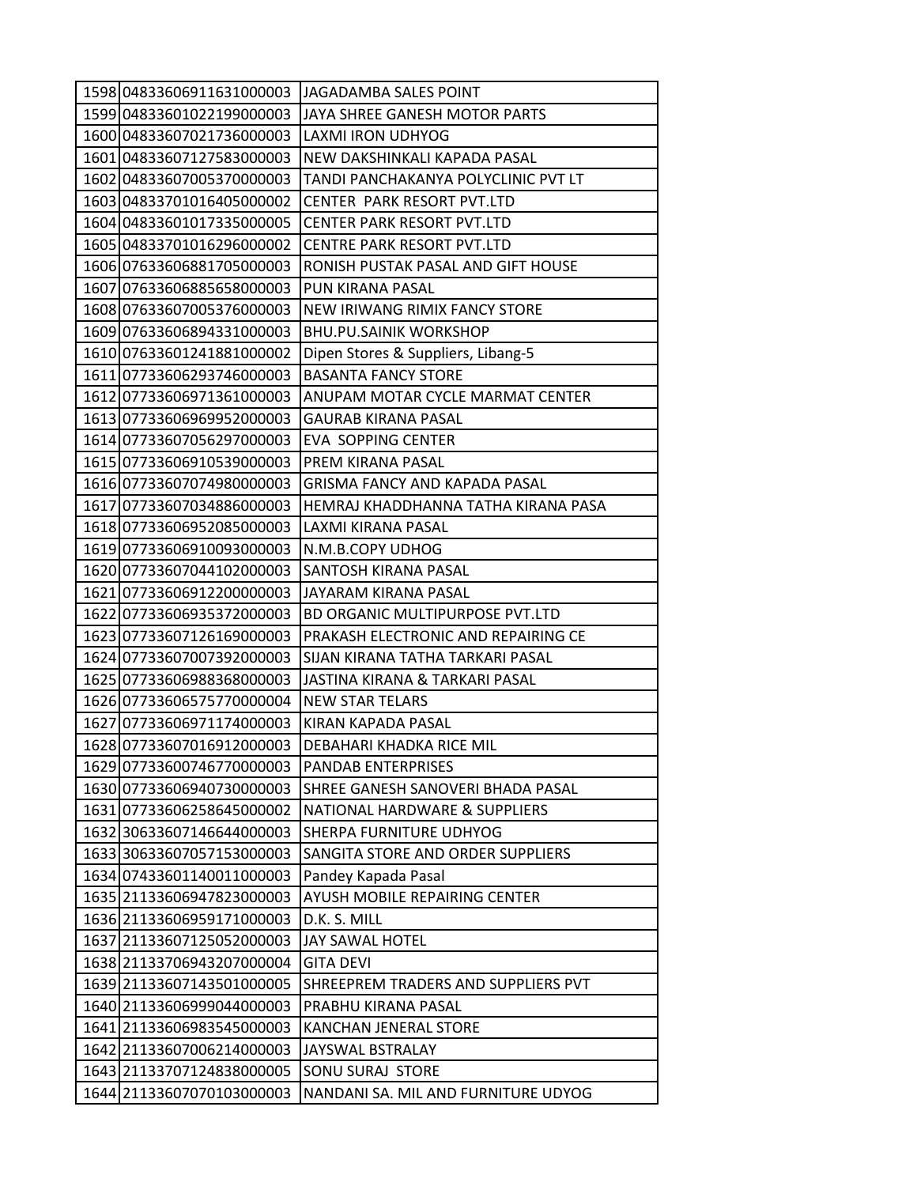| | | |
|---|---|---|
| 1598 | 04833606911631000003 | JAGADAMBA SALES POINT |
| 1599 | 04833601022199000003 | JAYA SHREE GANESH MOTOR PARTS |
| 1600 | 04833607021736000003 | LAXMI IRON UDHYOG |
| 1601 | 04833607127583000003 | NEW DAKSHINKALI KAPADA PASAL |
| 1602 | 04833607005370000003 | TANDI PANCHAKANYA POLYCLINIC PVT LT |
| 1603 | 04833701016405000002 | CENTER  PARK RESORT PVT.LTD |
| 1604 | 04833601017335000005 | CENTER PARK RESORT PVT.LTD |
| 1605 | 04833701016296000002 | CENTRE PARK RESORT PVT.LTD |
| 1606 | 07633606881705000003 | RONISH PUSTAK PASAL AND GIFT HOUSE |
| 1607 | 07633606885658000003 | PUN KIRANA PASAL |
| 1608 | 07633607005376000003 | NEW IRIWANG RIMIX FANCY STORE |
| 1609 | 07633606894331000003 | BHU.PU.SAINIK WORKSHOP |
| 1610 | 07633601241881000002 | Dipen Stores & Suppliers, Libang-5 |
| 1611 | 07733606293746000003 | BASANTA FANCY STORE |
| 1612 | 07733606971361000003 | ANUPAM MOTAR CYCLE MARMAT CENTER |
| 1613 | 07733606969952000003 | GAURAB KIRANA PASAL |
| 1614 | 07733607056297000003 | EVA  SOPPING CENTER |
| 1615 | 07733606910539000003 | PREM KIRANA PASAL |
| 1616 | 07733607074980000003 | GRISMA FANCY AND KAPADA PASAL |
| 1617 | 07733607034886000003 | HEMRAJ KHADDHANNA TATHA KIRANA PASA |
| 1618 | 07733606952085000003 | LAXMI KIRANA PASAL |
| 1619 | 07733606910093000003 | N.M.B.COPY UDHOG |
| 1620 | 07733607044102000003 | SANTOSH KIRANA PASAL |
| 1621 | 07733606912200000003 | JAYARAM KIRANA PASAL |
| 1622 | 07733606935372000003 | BD ORGANIC MULTIPURPOSE PVT.LTD |
| 1623 | 07733607126169000003 | PRAKASH ELECTRONIC AND REPAIRING CE |
| 1624 | 07733607007392000003 | SIJAN KIRANA TATHA TARKARI PASAL |
| 1625 | 07733606988368000003 | JASTINA KIRANA & TARKARI PASAL |
| 1626 | 07733606575770000004 | NEW STAR TELARS |
| 1627 | 07733606971174000003 | KIRAN KAPADA PASAL |
| 1628 | 07733607016912000003 | DEBAHARI KHADKA RICE MIL |
| 1629 | 07733600746770000003 | PANDAB ENTERPRISES |
| 1630 | 07733606940730000003 | SHREE GANESH SANOVERI BHADA PASAL |
| 1631 | 07733606258645000002 | NATIONAL HARDWARE & SUPPLIERS |
| 1632 | 30633607146644000003 | SHERPA FURNITURE UDHYOG |
| 1633 | 30633607057153000003 | SANGITA STORE AND ORDER SUPPLIERS |
| 1634 | 07433601140011000003 | Pandey Kapada Pasal |
| 1635 | 21133606947823000003 | AYUSH MOBILE REPAIRING CENTER |
| 1636 | 21133606959171000003 | D.K. S. MILL |
| 1637 | 21133607125052000003 | JAY SAWAL HOTEL |
| 1638 | 21133706943207000004 | GITA DEVI |
| 1639 | 21133607143501000005 | SHREEPREM TRADERS AND SUPPLIERS PVT |
| 1640 | 21133606999044000003 | PRABHU KIRANA PASAL |
| 1641 | 21133606983545000003 | KANCHAN JENERAL STORE |
| 1642 | 21133607006214000003 | JAYSWAL BSTRALAY |
| 1643 | 21133707124838000005 | SONU SURAJ  STORE |
| 1644 | 21133607070103000003 | NANDANI SA. MIL AND FURNITURE UDYOG |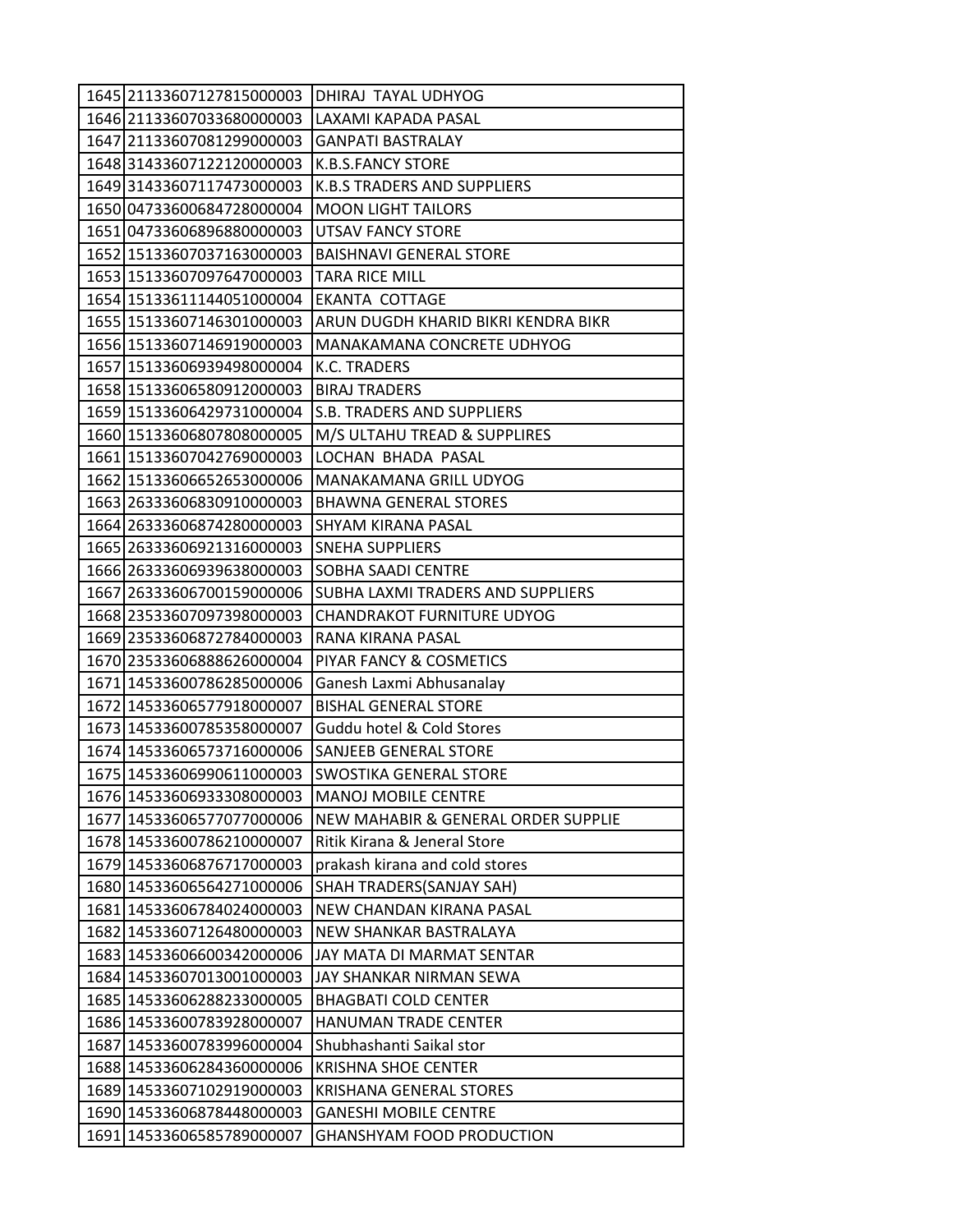| | | |
|---|---|---|
| 1645 | 21133607127815000003 | DHIRAJ TAYAL UDHYOG |
| 1646 | 21133607033680000003 | LAXAMI KAPADA PASAL |
| 1647 | 21133607081299000003 | GANPATI BASTRALAY |
| 1648 | 31433607122120000003 | K.B.S.FANCY STORE |
| 1649 | 31433607117473000003 | K.B.S TRADERS AND SUPPLIERS |
| 1650 | 04733600684728000004 | MOON LIGHT TAILORS |
| 1651 | 04733606896880000003 | UTSAV FANCY STORE |
| 1652 | 15133607037163000003 | BAISHNAVI GENERAL STORE |
| 1653 | 15133607097647000003 | TARA RICE MILL |
| 1654 | 15133611144051000004 | EKANTA COTTAGE |
| 1655 | 15133607146301000003 | ARUN DUGDH KHARID BIKRI KENDRA BIKR |
| 1656 | 15133607146919000003 | MANAKAMANA CONCRETE UDHYOG |
| 1657 | 15133606939498000004 | K.C. TRADERS |
| 1658 | 15133606580912000003 | BIRAJ TRADERS |
| 1659 | 15133606429731000004 | S.B. TRADERS AND SUPPLIERS |
| 1660 | 15133606807808000005 | M/S ULTAHU TREAD & SUPPLIRES |
| 1661 | 15133607042769000003 | LOCHAN BHADA PASAL |
| 1662 | 15133606652653000006 | MANAKAMANA GRILL UDYOG |
| 1663 | 26333606830910000003 | BHAWNA GENERAL STORES |
| 1664 | 26333606874280000003 | SHYAM KIRANA PASAL |
| 1665 | 26333606921316000003 | SNEHA SUPPLIERS |
| 1666 | 26333606939638000003 | SOBHA SAADI CENTRE |
| 1667 | 26333606700159000006 | SUBHA LAXMI TRADERS AND SUPPLIERS |
| 1668 | 23533607097398000003 | CHANDRAKOT FURNITURE UDYOG |
| 1669 | 23533606872784000003 | RANA KIRANA PASAL |
| 1670 | 23533606888626000004 | PIYAR FANCY & COSMETICS |
| 1671 | 14533600786285000006 | Ganesh Laxmi Abhusanalay |
| 1672 | 14533606577918000007 | BISHAL GENERAL STORE |
| 1673 | 14533600785358000007 | Guddu hotel & Cold Stores |
| 1674 | 14533606573716000006 | SANJEEB GENERAL STORE |
| 1675 | 14533606990611000003 | SWOSTIKA GENERAL STORE |
| 1676 | 14533606933308000003 | MANOJ MOBILE CENTRE |
| 1677 | 14533606577077000006 | NEW MAHABIR & GENERAL ORDER SUPPLIE |
| 1678 | 14533600786210000007 | Ritik Kirana & Jeneral Store |
| 1679 | 14533606876717000003 | prakash kirana and cold stores |
| 1680 | 14533606564271000006 | SHAH TRADERS(SANJAY SAH) |
| 1681 | 14533606784024000003 | NEW CHANDAN KIRANA PASAL |
| 1682 | 14533607126480000003 | NEW SHANKAR BASTRALAYA |
| 1683 | 14533606600342000006 | JAY MATA DI MARMAT SENTAR |
| 1684 | 14533607013001000003 | JAY SHANKAR NIRMAN SEWA |
| 1685 | 14533606288233000005 | BHAGBATI COLD CENTER |
| 1686 | 14533600783928000007 | HANUMAN TRADE CENTER |
| 1687 | 14533600783996000004 | Shubhashanti Saikal stor |
| 1688 | 14533606284360000006 | KRISHNA SHOE CENTER |
| 1689 | 14533607102919000003 | KRISHANA GENERAL STORES |
| 1690 | 14533606878448000003 | GANESHI MOBILE CENTRE |
| 1691 | 14533606585789000007 | GHANSHYAM FOOD PRODUCTION |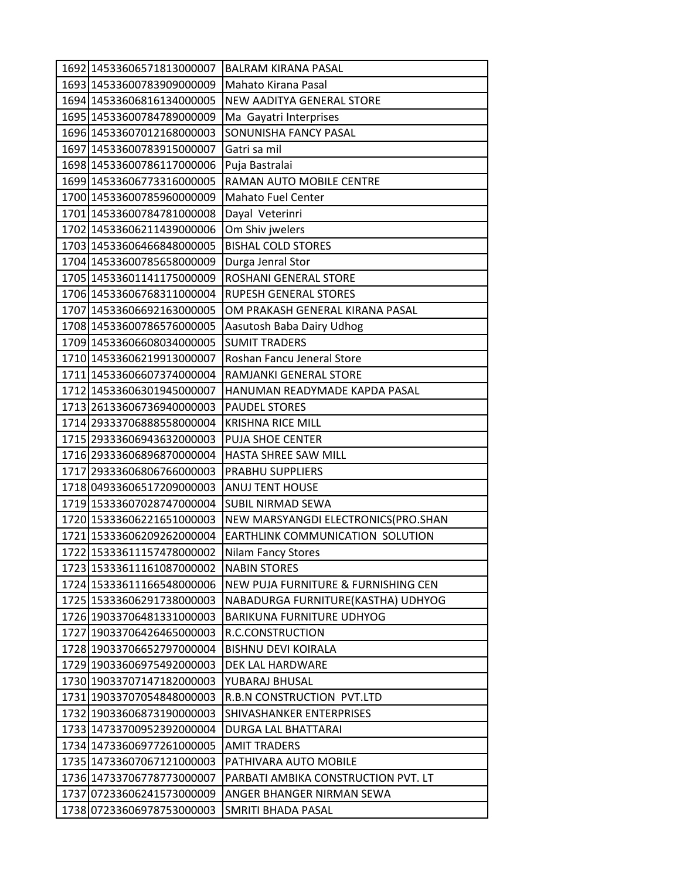| | | |
|---|---|---|
| 1692 | 14533606571813000007 | BALRAM KIRANA PASAL |
| 1693 | 14533600783909000009 | Mahato Kirana Pasal |
| 1694 | 14533606816134000005 | NEW AADITYA GENERAL STORE |
| 1695 | 14533600784789000009 | Ma Gayatri Interprises |
| 1696 | 14533607012168000003 | SONUNISHA FANCY PASAL |
| 1697 | 14533600783915000007 | Gatri sa mil |
| 1698 | 14533600786117000006 | Puja Bastralai |
| 1699 | 14533606773316000005 | RAMAN AUTO MOBILE CENTRE |
| 1700 | 14533600785960000009 | Mahato Fuel Center |
| 1701 | 14533600784781000008 | Dayal Veterinri |
| 1702 | 14533606211439000006 | Om Shiv jwelers |
| 1703 | 14533606466848000005 | BISHAL COLD STORES |
| 1704 | 14533600785658000009 | Durga Jenral Stor |
| 1705 | 14533601141175000009 | ROSHANI GENERAL STORE |
| 1706 | 14533606768311000004 | RUPESH GENERAL STORES |
| 1707 | 14533606692163000005 | OM PRAKASH GENERAL KIRANA PASAL |
| 1708 | 14533600786576000005 | Aasutosh Baba Dairy Udhog |
| 1709 | 14533606608034000005 | SUMIT TRADERS |
| 1710 | 14533606219913000007 | Roshan Fancu Jeneral Store |
| 1711 | 14533606607374000004 | RAMJANKI GENERAL STORE |
| 1712 | 14533606301945000007 | HANUMAN READYMADE KAPDA PASAL |
| 1713 | 26133606736940000003 | PAUDEL STORES |
| 1714 | 29333706888558000004 | KRISHNA RICE MILL |
| 1715 | 29333606943632000003 | PUJA SHOE CENTER |
| 1716 | 29333606896870000004 | HASTA SHREE SAW MILL |
| 1717 | 29333606806766000003 | PRABHU SUPPLIERS |
| 1718 | 04933606517209000003 | ANUJ TENT HOUSE |
| 1719 | 15333607028747000004 | SUBIL NIRMAD SEWA |
| 1720 | 15333606221651000003 | NEW MARSYANGDI ELECTRONICS(PRO.SHAN |
| 1721 | 15333606209262000004 | EARTHLINK COMMUNICATION SOLUTION |
| 1722 | 15333611157478000002 | Nilam Fancy Stores |
| 1723 | 15333611161087000002 | NABIN STORES |
| 1724 | 15333611166548000006 | NEW PUJA FURNITURE & FURNISHING CEN |
| 1725 | 15333606291738000003 | NABADURGA FURNITURE(KASTHA) UDHYOG |
| 1726 | 19033706481331000003 | BARIKUNA FURNITURE UDHYOG |
| 1727 | 19033706426465000003 | R.C.CONSTRUCTION |
| 1728 | 19033706652797000004 | BISHNU DEVI KOIRALA |
| 1729 | 19033606975492000003 | DEK LAL HARDWARE |
| 1730 | 19033707147182000003 | YUBARAJ BHUSAL |
| 1731 | 19033707054848000003 | R.B.N CONSTRUCTION PVT.LTD |
| 1732 | 19033606873190000003 | SHIVASHANKER ENTERPRISES |
| 1733 | 14733700952392000004 | DURGA LAL BHATTARAI |
| 1734 | 14733606977261000005 | AMIT TRADERS |
| 1735 | 14733607067121000003 | PATHIVARA AUTO MOBILE |
| 1736 | 14733706778773000007 | PARBATI AMBIKA CONSTRUCTION PVT. LT |
| 1737 | 07233606241573000009 | ANGER BHANGER NIRMAN SEWA |
| 1738 | 07233606978753000003 | SMRITI BHADA PASAL |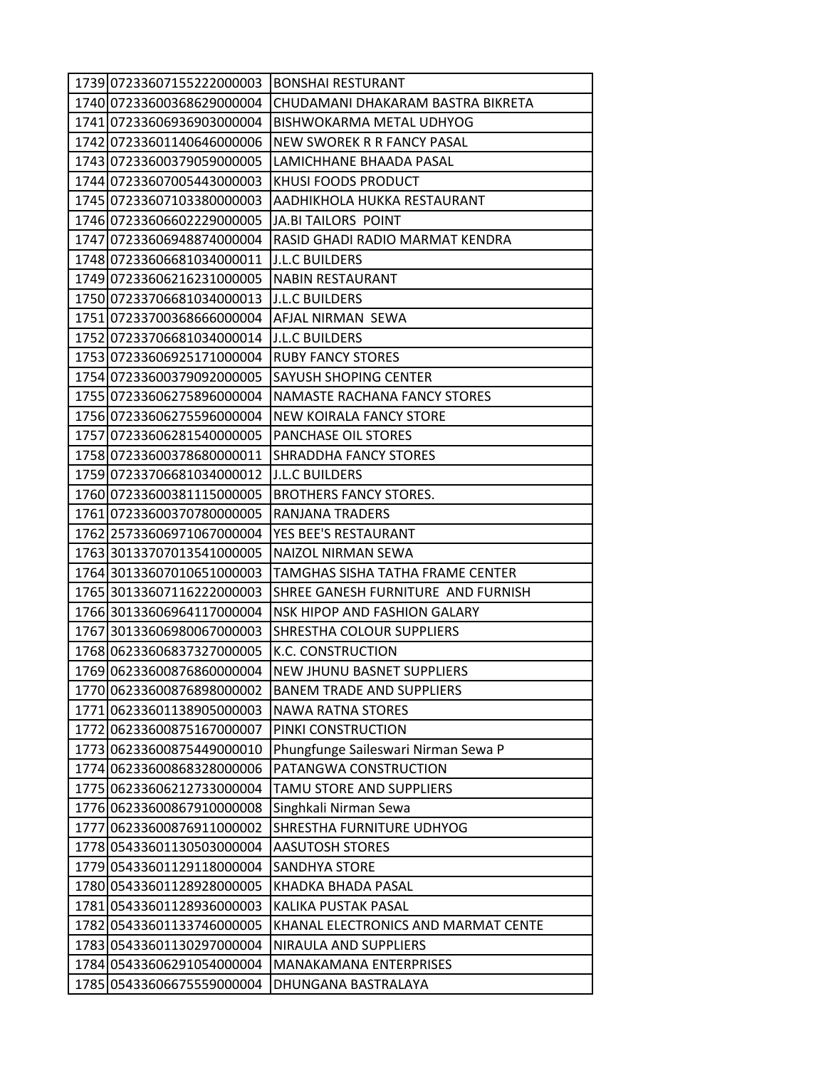| | | |
|---|---|---|
| 1739 | 07233607155222000003 | BONSHAI RESTURANT |
| 1740 | 07233600368629000004 | CHUDAMANI DHAKARAM BASTRA BIKRETA |
| 1741 | 07233606936903000004 | BISHWOKARMA METAL UDHYOG |
| 1742 | 07233601140646000006 | NEW SWOREK R R FANCY PASAL |
| 1743 | 07233600379059000005 | LAMICHHANE BHAADA PASAL |
| 1744 | 07233607005443000003 | KHUSI FOODS PRODUCT |
| 1745 | 07233607103380000003 | AADHIKHOLA HUKKA RESTAURANT |
| 1746 | 07233606602229000005 | JA.BI TAILORS POINT |
| 1747 | 07233606948874000004 | RASID GHADI RADIO MARMAT KENDRA |
| 1748 | 07233606681034000011 | J.L.C BUILDERS |
| 1749 | 07233606216231000005 | NABIN RESTAURANT |
| 1750 | 07233706681034000013 | J.L.C BUILDERS |
| 1751 | 07233700368666000004 | AFJAL NIRMAN SEWA |
| 1752 | 07233706681034000014 | J.L.C BUILDERS |
| 1753 | 07233606925171000004 | RUBY FANCY STORES |
| 1754 | 07233600379092000005 | SAYUSH SHOPING CENTER |
| 1755 | 07233606275896000004 | NAMASTE RACHANA FANCY STORES |
| 1756 | 07233606275596000004 | NEW KOIRALA FANCY STORE |
| 1757 | 07233606281540000005 | PANCHASE OIL STORES |
| 1758 | 07233600378680000011 | SHRADDHA FANCY STORES |
| 1759 | 07233706681034000012 | J.L.C BUILDERS |
| 1760 | 07233600381115000005 | BROTHERS FANCY STORES. |
| 1761 | 07233600370780000005 | RANJANA TRADERS |
| 1762 | 25733606971067000004 | YES BEE'S RESTAURANT |
| 1763 | 30133707013541000005 | NAIZOL NIRMAN SEWA |
| 1764 | 30133607010651000003 | TAMGHAS SISHA TATHA FRAME CENTER |
| 1765 | 30133607116222000003 | SHREE GANESH FURNITURE AND FURNISH |
| 1766 | 30133606964117000004 | NSK HIPOP AND FASHION GALARY |
| 1767 | 30133606980067000003 | SHRESTHA COLOUR SUPPLIERS |
| 1768 | 06233606837327000005 | K.C. CONSTRUCTION |
| 1769 | 06233600876860000004 | NEW JHUNU BASNET SUPPLIERS |
| 1770 | 06233600876898000002 | BANEM TRADE AND SUPPLIERS |
| 1771 | 06233601138905000003 | NAWA RATNA STORES |
| 1772 | 06233600875167000007 | PINKI CONSTRUCTION |
| 1773 | 06233600875449000010 | Phungfunge Saileswari Nirman Sewa P |
| 1774 | 06233600868328000006 | PATANGWA CONSTRUCTION |
| 1775 | 06233606212733000004 | TAMU STORE AND SUPPLIERS |
| 1776 | 06233600867910000008 | Singhkali Nirman Sewa |
| 1777 | 06233600876911000002 | SHRESTHA FURNITURE UDHYOG |
| 1778 | 05433601130503000004 | AASUTOSH STORES |
| 1779 | 05433601129118000004 | SANDHYA STORE |
| 1780 | 05433601128928000005 | KHADKA BHADA PASAL |
| 1781 | 05433601128936000003 | KALIKA PUSTAK PASAL |
| 1782 | 05433601133746000005 | KHANAL ELECTRONICS AND MARMAT CENTE |
| 1783 | 05433601130297000004 | NIRAULA AND SUPPLIERS |
| 1784 | 05433606291054000004 | MANAKAMANA ENTERPRISES |
| 1785 | 05433606675559000004 | DHUNGANA BASTRALAYA |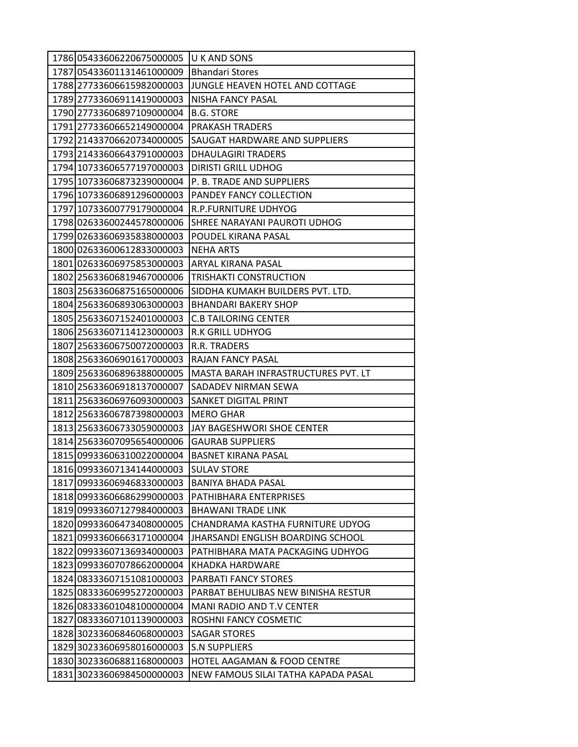| | | |
|---|---|---|
| 1786 | 05433606220675000005 | U K AND SONS |
| 1787 | 05433601131461000009 | Bhandari Stores |
| 1788 | 27733606615982000003 | JUNGLE HEAVEN HOTEL AND COTTAGE |
| 1789 | 27733606911419000003 | NISHA FANCY PASAL |
| 1790 | 27733606897109000004 | B.G. STORE |
| 1791 | 27733606652149000004 | PRAKASH TRADERS |
| 1792 | 21433706620734000005 | SAUGAT HARDWARE AND SUPPLIERS |
| 1793 | 21433606643791000003 | DHAULAGIRI TRADERS |
| 1794 | 10733606577197000003 | DIRISTI GRILL UDHOG |
| 1795 | 10733606873239000004 | P. B. TRADE AND SUPPLIERS |
| 1796 | 10733606891296000003 | PANDEY FANCY COLLECTION |
| 1797 | 10733600779179000004 | R.P.FURNITURE UDHYOG |
| 1798 | 02633600244578000006 | SHREE NARAYANI PAUROTI UDHOG |
| 1799 | 02633606935838000003 | POUDEL KIRANA PASAL |
| 1800 | 02633600612833000003 | NEHA ARTS |
| 1801 | 02633606975853000003 | ARYAL KIRANA PASAL |
| 1802 | 25633606819467000006 | TRISHAKTI CONSTRUCTION |
| 1803 | 25633606875165000006 | SIDDHA KUMAKH BUILDERS PVT. LTD. |
| 1804 | 25633606893063000003 | BHANDARI BAKERY SHOP |
| 1805 | 25633607152401000003 | C.B TAILORING CENTER |
| 1806 | 25633607114123000003 | R.K GRILL UDHYOG |
| 1807 | 25633606750072000003 | R.R. TRADERS |
| 1808 | 25633606901617000003 | RAJAN FANCY PASAL |
| 1809 | 25633606896388000005 | MASTA BARAH INFRASTRUCTURES PVT. LT |
| 1810 | 25633606918137000007 | SADADEV NIRMAN SEWA |
| 1811 | 25633606976093000003 | SANKET DIGITAL PRINT |
| 1812 | 25633606787398000003 | MERO GHAR |
| 1813 | 25633606733059000003 | JAY BAGESHWORI SHOE CENTER |
| 1814 | 25633607095654000006 | GAURAB SUPPLIERS |
| 1815 | 09933606310022000004 | BASNET KIRANA PASAL |
| 1816 | 09933607134144000003 | SULAV STORE |
| 1817 | 09933606946833000003 | BANIYA BHADA PASAL |
| 1818 | 09933606686299000003 | PATHIBHARA ENTERPRISES |
| 1819 | 09933607127984000003 | BHAWANI TRADE LINK |
| 1820 | 09933606473408000005 | CHANDRAMA KASTHA FURNITURE UDYOG |
| 1821 | 09933606663171000004 | JHARSANDI ENGLISH BOARDING SCHOOL |
| 1822 | 09933607136934000003 | PATHIBHARA MATA PACKAGING UDHYOG |
| 1823 | 09933607078662000004 | KHADKA HARDWARE |
| 1824 | 08333607151081000003 | PARBATI FANCY STORES |
| 1825 | 08333606995272000003 | PARBAT BEHULIBAS NEW BINISHA RESTUR |
| 1826 | 08333601048100000004 | MANI RADIO AND T.V CENTER |
| 1827 | 08333607101139000003 | ROSHNI FANCY COSMETIC |
| 1828 | 30233606846068000003 | SAGAR STORES |
| 1829 | 30233606958016000003 | S.N SUPPLIERS |
| 1830 | 30233606881168000003 | HOTEL AAGAMAN & FOOD CENTRE |
| 1831 | 30233606984500000003 | NEW FAMOUS SILAI TATHA KAPADA PASAL |